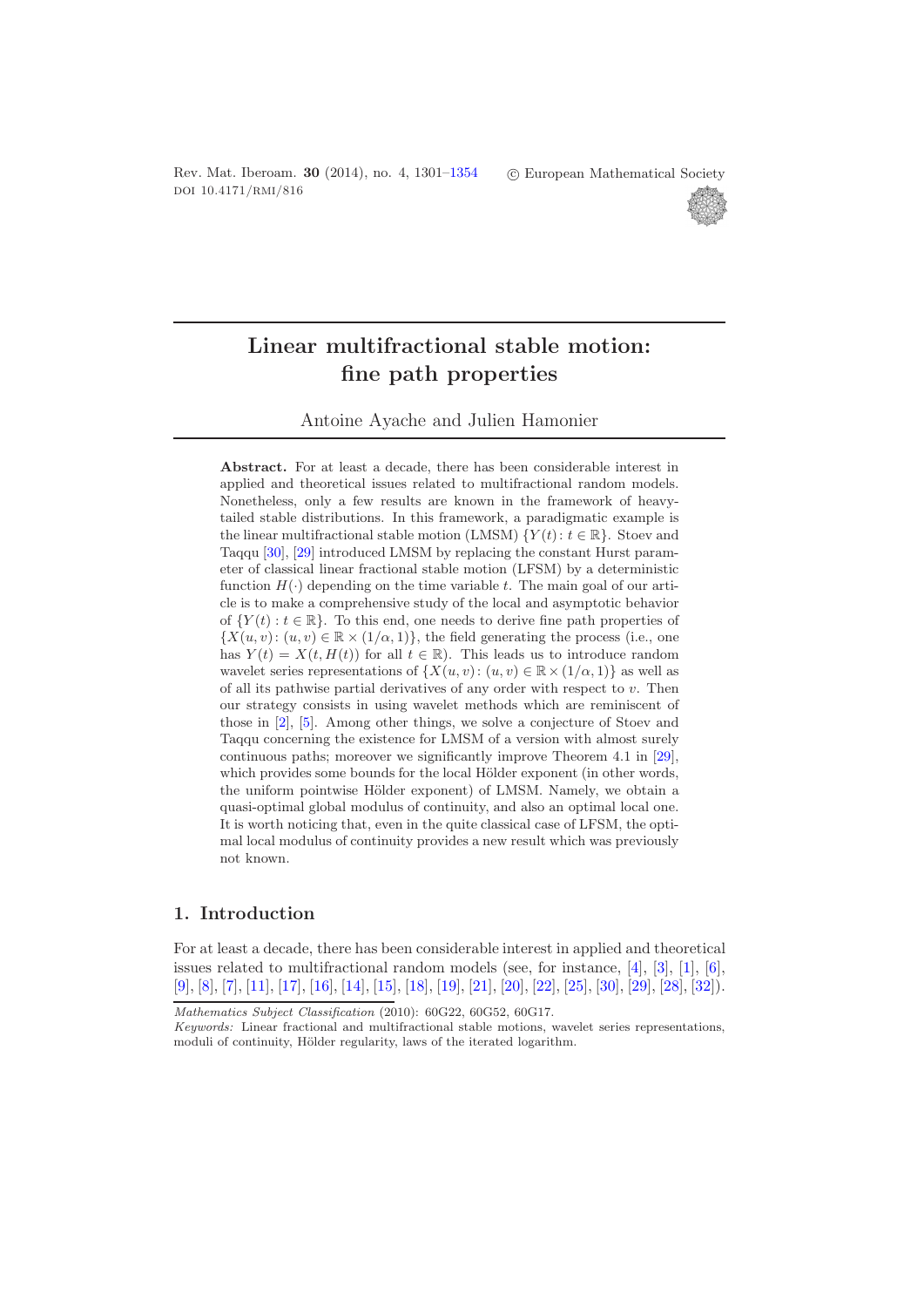# Linear multifractional stable motion: fine path properties

Antoine Ayache and Julien Hamonier

**Abstract.** For at least a decade, there has been considerable interest in applied and theoretical issues related to multifractional random models. Nonetheless, only a few results are known in the framework of heavy-tailed stable distributions. In this framework, a paradigmatic example is the linear multifractional stable motion (LMSM) $\{Y(t): t \in \mathbb{R}\}$. Stoev and Taqqu [30], [29] introduced LMSM by replacing the constant Hurst parameter of classical linear fractional stable motion (LFSM) by a deterministic function $H(\cdot)$ depending on the time variable $t$. The main goal of our article is to make a comprehensive study of the local and asymptotic behavior of $\{Y(t) : t \in \mathbb{R}\}$. To this end, one needs to derive fine path properties of $\{X(u, v): (u, v) \in \mathbb{R} \times (1/\alpha, 1)\}$, the field generating the process (i.e., one has $Y(t) = X(t, H(t))$ for all $t \in \mathbb{R}$). This leads us to introduce random wavelet series representations of $\{X(u, v): (u, v) \in \mathbb{R} \times (1/\alpha, 1)\}$ as well as of all its pathwise partial derivatives of any order with respect to $v$. Then our strategy consists in using wavelet methods which are reminiscent of those in [2], [5]. Among other things, we solve a conjecture of Stoev and Taqqu concerning the existence for LMSM of a version with almost surely continuous paths; moreover we significantly improve Theorem 4.1 in [29], which provides some bounds for the local Hölder exponent (in other words, the uniform pointwise Hölder exponent) of LMSM. Namely, we obtain a quasi-optimal global modulus of continuity, and also an optimal local one. It is worth noticing that, even in the quite classical case of LFSM, the optimal local modulus of continuity provides a new result which was previously not known.

## 1. Introduction

For at least a decade, there has been considerable interest in applied and theoretical issues related to multifractional random models (see, for instance, [4], [3], [1], [6], [9], [8], [7], [11], [17], [16], [14], [15], [18], [19], [21], [20], [22], [25], [30], [29], [28], [32]).

*Mathematics Subject Classification* (2010): 60G22, 60G52, 60G17.

*Keywords:* Linear fractional and multifractional stable motions, wavelet series representations, moduli of continuity, Hölder regularity, laws of the iterated logarithm.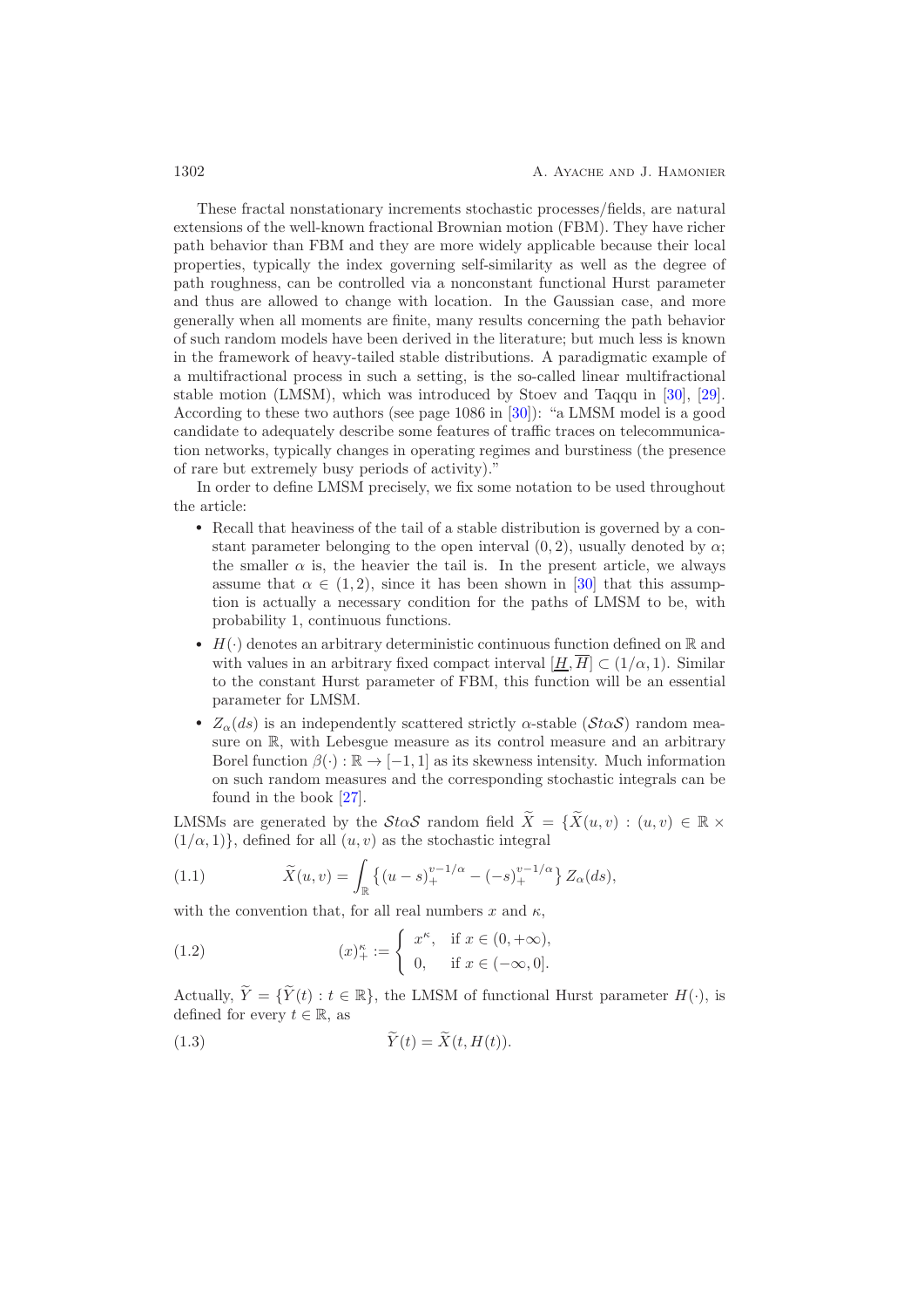These fractal nonstationary increments stochastic processes/fields, are natural extensions of the well-known fractional Brownian motion (FBM). They have richer path behavior than FBM and they are more widely applicable because their local properties, typically the index governing self-similarity as well as the degree of path roughness, can be controlled via a nonconstant functional Hurst parameter and thus are allowed to change with location. In the Gaussian case, and more generally when all moments are finite, many results concerning the path behavior of such random models have been derived in the literature; but much less is known in the framework of heavy-tailed stable distributions. A paradigmatic example of a multifractional process in such a setting, is the so-called linear multifractional stable motion (LMSM), which was introduced by Stoev and Taqqu in [30], [29]. According to these two authors (see page 1086 in [30]): "a LMSM model is a good candidate to adequately describe some features of traffic traces on telecommunication networks, typically changes in operating regimes and burstiness (the presence of rare but extremely busy periods of activity)."

In order to define LMSM precisely, we fix some notation to be used throughout the article:

- Recall that heaviness of the tail of a stable distribution is governed by a constant parameter belonging to the open interval $(0, 2)$, usually denoted by $\alpha$; the smaller $\alpha$ is, the heavier the tail is. In the present article, we always assume that $\alpha \in (1, 2)$, since it has been shown in [30] that this assumption is actually a necessary condition for the paths of LMSM to be, with probability 1, continuous functions.
- $H(\cdot)$ denotes an arbitrary deterministic continuous function defined on $\mathbb{R}$ and with values in an arbitrary fixed compact interval $[\underline{H}, \overline{H}] \subset (1/\alpha, 1)$. Similar to the constant Hurst parameter of FBM, this function will be an essential parameter for LMSM.
- $Z_\alpha(ds)$ is an independently scattered strictly $\alpha$-stable ($\mathcal{S}t\alpha\mathcal{S}$) random measure on $\mathbb{R}$, with Lebesgue measure as its control measure and an arbitrary Borel function $\beta(\cdot) : \mathbb{R} \to [-1, 1]$ as its skewness intensity. Much information on such random measures and the corresponding stochastic integrals can be found in the book [27].

LMSMs are generated by the $\mathcal{S}t\alpha\mathcal{S}$ random field $\widetilde{X} = \{\widetilde{X}(u, v) : (u, v) \in \mathbb{R} \times (1/\alpha, 1)\}$, defined for all $(u, v)$ as the stochastic integral

$$
\widetilde{X}(u, v) = \int_{\mathbb{R}} \left\{ (u - s)_+^{v - 1/\alpha} - (-s)_+^{v - 1/\alpha} \right\} Z_\alpha(ds), \tag{1.1}
$$

with the convention that, for all real numbers $x$ and $\kappa$,

$$
(x)_+^\kappa := \begin{cases} x^\kappa, & \text{if } x \in (0, +\infty), \\ 0, & \text{if } x \in (-\infty, 0]. \end{cases} \tag{1.2}
$$

Actually, $\widetilde{Y} = \{\widetilde{Y}(t) : t \in \mathbb{R}\}$, the LMSM of functional Hurst parameter $H(\cdot)$, is defined for every $t \in \mathbb{R}$, as

$$
\widetilde{Y}(t) = \widetilde{X}(t, H(t)). \tag{1.3}
$$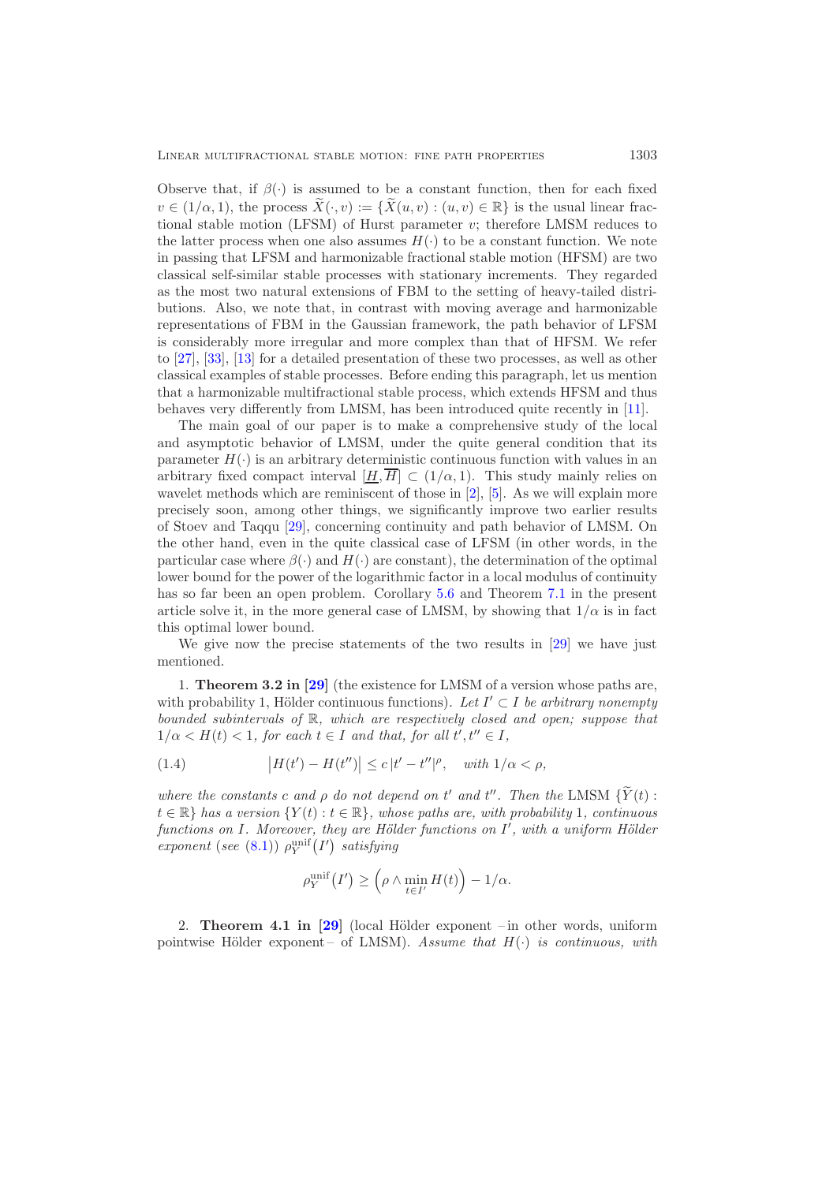Observe that, if $\beta(\cdot)$ is assumed to be a constant function, then for each fixed $v \in (1/\alpha, 1)$, the process $\widetilde{X}(\cdot, v) := \{\widetilde{X}(u, v) : (u, v) \in \mathbb{R}\}$ is the usual linear fractional stable motion (LFSM) of Hurst parameter $v$; therefore LMSM reduces to the latter process when one also assumes $H(\cdot)$ to be a constant function. We note in passing that LFSM and harmonizable fractional stable motion (HFSM) are two classical self-similar stable processes with stationary increments. They regarded as the most two natural extensions of FBM to the setting of heavy-tailed distributions. Also, we note that, in contrast with moving average and harmonizable representations of FBM in the Gaussian framework, the path behavior of LFSM is considerably more irregular and more complex than that of HFSM. We refer to [27], [33], [13] for a detailed presentation of these two processes, as well as other classical examples of stable processes. Before ending this paragraph, let us mention that a harmonizable multifractional stable process, which extends HFSM and thus behaves very differently from LMSM, has been introduced quite recently in [11].

The main goal of our paper is to make a comprehensive study of the local and asymptotic behavior of LMSM, under the quite general condition that its parameter $H(\cdot)$ is an arbitrary deterministic continuous function with values in an arbitrary fixed compact interval $[\underline{H}, \overline{H}] \subset (1/\alpha, 1)$. This study mainly relies on wavelet methods which are reminiscent of those in [2], [5]. As we will explain more precisely soon, among other things, we significantly improve two earlier results of Stoev and Taqqu [29], concerning continuity and path behavior of LMSM. On the other hand, even in the quite classical case of LFSM (in other words, in the particular case where $\beta(\cdot)$ and $H(\cdot)$ are constant), the determination of the optimal lower bound for the power of the logarithmic factor in a local modulus of continuity has so far been an open problem. Corollary 5.6 and Theorem 7.1 in the present article solve it, in the more general case of LMSM, by showing that $1/\alpha$ is in fact this optimal lower bound.

We give now the precise statements of the two results in [29] we have just mentioned.

1. **Theorem 3.2 in [29]** (the existence for LMSM of a version whose paths are, with probability 1, Hölder continuous functions). *Let $I' \subset I$ be arbitrary nonempty bounded subintervals of $\mathbb{R}$, which are respectively closed and open; suppose that $1/\alpha < H(t) < 1$, for each $t \in I$ and that, for all $t', t'' \in I$,*

$$\big|H(t') - H(t'')\big| \leq c\,|t' - t''|^{\rho}, \quad \text{with } 1/\alpha < \rho, \tag{1.4}$$

*where the constants $c$ and $\rho$ do not depend on $t'$ and $t''$. Then the* LMSM $\{\widetilde{Y}(t) : t \in \mathbb{R}\}$ *has a version $\{Y(t) : t \in \mathbb{R}\}$, whose paths are, with probability* 1, *continuous functions on $I$. Moreover, they are Hölder functions on $I'$, with a uniform Hölder exponent* (*see* (8.1)) $\rho_Y^{\mathrm{unif}}(I')$ *satisfying*

$$\rho_Y^{\mathrm{unif}}(I') \geq \Big(\rho \wedge \min_{t \in I'} H(t)\Big) - 1/\alpha.$$

2. **Theorem 4.1 in [29]** (local Hölder exponent – in other words, uniform pointwise Hölder exponent – of LMSM). *Assume that $H(\cdot)$ is continuous, with*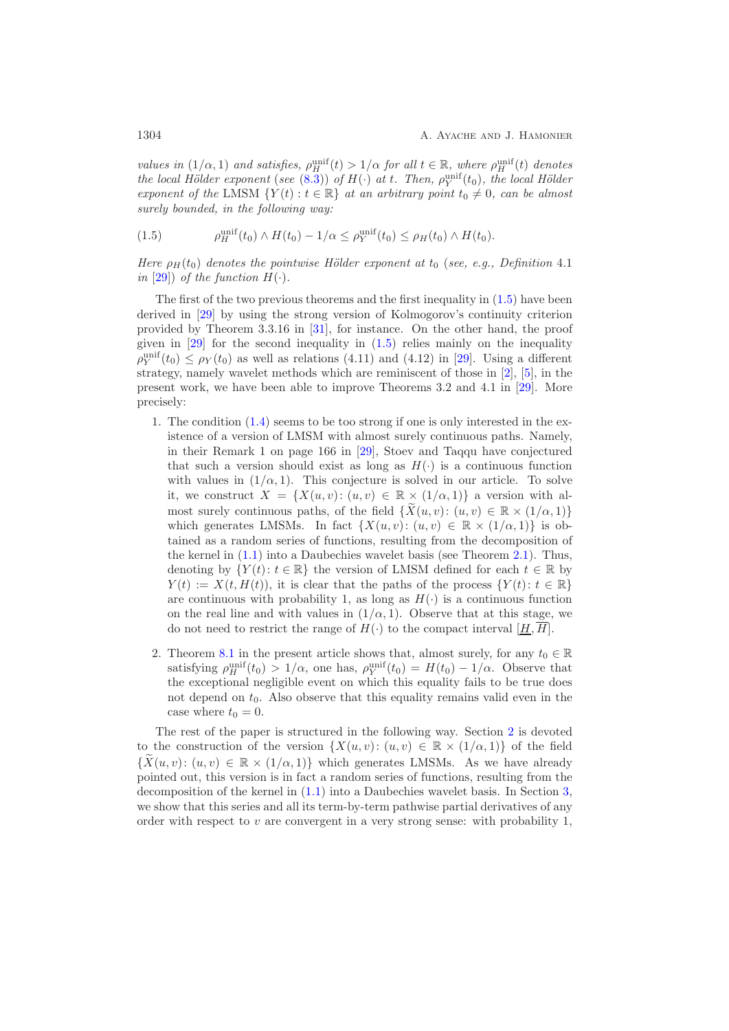*values in $(1/\alpha, 1)$ and satisfies, $\rho_H^{\mathrm{unif}}(t) > 1/\alpha$ for all $t \in \mathbb{R}$, where $\rho_H^{\mathrm{unif}}(t)$ denotes the local Hölder exponent (see (8.3)) of $H(\cdot)$ at $t$. Then, $\rho_Y^{\mathrm{unif}}(t_0)$, the local Hölder exponent of the* LMSM $\{Y(t) : t \in \mathbb{R}\}$ *at an arbitrary point $t_0 \neq 0$, can be almost surely bounded, in the following way:*

$$\rho_H^{\mathrm{unif}}(t_0) \wedge H(t_0) - 1/\alpha \leq \rho_Y^{\mathrm{unif}}(t_0) \leq \rho_H(t_0) \wedge H(t_0). \tag{1.5}$$

*Here $\rho_H(t_0)$ denotes the pointwise Hölder exponent at $t_0$ (see, e.g., Definition* 4.1 *in* [29]*) of the function $H(\cdot)$.*

The first of the two previous theorems and the first inequality in (1.5) have been derived in [29] by using the strong version of Kolmogorov's continuity criterion provided by Theorem 3.3.16 in [31], for instance. On the other hand, the proof given in [29] for the second inequality in (1.5) relies mainly on the inequality $\rho_Y^{\mathrm{unif}}(t_0) \leq \rho_Y(t_0)$ as well as relations (4.11) and (4.12) in [29]. Using a different strategy, namely wavelet methods which are reminiscent of those in [2], [5], in the present work, we have been able to improve Theorems 3.2 and 4.1 in [29]. More precisely:

1. The condition (1.4) seems to be too strong if one is only interested in the existence of a version of LMSM with almost surely continuous paths. Namely, in their Remark 1 on page 166 in [29], Stoev and Taqqu have conjectured that such a version should exist as long as $H(\cdot)$ is a continuous function with values in $(1/\alpha, 1)$. This conjecture is solved in our article. To solve it, we construct $X = \{X(u,v) : (u,v) \in \mathbb{R} \times (1/\alpha, 1)\}$ a version with almost surely continuous paths, of the field $\{\widetilde{X}(u,v) : (u,v) \in \mathbb{R} \times (1/\alpha, 1)\}$ which generates LMSMs. In fact $\{X(u,v) : (u,v) \in \mathbb{R} \times (1/\alpha, 1)\}$ is obtained as a random series of functions, resulting from the decomposition of the kernel in (1.1) into a Daubechies wavelet basis (see Theorem 2.1). Thus, denoting by $\{Y(t) : t \in \mathbb{R}\}$ the version of LMSM defined for each $t \in \mathbb{R}$ by $Y(t) := X(t, H(t))$, it is clear that the paths of the process $\{Y(t) : t \in \mathbb{R}\}$ are continuous with probability 1, as long as $H(\cdot)$ is a continuous function on the real line and with values in $(1/\alpha, 1)$. Observe that at this stage, we do not need to restrict the range of $H(\cdot)$ to the compact interval $[\underline{H}, \overline{H}]$.

2. Theorem 8.1 in the present article shows that, almost surely, for any $t_0 \in \mathbb{R}$ satisfying $\rho_H^{\mathrm{unif}}(t_0) > 1/\alpha$, one has, $\rho_Y^{\mathrm{unif}}(t_0) = H(t_0) - 1/\alpha$. Observe that the exceptional negligible event on which this equality fails to be true does not depend on $t_0$. Also observe that this equality remains valid even in the case where $t_0 = 0$.

The rest of the paper is structured in the following way. Section 2 is devoted to the construction of the version $\{X(u,v) : (u,v) \in \mathbb{R} \times (1/\alpha, 1)\}$ of the field $\{\widetilde{X}(u,v) : (u,v) \in \mathbb{R} \times (1/\alpha, 1)\}$ which generates LMSMs. As we have already pointed out, this version is in fact a random series of functions, resulting from the decomposition of the kernel in (1.1) into a Daubechies wavelet basis. In Section 3, we show that this series and all its term-by-term pathwise partial derivatives of any order with respect to $v$ are convergent in a very strong sense: with probability 1,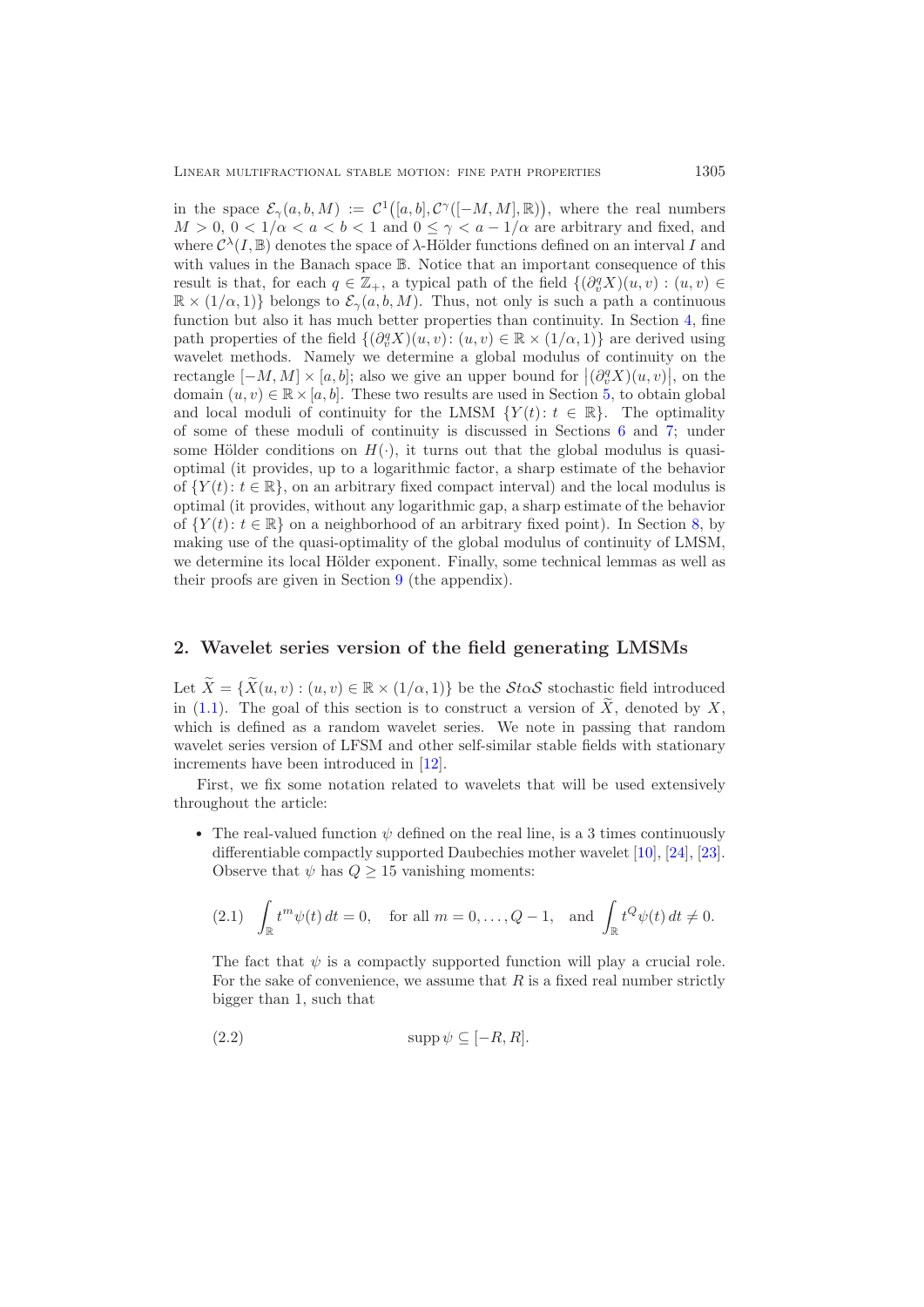in the space $\mathcal{E}_\gamma(a,b,M) := \mathcal{C}^1\big([a,b], \mathcal{C}^\gamma([-M,M],\mathbb{R})\big)$, where the real numbers $M > 0$, $0 < 1/\alpha < a < b < 1$ and $0 \le \gamma < a - 1/\alpha$ are arbitrary and fixed, and where $\mathcal{C}^\lambda(I,\mathbb{B})$ denotes the space of $\lambda$-Hölder functions defined on an interval $I$ and with values in the Banach space $\mathbb{B}$. Notice that an important consequence of this result is that, for each $q \in \mathbb{Z}_+$, a typical path of the field $\{(\partial_v^q X)(u,v) : (u,v) \in \mathbb{R} \times (1/\alpha, 1)\}$ belongs to $\mathcal{E}_\gamma(a,b,M)$. Thus, not only is such a path a continuous function but also it has much better properties than continuity. In Section 4, fine path properties of the field $\{(\partial_v^q X)(u,v) : (u,v) \in \mathbb{R} \times (1/\alpha, 1)\}$ are derived using wavelet methods. Namely we determine a global modulus of continuity on the rectangle $[-M,M] \times [a,b]$; also we give an upper bound for $\big|(\partial_v^q X)(u,v)\big|$, on the domain $(u,v) \in \mathbb{R} \times [a,b]$. These two results are used in Section 5, to obtain global and local moduli of continuity for the LMSM $\{Y(t) : t \in \mathbb{R}\}$. The optimality of some of these moduli of continuity is discussed in Sections 6 and 7; under some Hölder conditions on $H(\cdot)$, it turns out that the global modulus is quasi-optimal (it provides, up to a logarithmic factor, a sharp estimate of the behavior of $\{Y(t) : t \in \mathbb{R}\}$, on an arbitrary fixed compact interval) and the local modulus is optimal (it provides, without any logarithmic gap, a sharp estimate of the behavior of $\{Y(t) : t \in \mathbb{R}\}$ on a neighborhood of an arbitrary fixed point). In Section 8, by making use of the quasi-optimality of the global modulus of continuity of LMSM, we determine its local Hölder exponent. Finally, some technical lemmas as well as their proofs are given in Section 9 (the appendix).

## 2. Wavelet series version of the field generating LMSMs

Let $\widetilde{X} = \{\widetilde{X}(u,v) : (u,v) \in \mathbb{R} \times (1/\alpha, 1)\}$ be the $\mathcal{S}\alpha\mathcal{S}$ stochastic field introduced in (1.1). The goal of this section is to construct a version of $\widetilde{X}$, denoted by $X$, which is defined as a random wavelet series. We note in passing that random wavelet series version of LFSM and other self-similar stable fields with stationary increments have been introduced in [12].

First, we fix some notation related to wavelets that will be used extensively throughout the article:

- The real-valued function $\psi$ defined on the real line, is a 3 times continuously differentiable compactly supported Daubechies mother wavelet [10], [24], [23]. Observe that $\psi$ has $Q \ge 15$ vanishing moments:

$$\text{(2.1)} \quad \int_{\mathbb{R}} t^m \psi(t)\, dt = 0, \quad \text{for all } m = 0, \dots, Q-1, \quad \text{and} \quad \int_{\mathbb{R}} t^Q \psi(t)\, dt \neq 0.$$

  The fact that $\psi$ is a compactly supported function will play a crucial role. For the sake of convenience, we assume that $R$ is a fixed real number strictly bigger than 1, such that

$$\text{(2.2)} \qquad \operatorname{supp} \psi \subseteq [-R, R].$$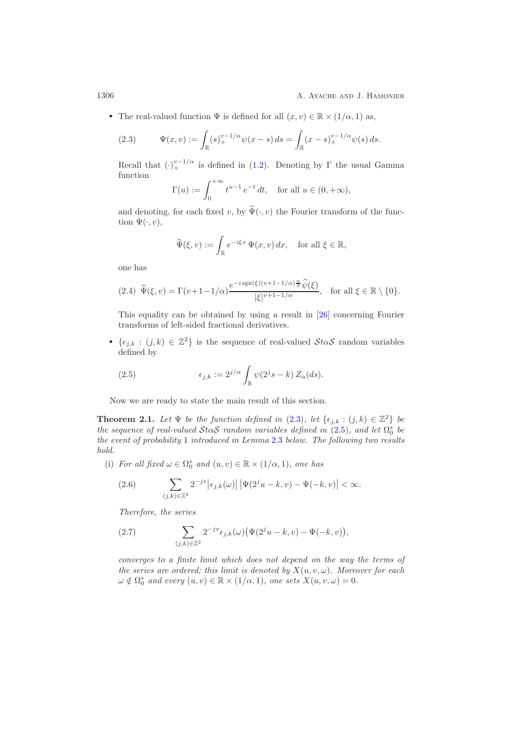- The real-valued function $\Psi$ is defined for all $(x,v)\in\mathbb{R}\times(1/\alpha,1)$ as,

$$\Psi(x,v):=\int_{\mathbb{R}}(s)_+^{v-1/\alpha}\psi(x-s)\,ds=\int_{\mathbb{R}}(x-s)_+^{v-1/\alpha}\psi(s)\,ds. \tag{2.3}$$

Recall that $(\cdot)_+^{v-1/\alpha}$ is defined in (1.2). Denoting by $\Gamma$ the usual Gamma function

$$\Gamma(u):=\int_0^{+\infty}t^{u-1}\,e^{-t}\,dt,\quad \text{for all } u\in(0,+\infty),$$

and denoting, for each fixed $v$, by $\widehat{\Psi}(\cdot,v)$ the Fourier transform of the function $\Psi(\cdot,v)$,

$$\widehat{\Psi}(\xi,v):=\int_{\mathbb{R}}e^{-i\xi x}\,\Psi(x,v)\,dx,\quad \text{for all } \xi\in\mathbb{R},$$

one has

$$\widehat{\Psi}(\xi,v)=\Gamma(v+1-1/\alpha)\frac{e^{-i\,\mathrm{sgn}(\xi)(v+1-1/\alpha)\frac{\pi}{2}}\widehat{\psi}(\xi)}{|\xi|^{v+1-1/\alpha}},\quad \text{for all } \xi\in\mathbb{R}\setminus\{0\}. \tag{2.4}$$

This equality can be obtained by using a result in [26] concerning Fourier transforms of left-sided fractional derivatives.

- $\{\epsilon_{j,k}:(j,k)\in\mathbb{Z}^2\}$ is the sequence of real-valued $\mathcal{S}t\alpha\mathcal{S}$ random variables defined by

$$\epsilon_{j,k}:=2^{j/\alpha}\int_{\mathbb{R}}\psi(2^js-k)\,Z_\alpha(ds). \tag{2.5}$$

Now we are ready to state the main result of this section.

**Theorem 2.1.** *Let $\Psi$ be the function defined in (2.3), let $\{\epsilon_{j,k}:(j,k)\in\mathbb{Z}^2\}$ be the sequence of real-valued $\mathcal{S}t\alpha\mathcal{S}$ random variables defined in (2.5), and let $\Omega_0^*$ be the event of probability 1 introduced in Lemma 2.3 below. The following two results hold.*

(i) *For all fixed $\omega\in\Omega_0^*$ and $(u,v)\in\mathbb{R}\times(1/\alpha,1)$, one has*

$$\sum_{(j,k)\in\mathbb{Z}^2}2^{-jv}\big|\epsilon_{j,k}(\omega)\big|\,\big|\Psi(2^ju-k,v)-\Psi(-k,v)\big|<\infty. \tag{2.6}$$

*Therefore, the series*

$$\sum_{(j,k)\in\mathbb{Z}^2}2^{-jv}\epsilon_{j,k}(\omega)\big(\Psi(2^ju-k,v)-\Psi(-k,v)\big), \tag{2.7}$$

*converges to a finite limit which does not depend on the way the terms of the series are ordered; this limit is denoted by $X(u,v,\omega)$. Moreover for each $\omega\notin\Omega_0^*$ and every $(u,v)\in\mathbb{R}\times(1/\alpha,1)$, one sets $X(u,v,\omega)=0$.*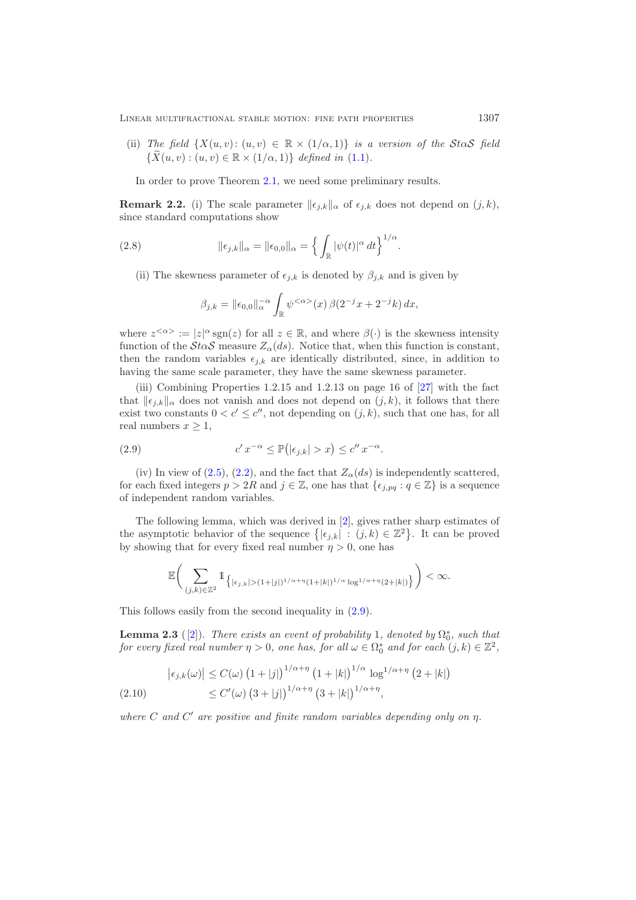(ii) *The field* $\{X(u,v)\colon (u,v) \in \mathbb{R} \times (1/\alpha, 1)\}$ *is a version of the* $\mathcal{S}t\alpha\mathcal{S}$ *field* $\{\widetilde{X}(u,v) : (u,v) \in \mathbb{R} \times (1/\alpha, 1)\}$ *defined in* (1.1).

In order to prove Theorem 2.1, we need some preliminary results.

**Remark 2.2.** (i) The scale parameter $\|\epsilon_{j,k}\|_\alpha$ of $\epsilon_{j,k}$ does not depend on $(j,k)$, since standard computations show

$$\|\epsilon_{j,k}\|_\alpha = \|\epsilon_{0,0}\|_\alpha = \Big\{ \int_{\mathbb{R}} |\psi(t)|^\alpha \, dt \Big\}^{1/\alpha}. \tag{2.8}$$

(ii) The skewness parameter of $\epsilon_{j,k}$ is denoted by $\beta_{j,k}$ and is given by

$$\beta_{j,k} = \|\epsilon_{0,0}\|_\alpha^{-\alpha} \int_{\mathbb{R}} \psi^{<\alpha>}(x)\, \beta(2^{-j}x + 2^{-j}k)\, dx,$$

where $z^{<\alpha>} := |z|^\alpha \operatorname{sgn}(z)$ for all $z \in \mathbb{R}$, and where $\beta(\cdot)$ is the skewness intensity function of the $\mathcal{S}t\alpha\mathcal{S}$ measure $Z_\alpha(ds)$. Notice that, when this function is constant, then the random variables $\epsilon_{j,k}$ are identically distributed, since, in addition to having the same scale parameter, they have the same skewness parameter.

(iii) Combining Properties 1.2.15 and 1.2.13 on page 16 of [27] with the fact that $\|\epsilon_{j,k}\|_\alpha$ does not vanish and does not depend on $(j,k)$, it follows that there exist two constants $0 < c' \le c''$, not depending on $(j,k)$, such that one has, for all real numbers $x \ge 1$,

$$c'\, x^{-\alpha} \le \mathbb{P}\big(|\epsilon_{j,k}| > x\big) \le c''\, x^{-\alpha}. \tag{2.9}$$

(iv) In view of (2.5), (2.2), and the fact that $Z_\alpha(ds)$ is independently scattered, for each fixed integers $p > 2R$ and $j \in \mathbb{Z}$, one has that $\{\epsilon_{j,pq} : q \in \mathbb{Z}\}$ is a sequence of independent random variables.

The following lemma, which was derived in [2], gives rather sharp estimates of the asymptotic behavior of the sequence $\big\{|\epsilon_{j,k}| : (j,k) \in \mathbb{Z}^2\big\}$. It can be proved by showing that for every fixed real number $\eta > 0$, one has

$$\mathbb{E}\bigg( \sum_{(j,k)\in\mathbb{Z}^2} \mathbb{1}_{\big\{|\epsilon_{j,k}| > (1+|j|)^{1/\alpha+\eta}(1+|k|)^{1/\alpha} \log^{1/\alpha+\eta}(2+|k|)\big\}} \bigg) < \infty.$$

This follows easily from the second inequality in (2.9).

**Lemma 2.3** ([2]). *There exists an event of probability* 1*, denoted by* $\Omega_0^*$*, such that for every fixed real number* $\eta > 0$*, one has, for all* $\omega \in \Omega_0^*$ *and for each* $(j,k) \in \mathbb{Z}^2$*,*

$$\begin{aligned} \big|\epsilon_{j,k}(\omega)\big| &\le C(\omega)\, \big(1+|j|\big)^{1/\alpha+\eta} \big(1+|k|\big)^{1/\alpha} \log^{1/\alpha+\eta}\big(2+|k|\big) \\ &\le C'(\omega)\, \big(3+|j|\big)^{1/\alpha+\eta} \big(3+|k|\big)^{1/\alpha+\eta}, \end{aligned} \tag{2.10}$$

*where* $C$ *and* $C'$ *are positive and finite random variables depending only on* $\eta$*.*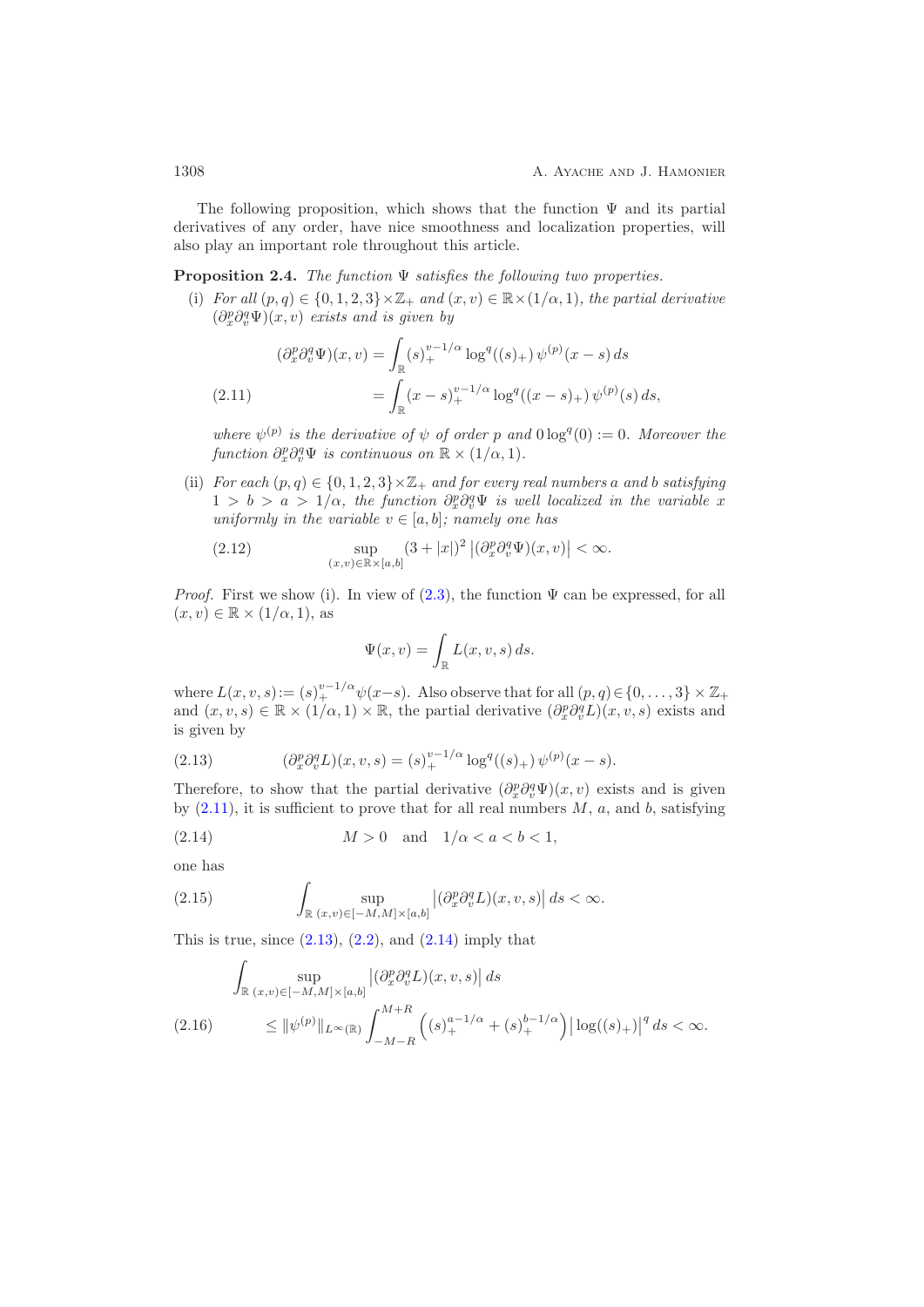The following proposition, which shows that the function $\Psi$ and its partial derivatives of any order, have nice smoothness and localization properties, will also play an important role throughout this article.

**Proposition 2.4.** *The function $\Psi$ satisfies the following two properties.*

(i) *For all $(p,q) \in \{0,1,2,3\} \times \mathbb{Z}_+$ and $(x,v) \in \mathbb{R} \times (1/\alpha, 1)$, the partial derivative $(\partial_x^p \partial_v^q \Psi)(x,v)$ exists and is given by*

$$
\begin{aligned}
(\partial_x^p \partial_v^q \Psi)(x,v) &= \int_{\mathbb{R}} (s)_+^{v-1/\alpha} \log^q((s)_+)\, \psi^{(p)}(x-s)\, ds \\
&= \int_{\mathbb{R}} (x-s)_+^{v-1/\alpha} \log^q((x-s)_+)\, \psi^{(p)}(s)\, ds, \qquad (2.11)
\end{aligned}
$$

*where $\psi^{(p)}$ is the derivative of $\psi$ of order $p$ and $0 \log^q(0) := 0$. Moreover the function $\partial_x^p \partial_v^q \Psi$ is continuous on $\mathbb{R} \times (1/\alpha, 1)$.*

(ii) *For each $(p,q) \in \{0,1,2,3\} \times \mathbb{Z}_+$ and for every real numbers $a$ and $b$ satisfying $1 > b > a > 1/\alpha$, the function $\partial_x^p \partial_v^q \Psi$ is well localized in the variable $x$ uniformly in the variable $v \in [a,b]$; namely one has*

$$
\sup_{(x,v) \in \mathbb{R} \times [a,b]} (3+|x|)^2 \left|(\partial_x^p \partial_v^q \Psi)(x,v)\right| < \infty. \qquad (2.12)
$$

*Proof.* First we show (i). In view of (2.3), the function $\Psi$ can be expressed, for all $(x,v) \in \mathbb{R} \times (1/\alpha, 1)$, as

$$
\Psi(x,v) = \int_{\mathbb{R}} L(x,v,s)\, ds.
$$

where $L(x,v,s) := (s)_+^{v-1/\alpha} \psi(x-s)$. Also observe that for all $(p,q) \in \{0,\dots,3\} \times \mathbb{Z}_+$ and $(x,v,s) \in \mathbb{R} \times (1/\alpha, 1) \times \mathbb{R}$, the partial derivative $(\partial_x^p \partial_v^q L)(x,v,s)$ exists and is given by

$$
(\partial_x^p \partial_v^q L)(x,v,s) = (s)_+^{v-1/\alpha} \log^q((s)_+)\, \psi^{(p)}(x-s). \qquad (2.13)
$$

Therefore, to show that the partial derivative $(\partial_x^p \partial_v^q \Psi)(x,v)$ exists and is given by (2.11), it is sufficient to prove that for all real numbers $M$, $a$, and $b$, satisfying

$$
M > 0 \quad \text{and} \quad 1/\alpha < a < b < 1, \qquad (2.14)
$$

one has

$$
\int_{\mathbb{R}} \sup_{(x,v) \in [-M,M] \times [a,b]} \left|(\partial_x^p \partial_v^q L)(x,v,s)\right| ds < \infty. \qquad (2.15)
$$

This is true, since (2.13), (2.2), and (2.14) imply that

$$
\begin{aligned}
&\int_{\mathbb{R}} \sup_{(x,v) \in [-M,M] \times [a,b]} \left|(\partial_x^p \partial_v^q L)(x,v,s)\right| ds \\
&\quad \le \|\psi^{(p)}\|_{L^\infty(\mathbb{R})} \int_{-M-R}^{M+R} \left((s)_+^{a-1/\alpha} + (s)_+^{b-1/\alpha}\right) \left|\log((s)_+)\right|^q ds < \infty. \qquad (2.16)
\end{aligned}
$$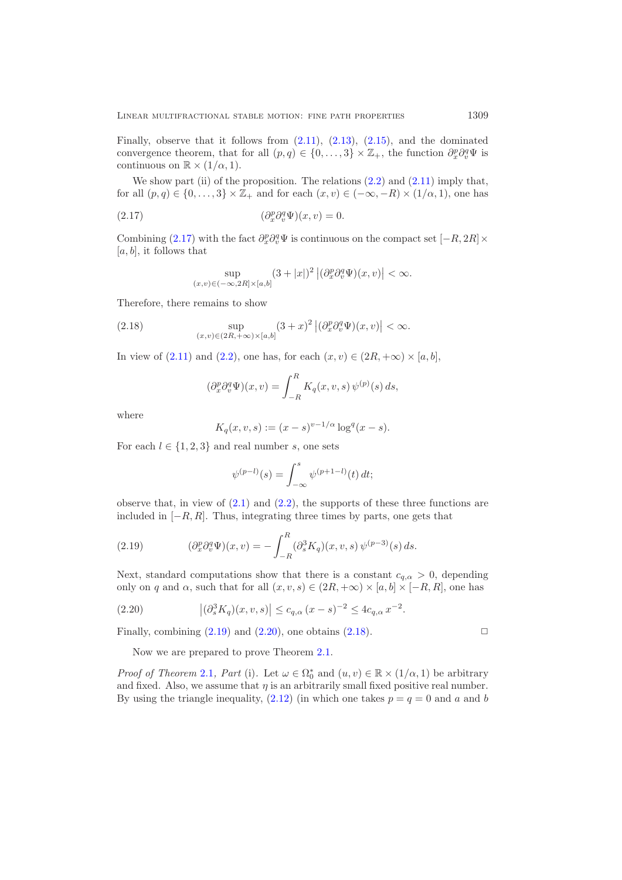Finally, observe that it follows from (2.11), (2.13), (2.15), and the dominated convergence theorem, that for all $(p,q) \in \{0,\dots,3\} \times \mathbb{Z}_+$, the function $\partial_x^p \partial_v^q \Psi$ is continuous on $\mathbb{R} \times (1/\alpha, 1)$.

We show part (ii) of the proposition. The relations (2.2) and (2.11) imply that, for all $(p,q) \in \{0,\dots,3\} \times \mathbb{Z}_+$ and for each $(x,v) \in (-\infty,-R) \times (1/\alpha,1)$, one has

$$
(\partial_x^p \partial_v^q \Psi)(x,v) = 0. \tag{2.17}
$$

Combining (2.17) with the fact $\partial_x^p \partial_v^q \Psi$ is continuous on the compact set $[-R, 2R] \times [a,b]$, it follows that

$$
\sup_{(x,v) \in (-\infty, 2R] \times [a,b]} (3+|x|)^2 \left|(\partial_x^p \partial_v^q \Psi)(x,v)\right| < \infty.
$$

Therefore, there remains to show

$$
\sup_{(x,v) \in (2R, +\infty) \times [a,b]} (3+x)^2 \left|(\partial_x^p \partial_v^q \Psi)(x,v)\right| < \infty. \tag{2.18}
$$

In view of (2.11) and (2.2), one has, for each $(x,v) \in (2R, +\infty) \times [a,b]$,

$$
(\partial_x^p \partial_v^q \Psi)(x,v) = \int_{-R}^{R} K_q(x,v,s)\, \psi^{(p)}(s)\, ds,
$$

where

$$
K_q(x,v,s) := (x-s)^{v-1/\alpha} \log^q(x-s).
$$

For each $l \in \{1,2,3\}$ and real number $s$, one sets

$$
\psi^{(p-l)}(s) = \int_{-\infty}^{s} \psi^{(p+1-l)}(t)\, dt;
$$

observe that, in view of (2.1) and (2.2), the supports of these three functions are included in $[-R,R]$. Thus, integrating three times by parts, one gets that

$$
(\partial_x^p \partial_v^q \Psi)(x,v) = -\int_{-R}^{R} (\partial_s^3 K_q)(x,v,s)\, \psi^{(p-3)}(s)\, ds. \tag{2.19}
$$

Next, standard computations show that there is a constant $c_{q,\alpha} > 0$, depending only on $q$ and $\alpha$, such that for all $(x,v,s) \in (2R, +\infty) \times [a,b] \times [-R,R]$, one has

$$
\left|(\partial_s^3 K_q)(x,v,s)\right| \le c_{q,\alpha}\, (x-s)^{-2} \le 4 c_{q,\alpha}\, x^{-2}. \tag{2.20}
$$

Finally, combining (2.19) and (2.20), one obtains (2.18). $\square$

Now we are prepared to prove Theorem 2.1.

*Proof of Theorem* 2.1*, Part* (i). Let $\omega \in \Omega_0^*$ and $(u,v) \in \mathbb{R} \times (1/\alpha, 1)$ be arbitrary and fixed. Also, we assume that $\eta$ is an arbitrarily small fixed positive real number. By using the triangle inequality, (2.12) (in which one takes $p = q = 0$ and $a$ and $b$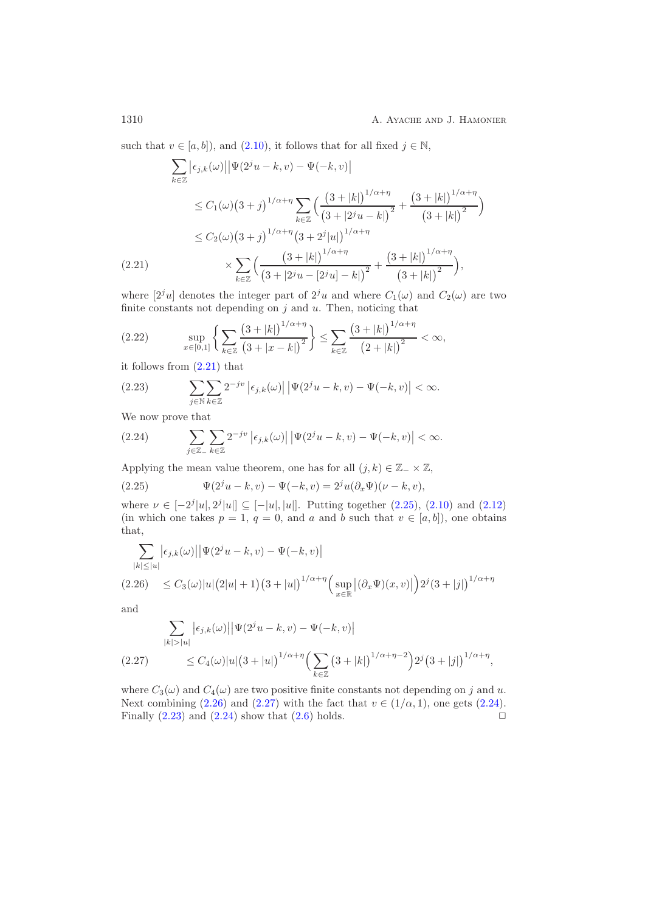such that $v \in [a,b]$), and (2.10), it follows that for all fixed $j \in \mathbb{N}$,

$$
\begin{aligned}
\sum_{k\in\mathbb{Z}} \big|\epsilon_{j,k}(\omega)\big|\big|\Psi(2^j u-k,v)-\Psi(-k,v)\big|
&\le C_1(\omega)\big(3+j\big)^{1/\alpha+\eta}\sum_{k\in\mathbb{Z}}\Big(\frac{\big(3+|k|\big)^{1/\alpha+\eta}}{\big(3+|2^j u-k|\big)^2}+\frac{\big(3+|k|\big)^{1/\alpha+\eta}}{\big(3+|k|\big)^2}\Big)\\
&\le C_2(\omega)\big(3+j\big)^{1/\alpha+\eta}\big(3+2^j|u|\big)^{1/\alpha+\eta}\\
&\quad\times\sum_{k\in\mathbb{Z}}\Big(\frac{\big(3+|k|\big)^{1/\alpha+\eta}}{\big(3+|2^j u-[2^j u]-k|\big)^2}+\frac{\big(3+|k|\big)^{1/\alpha+\eta}}{\big(3+|k|\big)^2}\Big),
\end{aligned}
\tag{2.21}
$$

where $[2^j u]$ denotes the integer part of $2^j u$ and where $C_1(\omega)$ and $C_2(\omega)$ are two finite constants not depending on $j$ and $u$. Then, noticing that

$$
\sup_{x\in[0,1]}\Big\{\sum_{k\in\mathbb{Z}}\frac{\big(3+|k|\big)^{1/\alpha+\eta}}{\big(3+|x-k|\big)^2}\Big\}\le\sum_{k\in\mathbb{Z}}\frac{\big(3+|k|\big)^{1/\alpha+\eta}}{\big(2+|k|\big)^2}<\infty,
\tag{2.22}
$$

it follows from (2.21) that

$$
\sum_{j\in\mathbb{N}}\sum_{k\in\mathbb{Z}}2^{-jv}\left|\epsilon_{j,k}(\omega)\right|\left|\Psi(2^j u-k,v)-\Psi(-k,v)\right|<\infty.
\tag{2.23}
$$

We now prove that

$$
\sum_{j\in\mathbb{Z}_-}\sum_{k\in\mathbb{Z}}2^{-jv}\left|\epsilon_{j,k}(\omega)\right|\left|\Psi(2^j u-k,v)-\Psi(-k,v)\right|<\infty.
\tag{2.24}
$$

Applying the mean value theorem, one has for all $(j,k)\in\mathbb{Z}_-\times\mathbb{Z}$,

$$
\Psi(2^j u-k,v)-\Psi(-k,v)=2^j u(\partial_x\Psi)(\nu-k,v),
\tag{2.25}
$$

where $\nu\in[-2^j|u|,2^j|u|]\subseteq[-|u|,|u|]$. Putting together (2.25), (2.10) and (2.12) (in which one takes $p=1$, $q=0$, and $a$ and $b$ such that $v\in[a,b]$), one obtains that,

$$
\begin{aligned}
&\sum_{|k|\le|u|}\big|\epsilon_{j,k}(\omega)\big|\big|\Psi(2^j u-k,v)-\Psi(-k,v)\big|\\
&\le C_3(\omega)|u|\big(2|u|+1\big)\big(3+|u|\big)^{1/\alpha+\eta}\Big(\sup_{x\in\mathbb{R}}\big|(\partial_x\Psi)(x,v)\big|\Big)2^j\big(3+|j|\big)^{1/\alpha+\eta}
\end{aligned}
\tag{2.26}
$$

and

$$
\begin{aligned}
&\sum_{|k|>|u|}\big|\epsilon_{j,k}(\omega)\big|\big|\Psi(2^j u-k,v)-\Psi(-k,v)\big|\\
&\le C_4(\omega)|u|\big(3+|u|\big)^{1/\alpha+\eta}\Big(\sum_{k\in\mathbb{Z}}\big(3+|k|\big)^{1/\alpha+\eta-2}\Big)2^j\big(3+|j|\big)^{1/\alpha+\eta},
\end{aligned}
\tag{2.27}
$$

where $C_3(\omega)$ and $C_4(\omega)$ are two positive finite constants not depending on $j$ and $u$. Next combining (2.26) and (2.27) with the fact that $v\in(1/\alpha,1)$, one gets (2.24). Finally (2.23) and (2.24) show that (2.6) holds. □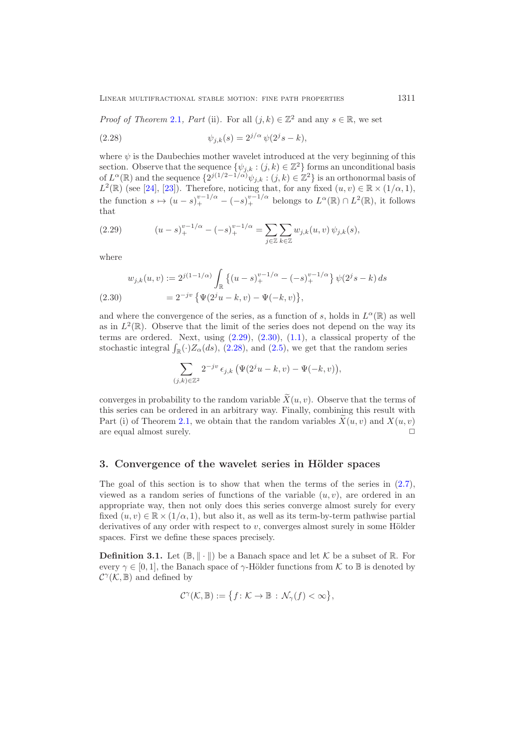*Proof of Theorem 2.1, Part* (ii). For all $(j,k)\in\mathbb{Z}^2$ and any $s\in\mathbb{R}$, we set

$$\psi_{j,k}(s) = 2^{j/\alpha}\,\psi(2^j s - k), \tag{2.28}$$

where $\psi$ is the Daubechies mother wavelet introduced at the very beginning of this section. Observe that the sequence $\{\psi_{j,k} : (j,k)\in\mathbb{Z}^2\}$ forms an unconditional basis of $L^\alpha(\mathbb{R})$ and the sequence $\{2^{j(1/2-1/\alpha)}\psi_{j,k} : (j,k)\in\mathbb{Z}^2\}$ is an orthonormal basis of $L^2(\mathbb{R})$ (see [24], [23]). Therefore, noticing that, for any fixed $(u,v)\in\mathbb{R}\times(1/\alpha,1)$, the function $s\mapsto (u-s)_+^{v-1/\alpha} - (-s)_+^{v-1/\alpha}$ belongs to $L^\alpha(\mathbb{R})\cap L^2(\mathbb{R})$, it follows that

$$(u-s)_+^{v-1/\alpha} - (-s)_+^{v-1/\alpha} = \sum_{j\in\mathbb{Z}}\sum_{k\in\mathbb{Z}} w_{j,k}(u,v)\,\psi_{j,k}(s), \tag{2.29}$$

where

$$\begin{aligned} w_{j,k}(u,v) &:= 2^{j(1-1/\alpha)}\int_{\mathbb{R}} \big\{(u-s)_+^{v-1/\alpha} - (-s)_+^{v-1/\alpha}\big\}\,\psi(2^j s-k)\,ds \\ &= 2^{-jv}\,\big\{\Psi(2^j u - k, v) - \Psi(-k,v)\big\}, \end{aligned} \tag{2.30}$$

and where the convergence of the series, as a function of $s$, holds in $L^\alpha(\mathbb{R})$ as well as in $L^2(\mathbb{R})$. Observe that the limit of the series does not depend on the way its terms are ordered. Next, using (2.29), (2.30), (1.1), a classical property of the stochastic integral $\int_{\mathbb{R}}(\cdot) Z_\alpha(ds)$, (2.28), and (2.5), we get that the random series

$$\sum_{(j,k)\in\mathbb{Z}^2} 2^{-jv}\,\epsilon_{j,k}\,\big(\Psi(2^j u - k, v) - \Psi(-k,v)\big),$$

converges in probability to the random variable $\widetilde{X}(u,v)$. Observe that the terms of this series can be ordered in an arbitrary way. Finally, combining this result with Part (i) of Theorem 2.1, we obtain that the random variables $\widetilde{X}(u,v)$ and $X(u,v)$ are equal almost surely. □

## 3. Convergence of the wavelet series in Hölder spaces

The goal of this section is to show that when the terms of the series in (2.7), viewed as a random series of functions of the variable $(u,v)$, are ordered in an appropriate way, then not only does this series converge almost surely for every fixed $(u,v)\in\mathbb{R}\times(1/\alpha,1)$, but also it, as well as its term-by-term pathwise partial derivatives of any order with respect to $v$, converges almost surely in some Hölder spaces. First we define these spaces precisely.

**Definition 3.1.** Let $(\mathbb{B},\|\cdot\|)$ be a Banach space and let $\mathcal{K}$ be a subset of $\mathbb{R}$. For every $\gamma\in[0,1]$, the Banach space of $\gamma$-Hölder functions from $\mathcal{K}$ to $\mathbb{B}$ is denoted by $\mathcal{C}^\gamma(\mathcal{K},\mathbb{B})$ and defined by

$$\mathcal{C}^\gamma(\mathcal{K},\mathbb{B}) := \big\{f\colon \mathcal{K}\to\mathbb{B} : \mathcal{N}_\gamma(f) < \infty\big\},$$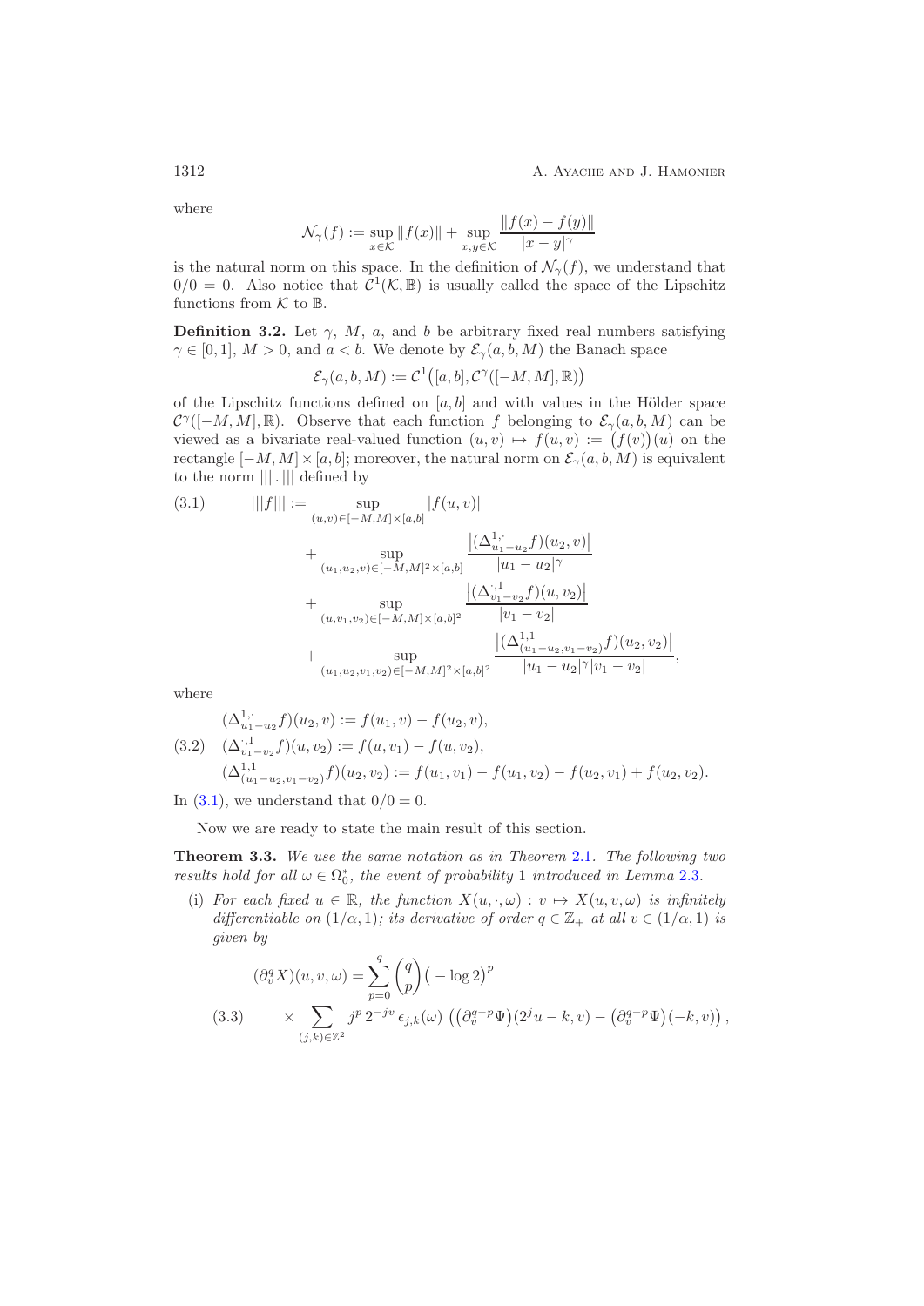where

$$\mathcal{N}_\gamma(f) := \sup_{x\in\mathcal{K}} \|f(x)\| + \sup_{x,y\in\mathcal{K}} \frac{\|f(x)-f(y)\|}{|x-y|^\gamma}$$

is the natural norm on this space. In the definition of $\mathcal{N}_\gamma(f)$, we understand that $0/0 = 0$. Also notice that $\mathcal{C}^1(\mathcal{K},\mathbb{B})$ is usually called the space of the Lipschitz functions from $\mathcal{K}$ to $\mathbb{B}$.

**Definition 3.2.** Let $\gamma$, $M$, $a$, and $b$ be arbitrary fixed real numbers satisfying $\gamma \in [0,1]$, $M > 0$, and $a < b$. We denote by $\mathcal{E}_\gamma(a,b,M)$ the Banach space

$$\mathcal{E}_\gamma(a,b,M) := \mathcal{C}^1\big([a,b], \mathcal{C}^\gamma([-M,M],\mathbb{R})\big)$$

of the Lipschitz functions defined on $[a,b]$ and with values in the Hölder space $\mathcal{C}^\gamma([-M,M],\mathbb{R})$. Observe that each function $f$ belonging to $\mathcal{E}_\gamma(a,b,M)$ can be viewed as a bivariate real-valued function $(u,v) \mapsto f(u,v) := \big(f(v)\big)(u)$ on the rectangle $[-M,M]\times[a,b]$; moreover, the natural norm on $\mathcal{E}_\gamma(a,b,M)$ is equivalent to the norm $|||\,.\,|||$ defined by

$$|||f||| := \sup_{(u,v)\in[-M,M]\times[a,b]} |f(u,v)| + \sup_{(u_1,u_2,v)\in[-M,M]^2\times[a,b]} \frac{\big|(\Delta^{1,\cdot}_{u_1-u_2} f)(u_2,v)\big|}{|u_1-u_2|^\gamma} + \sup_{(u,v_1,v_2)\in[-M,M]\times[a,b]^2} \frac{\big|(\Delta^{\cdot,1}_{v_1-v_2} f)(u,v_2)\big|}{|v_1-v_2|} + \sup_{(u_1,u_2,v_1,v_2)\in[-M,M]^2\times[a,b]^2} \frac{\big|(\Delta^{1,1}_{(u_1-u_2,v_1-v_2)} f)(u_2,v_2)\big|}{|u_1-u_2|^\gamma |v_1-v_2|}, \tag{3.1}$$

where

$$\begin{aligned}
&(\Delta^{1,\cdot}_{u_1-u_2} f)(u_2,v) := f(u_1,v) - f(u_2,v),\\
&(\Delta^{\cdot,1}_{v_1-v_2} f)(u,v_2) := f(u,v_1) - f(u,v_2),\\
&(\Delta^{1,1}_{(u_1-u_2,v_1-v_2)} f)(u_2,v_2) := f(u_1,v_1) - f(u_1,v_2) - f(u_2,v_1) + f(u_2,v_2).
\end{aligned} \tag{3.2}$$

In (3.1), we understand that $0/0 = 0$.

Now we are ready to state the main result of this section.

**Theorem 3.3.** *We use the same notation as in Theorem 2.1. The following two results hold for all $\omega \in \Omega_0^*$, the event of probability 1 introduced in Lemma 2.3.*

(i) *For each fixed $u \in \mathbb{R}$, the function $X(u,\cdot,\omega) : v \mapsto X(u,v,\omega)$ is infinitely differentiable on $(1/\alpha,1)$; its derivative of order $q \in \mathbb{Z}_+$ at all $v \in (1/\alpha,1)$ is given by*

$$(\partial_v^q X)(u,v,\omega) = \sum_{p=0}^{q} \binom{q}{p} \big(-\log 2\big)^p \times \sum_{(j,k)\in\mathbb{Z}^2} j^p\, 2^{-jv}\, \epsilon_{j,k}(\omega) \left( \big(\partial_v^{q-p}\Psi\big)(2^j u - k, v) - \big(\partial_v^{q-p}\Psi\big)(-k,v) \right), \tag{3.3}$$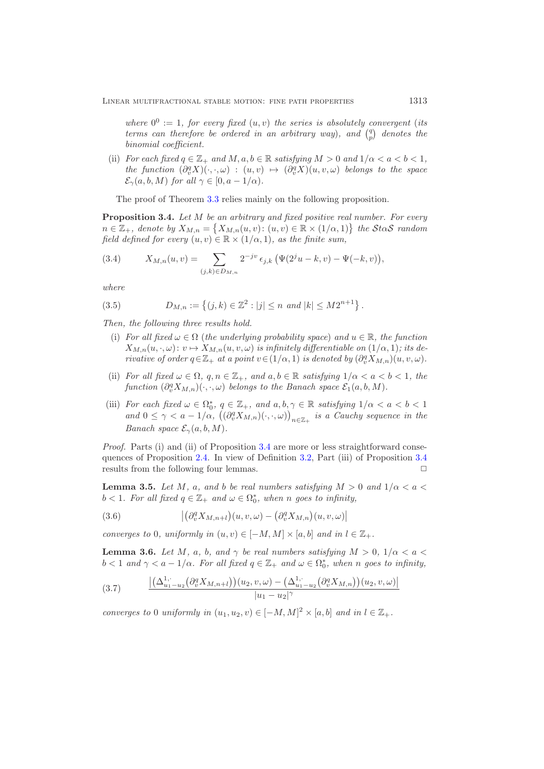*where $0^0 := 1$, for every fixed $(u,v)$ the series is absolutely convergent (its terms can therefore be ordered in an arbitrary way), and $\binom{q}{p}$ denotes the binomial coefficient.*

(ii) *For each fixed $q \in \mathbb{Z}_+$ and $M, a, b \in \mathbb{R}$ satisfying $M > 0$ and $1/\alpha < a < b < 1$, the function $(\partial_v^q X)(\cdot,\cdot,\omega) : (u,v) \mapsto (\partial_v^q X)(u,v,\omega)$ belongs to the space $\mathcal{E}_\gamma(a,b,M)$ for all $\gamma \in [0, a - 1/\alpha)$.*

The proof of Theorem 3.3 relies mainly on the following proposition.

**Proposition 3.4.** *Let $M$ be an arbitrary and fixed positive real number. For every $n \in \mathbb{Z}_+$, denote by $X_{M,n} = \{X_{M,n}(u,v) : (u,v) \in \mathbb{R} \times (1/\alpha, 1)\}$ the $\mathcal{S}\alpha\mathcal{S}$ random field defined for every $(u,v) \in \mathbb{R} \times (1/\alpha, 1)$, as the finite sum,*

$$X_{M,n}(u,v) = \sum_{(j,k) \in D_{M,n}} 2^{-jv} \epsilon_{j,k} \big( \Psi(2^j u - k, v) - \Psi(-k, v) \big), \tag{3.4}$$

*where*

$$D_{M,n} := \left\{ (j,k) \in \mathbb{Z}^2 : |j| \le n \text{ and } |k| \le M 2^{n+1} \right\}. \tag{3.5}$$

*Then, the following three results hold.*

(i) *For all fixed $\omega \in \Omega$ (the underlying probability space) and $u \in \mathbb{R}$, the function $X_{M,n}(u,\cdot,\omega) : v \mapsto X_{M,n}(u,v,\omega)$ is infinitely differentiable on $(1/\alpha, 1)$; its derivative of order $q \in \mathbb{Z}_+$ at a point $v \in (1/\alpha, 1)$ is denoted by $(\partial_v^q X_{M,n})(u,v,\omega)$.*

(ii) *For all fixed $\omega \in \Omega$, $q, n \in \mathbb{Z}_+$, and $a, b \in \mathbb{R}$ satisfying $1/\alpha < a < b < 1$, the function $(\partial_v^q X_{M,n})(\cdot,\cdot,\omega)$ belongs to the Banach space $\mathcal{E}_1(a,b,M)$.*

(iii) *For each fixed $\omega \in \Omega_0^*$, $q \in \mathbb{Z}_+$, and $a, b, \gamma \in \mathbb{R}$ satisfying $1/\alpha < a < b < 1$ and $0 \le \gamma < a - 1/\alpha$, $\big( (\partial_v^q X_{M,n})(\cdot,\cdot,\omega) \big)_{n \in \mathbb{Z}_+}$ is a Cauchy sequence in the Banach space $\mathcal{E}_\gamma(a,b,M)$.*

*Proof.* Parts (i) and (ii) of Proposition 3.4 are more or less straightforward consequences of Proposition 2.4. In view of Definition 3.2, Part (iii) of Proposition 3.4 results from the following four lemmas. $\square$

**Lemma 3.5.** *Let $M$, $a$, and $b$ be real numbers satisfying $M > 0$ and $1/\alpha < a < b < 1$. For all fixed $q \in \mathbb{Z}_+$ and $\omega \in \Omega_0^*$, when $n$ goes to infinity,*

$$\big| \big(\partial_v^q X_{M,n+l}\big)(u,v,\omega) - \big(\partial_v^q X_{M,n}\big)(u,v,\omega) \big| \tag{3.6}$$

*converges to $0$, uniformly in $(u,v) \in [-M, M] \times [a,b]$ and in $l \in \mathbb{Z}_+$.*

**Lemma 3.6.** *Let $M$, $a$, $b$, and $\gamma$ be real numbers satisfying $M > 0$, $1/\alpha < a < b < 1$ and $\gamma < a - 1/\alpha$. For all fixed $q \in \mathbb{Z}_+$ and $\omega \in \Omega_0^*$, when $n$ goes to infinity,*

$$\frac{\big| \big(\Delta_{u_1 - u_2}^{1,\cdot} \big(\partial_v^q X_{M,n+l}\big)\big)(u_2,v,\omega) - \big(\Delta_{u_1 - u_2}^{1,\cdot} \big(\partial_v^q X_{M,n}\big)\big)(u_2,v,\omega) \big|}{|u_1 - u_2|^\gamma} \tag{3.7}$$

*converges to $0$ uniformly in $(u_1, u_2, v) \in [-M, M]^2 \times [a,b]$ and in $l \in \mathbb{Z}_+$.*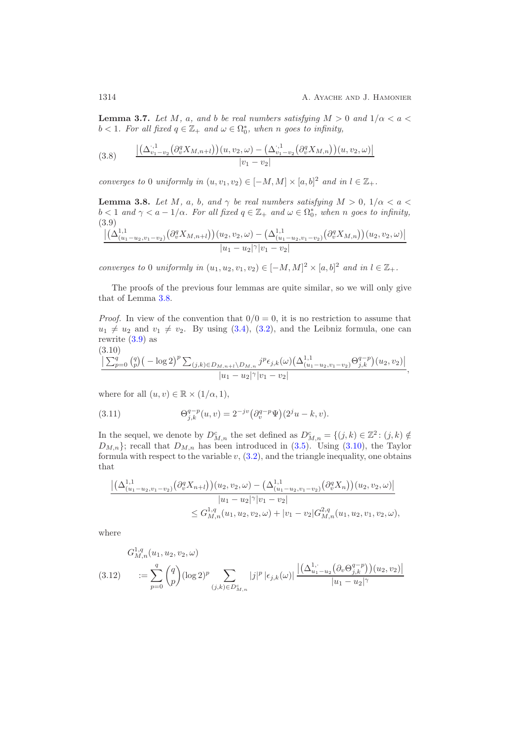**Lemma 3.7.** *Let $M$, $a$, and $b$ be real numbers satisfying $M > 0$ and $1/\alpha < a < b < 1$. For all fixed $q \in \mathbb{Z}_+$ and $\omega \in \Omega_0^*$, when $n$ goes to infinity,*

$$\frac{\left|\left(\Delta^{\cdot,1}_{v_1-v_2}\left(\partial_v^q X_{M,n+l}\right)\right)(u,v_2,\omega) - \left(\Delta^{\cdot,1}_{v_1-v_2}\left(\partial_v^q X_{M,n}\right)\right)(u,v_2,\omega)\right|}{|v_1-v_2|} \tag{3.8}$$

*converges to 0 uniformly in $(u, v_1, v_2) \in [-M, M] \times [a, b]^2$ and in $l \in \mathbb{Z}_+$.*

**Lemma 3.8.** *Let $M$, $a$, $b$, and $\gamma$ be real numbers satisfying $M > 0$, $1/\alpha < a < b < 1$ and $\gamma < a - 1/\alpha$. For all fixed $q \in \mathbb{Z}_+$ and $\omega \in \Omega_0^*$, when $n$ goes to infinity,*

$$\frac{\left|\left(\Delta^{1,1}_{(u_1-u_2,v_1-v_2)}\left(\partial_v^q X_{M,n+l}\right)\right)(u_2,v_2,\omega) - \left(\Delta^{1,1}_{(u_1-u_2,v_1-v_2)}\left(\partial_v^q X_{M,n}\right)\right)(u_2,v_2,\omega)\right|}{|u_1-u_2|^\gamma |v_1-v_2|} \tag{3.9}$$

*converges to 0 uniformly in $(u_1, u_2, v_1, v_2) \in [-M, M]^2 \times [a, b]^2$ and in $l \in \mathbb{Z}_+$.*

The proofs of the previous four lemmas are quite similar, so we will only give that of Lemma 3.8.

*Proof.* In view of the convention that $0/0 = 0$, it is no restriction to assume that $u_1 \neq u_2$ and $v_1 \neq v_2$. By using (3.4), (3.2), and the Leibniz formula, one can rewrite (3.9) as

$$\frac{\left|\sum_{p=0}^q \binom{q}{p}\left(-\log 2\right)^p \sum_{(j,k)\in D_{M,n+l}\setminus D_{M,n}} j^p \epsilon_{j,k}(\omega)\left(\Delta^{1,1}_{(u_1-u_2,v_1-v_2)}\Theta^{q-p}_{j,k}\right)(u_2,v_2)\right|}{|u_1-u_2|^\gamma|v_1-v_2|}, \tag{3.10}$$

where for all $(u, v) \in \mathbb{R} \times (1/\alpha, 1)$,

$$\Theta^{q-p}_{j,k}(u,v) = 2^{-jv}\left(\partial_v^{q-p}\Psi\right)(2^j u - k, v). \tag{3.11}$$

In the sequel, we denote by $D^c_{M,n}$ the set defined as $D^c_{M,n} = \{(j,k) \in \mathbb{Z}^2 : (j,k) \notin D_{M,n}\}$; recall that $D_{M,n}$ has been introduced in (3.5). Using (3.10), the Taylor formula with respect to the variable $v$, (3.2), and the triangle inequality, one obtains that

$$\begin{aligned}
&\frac{\left|\left(\Delta^{1,1}_{(u_1-u_2,v_1-v_2)}\left(\partial_v^q X_{n+l}\right)\right)(u_2,v_2,\omega) - \left(\Delta^{1,1}_{(u_1-u_2,v_1-v_2)}\left(\partial_v^q X_n\right)\right)(u_2,v_2,\omega)\right|}{|u_1-u_2|^\gamma|v_1-v_2|} \\
&\qquad\qquad \leq G^{1,q}_{M,n}(u_1,u_2,v_2,\omega) + |v_1-v_2| G^{2,q}_{M,n}(u_1,u_2,v_1,v_2,\omega),
\end{aligned}$$

where

$$\begin{aligned}
&G^{1,q}_{M,n}(u_1,u_2,v_2,\omega) \\
&:= \sum_{p=0}^q \binom{q}{p} (\log 2)^p \sum_{(j,k)\in D^c_{M,n}} |j|^p \left|\epsilon_{j,k}(\omega)\right| \frac{\left|\left(\Delta^{1,\cdot}_{u_1-u_2}\left(\partial_v \Theta^{q-p}_{j,k}\right)\right)(u_2,v_2)\right|}{|u_1-u_2|^\gamma}
\end{aligned} \tag{3.12}$$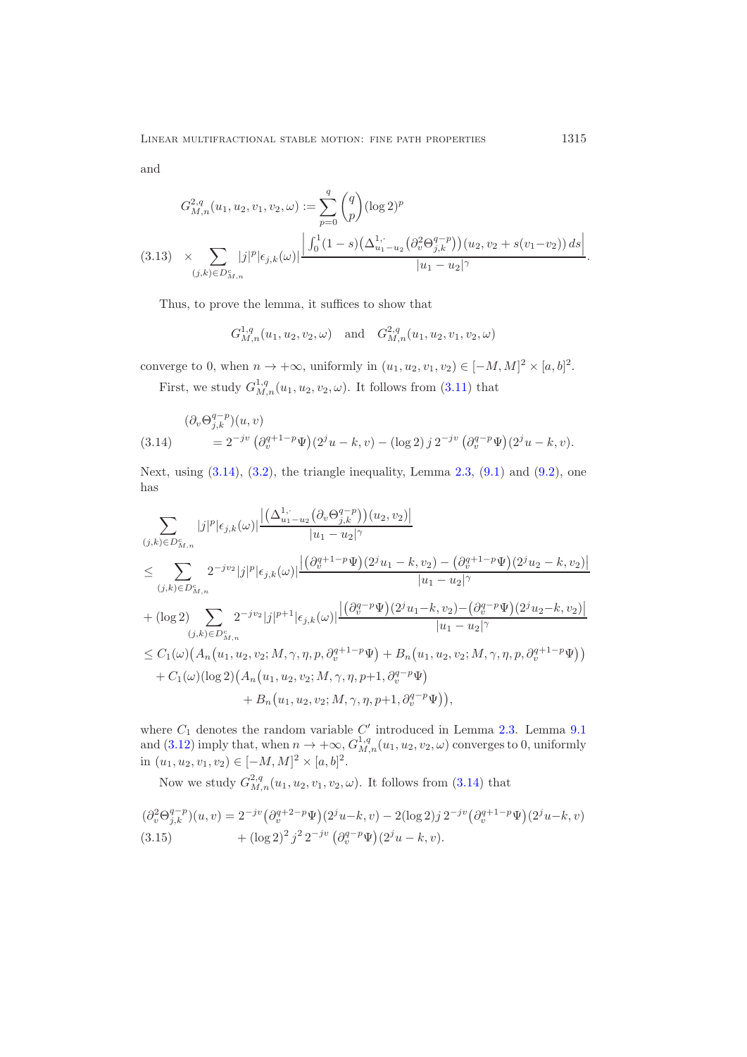and

$$
G^{2,q}_{M,n}(u_1,u_2,v_1,v_2,\omega) := \sum_{p=0}^{q} \binom{q}{p} (\log 2)^p
$$

$$
\times \sum_{(j,k)\in D^c_{M,n}} |j|^p |\epsilon_{j,k}(\omega)| \frac{\left| \int_0^1 (1-s)\big(\Delta^{1,\cdot}_{u_1-u_2}\big(\partial_v^2 \Theta^{q-p}_{j,k}\big)\big)(u_2, v_2 + s(v_1 - v_2))\, ds \right|}{|u_1-u_2|^\gamma}. \tag{3.13}
$$

Thus, to prove the lemma, it suffices to show that

$$
G^{1,q}_{M,n}(u_1,u_2,v_2,\omega) \quad \text{and} \quad G^{2,q}_{M,n}(u_1,u_2,v_1,v_2,\omega)
$$

converge to 0, when $n \to +\infty$, uniformly in $(u_1,u_2,v_1,v_2) \in [-M,M]^2 \times [a,b]^2$.

First, we study $G^{1,q}_{M,n}(u_1,u_2,v_2,\omega)$. It follows from (3.11) that

$$
\begin{aligned}
&(\partial_v \Theta^{q-p}_{j,k})(u,v) \\
&\quad = 2^{-jv} \big(\partial_v^{q+1-p}\Psi\big)(2^j u - k, v) - (\log 2)\, j\, 2^{-jv} \big(\partial_v^{q-p}\Psi\big)(2^j u - k, v).
\end{aligned} \tag{3.14}
$$

Next, using (3.14), (3.2), the triangle inequality, Lemma 2.3, (9.1) and (9.2), one has

$$
\begin{aligned}
&\sum_{(j,k)\in D^c_{M,n}} |j|^p |\epsilon_{j,k}(\omega)| \frac{\left|\big(\Delta^{1,\cdot}_{u_1-u_2}\big(\partial_v \Theta^{q-p}_{j,k}\big)\big)(u_2,v_2)\right|}{|u_1-u_2|^\gamma} \\
&\le \sum_{(j,k)\in D^c_{M,n}} 2^{-jv_2} |j|^p |\epsilon_{j,k}(\omega)| \frac{\left|\big(\partial_v^{q+1-p}\Psi\big)(2^j u_1 - k, v_2) - \big(\partial_v^{q+1-p}\Psi\big)(2^j u_2 - k, v_2)\right|}{|u_1-u_2|^\gamma} \\
&+ (\log 2) \sum_{(j,k)\in D^c_{M,n}} 2^{-jv_2} |j|^{p+1} |\epsilon_{j,k}(\omega)| \frac{\left|\big(\partial_v^{q-p}\Psi\big)(2^j u_1 - k, v_2) - \big(\partial_v^{q-p}\Psi\big)(2^j u_2 - k, v_2)\right|}{|u_1-u_2|^\gamma} \\
&\le C_1(\omega)\big(A_n\big(u_1,u_2,v_2;M,\gamma,\eta,p,\partial_v^{q+1-p}\Psi\big) + B_n\big(u_1,u_2,v_2;M,\gamma,\eta,p,\partial_v^{q+1-p}\Psi\big)\big) \\
&\quad + C_1(\omega)(\log 2)\big(A_n\big(u_1,u_2,v_2;M,\gamma,\eta,p{+}1,\partial_v^{q-p}\Psi\big) \\
&\qquad\qquad + B_n\big(u_1,u_2,v_2;M,\gamma,\eta,p{+}1,\partial_v^{q-p}\Psi\big)\big),
\end{aligned}
$$

where $C_1$ denotes the random variable $C'$ introduced in Lemma 2.3. Lemma 9.1 and (3.12) imply that, when $n \to +\infty$, $G^{1,q}_{M,n}(u_1,u_2,v_2,\omega)$ converges to 0, uniformly in $(u_1,u_2,v_1,v_2) \in [-M,M]^2 \times [a,b]^2$.

Now we study $G^{2,q}_{M,n}(u_1,u_2,v_1,v_2,\omega)$. It follows from (3.14) that

$$
\begin{aligned}
(\partial_v^2 \Theta^{q-p}_{j,k})(u,v) &= 2^{-jv}\big(\partial_v^{q+2-p}\Psi\big)(2^j u - k, v) - 2(\log 2) j\, 2^{-jv}\big(\partial_v^{q+1-p}\Psi\big)(2^j u - k, v) \\
&\quad + (\log 2)^2 j^2\, 2^{-jv} \big(\partial_v^{q-p}\Psi\big)(2^j u - k, v).
\end{aligned} \tag{3.15}
$$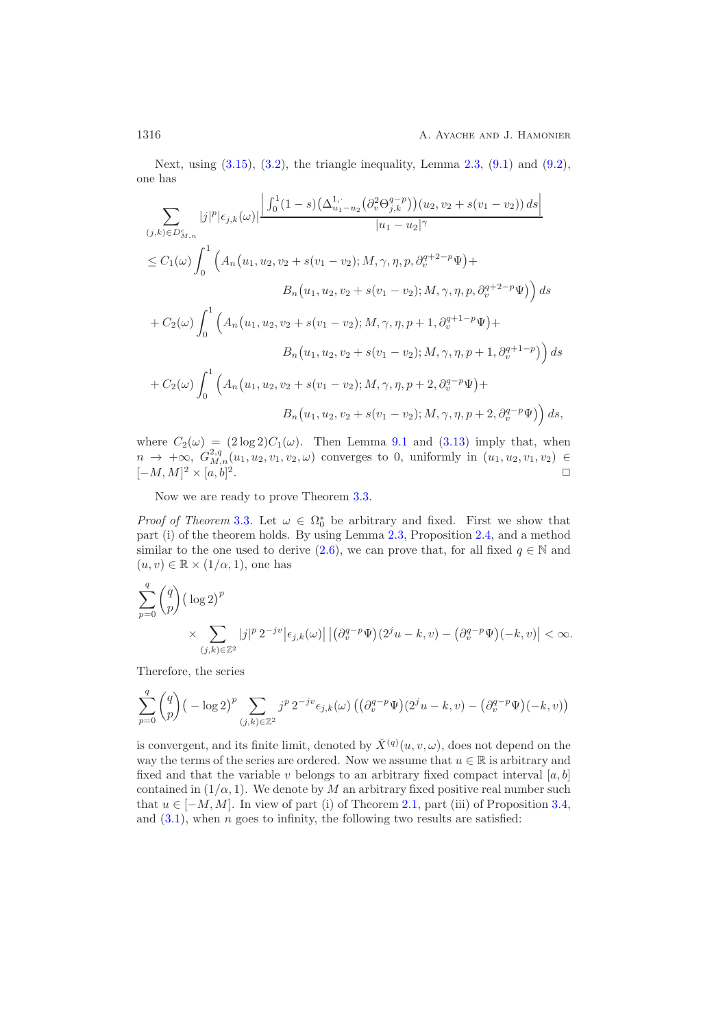Next, using (3.15), (3.2), the triangle inequality, Lemma 2.3, (9.1) and (9.2), one has

$$
\begin{aligned}
&\sum_{(j,k)\in D_{M,n}^c} |j|^p |\epsilon_{j,k}(\omega)| \frac{\left|\int_0^1 (1-s)\big(\Delta^{1,\cdot}_{u_1-u_2}\big(\partial_v^2 \Theta_{j,k}^{q-p}\big)\big)(u_2, v_2+s(v_1-v_2))\,ds\right|}{|u_1-u_2|^\gamma} \\
&\le C_1(\omega)\int_0^1 \Big(A_n\big(u_1,u_2,v_2+s(v_1-v_2);M,\gamma,\eta,p,\partial_v^{q+2-p}\Psi\big)+ \\
&\qquad\qquad B_n\big(u_1,u_2,v_2+s(v_1-v_2);M,\gamma,\eta,p,\partial_v^{q+2-p}\Psi\big)\Big)\,ds \\
&+ C_2(\omega)\int_0^1 \Big(A_n\big(u_1,u_2,v_2+s(v_1-v_2);M,\gamma,\eta,p+1,\partial_v^{q+1-p}\Psi\big)+ \\
&\qquad\qquad B_n\big(u_1,u_2,v_2+s(v_1-v_2);M,\gamma,\eta,p+1,\partial_v^{q+1-p}\Psi\big)\Big)\,ds \\
&+ C_2(\omega)\int_0^1 \Big(A_n\big(u_1,u_2,v_2+s(v_1-v_2);M,\gamma,\eta,p+2,\partial_v^{q-p}\Psi\big)+ \\
&\qquad\qquad B_n\big(u_1,u_2,v_2+s(v_1-v_2);M,\gamma,\eta,p+2,\partial_v^{q-p}\Psi\big)\Big)\,ds,
\end{aligned}
$$

where $C_2(\omega) = (2\log 2)C_1(\omega)$. Then Lemma 9.1 and (3.13) imply that, when $n \to +\infty$, $G^{2,q}_{M,n}(u_1,u_2,v_1,v_2,\omega)$ converges to 0, uniformly in $(u_1,u_2,v_1,v_2) \in [-M,M]^2 \times [a,b]^2$. □

Now we are ready to prove Theorem 3.3.

*Proof of Theorem* 3.3. Let $\omega \in \Omega_0^*$ be arbitrary and fixed. First we show that part (i) of the theorem holds. By using Lemma 2.3, Proposition 2.4, and a method similar to the one used to derive (2.6), we can prove that, for all fixed $q \in \mathbb{N}$ and $(u,v) \in \mathbb{R} \times (1/\alpha, 1)$, one has

$$
\sum_{p=0}^{q} \binom{q}{p} \big(\log 2\big)^p \times \sum_{(j,k)\in\mathbb{Z}^2} |j|^p\, 2^{-jv} \big|\epsilon_{j,k}(\omega)\big| \,\big|\big(\partial_v^{q-p}\Psi\big)(2^j u-k, v) - \big(\partial_v^{q-p}\Psi\big)(-k,v)\big| < \infty.
$$

Therefore, the series

$$
\sum_{p=0}^{q} \binom{q}{p} \big(-\log 2\big)^p \sum_{(j,k)\in\mathbb{Z}^2} j^p\, 2^{-jv} \epsilon_{j,k}(\omega) \left(\big(\partial_v^{q-p}\Psi\big)(2^j u-k, v) - \big(\partial_v^{q-p}\Psi\big)(-k,v)\right)
$$

is convergent, and its finite limit, denoted by $\check{X}^{(q)}(u,v,\omega)$, does not depend on the way the terms of the series are ordered. Now we assume that $u \in \mathbb{R}$ is arbitrary and fixed and that the variable $v$ belongs to an arbitrary fixed compact interval $[a,b]$ contained in $(1/\alpha, 1)$. We denote by $M$ an arbitrary fixed positive real number such that $u \in [-M,M]$. In view of part (i) of Theorem 2.1, part (iii) of Proposition 3.4, and (3.1), when $n$ goes to infinity, the following two results are satisfied: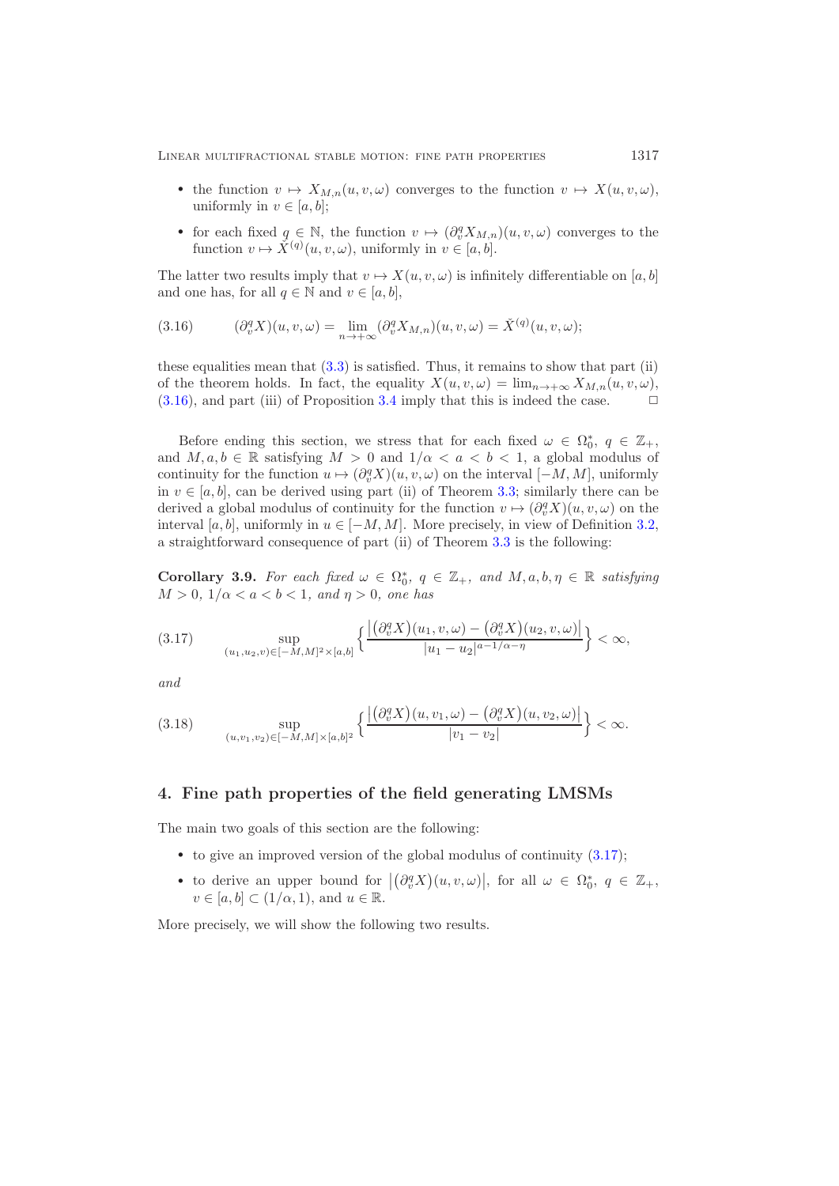- the function $v \mapsto X_{M,n}(u,v,\omega)$ converges to the function $v \mapsto X(u,v,\omega)$, uniformly in $v \in [a,b]$;
- for each fixed $q \in \mathbb{N}$, the function $v \mapsto (\partial_v^q X_{M,n})(u,v,\omega)$ converges to the function $v \mapsto \breve{X}^{(q)}(u,v,\omega)$, uniformly in $v \in [a,b]$.

The latter two results imply that $v \mapsto X(u,v,\omega)$ is infinitely differentiable on $[a,b]$ and one has, for all $q \in \mathbb{N}$ and $v \in [a,b]$,

$$(\partial_v^q X)(u,v,\omega) = \lim_{n\to+\infty} (\partial_v^q X_{M,n})(u,v,\omega) = \breve{X}^{(q)}(u,v,\omega); \tag{3.16}$$

these equalities mean that (3.3) is satisfied. Thus, it remains to show that part (ii) of the theorem holds. In fact, the equality $X(u,v,\omega) = \lim_{n\to+\infty} X_{M,n}(u,v,\omega)$, (3.16), and part (iii) of Proposition 3.4 imply that this is indeed the case. □

Before ending this section, we stress that for each fixed $\omega \in \Omega_0^*$, $q \in \mathbb{Z}_+$, and $M,a,b \in \mathbb{R}$ satisfying $M > 0$ and $1/\alpha < a < b < 1$, a global modulus of continuity for the function $u \mapsto (\partial_v^q X)(u,v,\omega)$ on the interval $[-M,M]$, uniformly in $v \in [a,b]$, can be derived using part (ii) of Theorem 3.3; similarly there can be derived a global modulus of continuity for the function $v \mapsto (\partial_v^q X)(u,v,\omega)$ on the interval $[a,b]$, uniformly in $u \in [-M,M]$. More precisely, in view of Definition 3.2, a straightforward consequence of part (ii) of Theorem 3.3 is the following:

**Corollary 3.9.** *For each fixed $\omega \in \Omega_0^*$, $q \in \mathbb{Z}_+$, and $M,a,b,\eta \in \mathbb{R}$ satisfying $M > 0$, $1/\alpha < a < b < 1$, and $\eta > 0$, one has*

$$\sup_{(u_1,u_2,v)\in[-M,M]^2\times[a,b]} \left\{ \frac{\left|\left(\partial_v^q X\right)(u_1,v,\omega) - \left(\partial_v^q X\right)(u_2,v,\omega)\right|}{|u_1-u_2|^{a-1/\alpha-\eta}} \right\} < \infty, \tag{3.17}$$

*and*

$$\sup_{(u,v_1,v_2)\in[-M,M]\times[a,b]^2} \left\{ \frac{\left|\left(\partial_v^q X\right)(u,v_1,\omega) - \left(\partial_v^q X\right)(u,v_2,\omega)\right|}{|v_1-v_2|} \right\} < \infty. \tag{3.18}$$

## 4. Fine path properties of the field generating LMSMs

The main two goals of this section are the following:

- to give an improved version of the global modulus of continuity (3.17);
- to derive an upper bound for $\left|\left(\partial_v^q X\right)(u,v,\omega)\right|$, for all $\omega \in \Omega_0^*$, $q \in \mathbb{Z}_+$, $v \in [a,b] \subset (1/\alpha, 1)$, and $u \in \mathbb{R}$.

More precisely, we will show the following two results.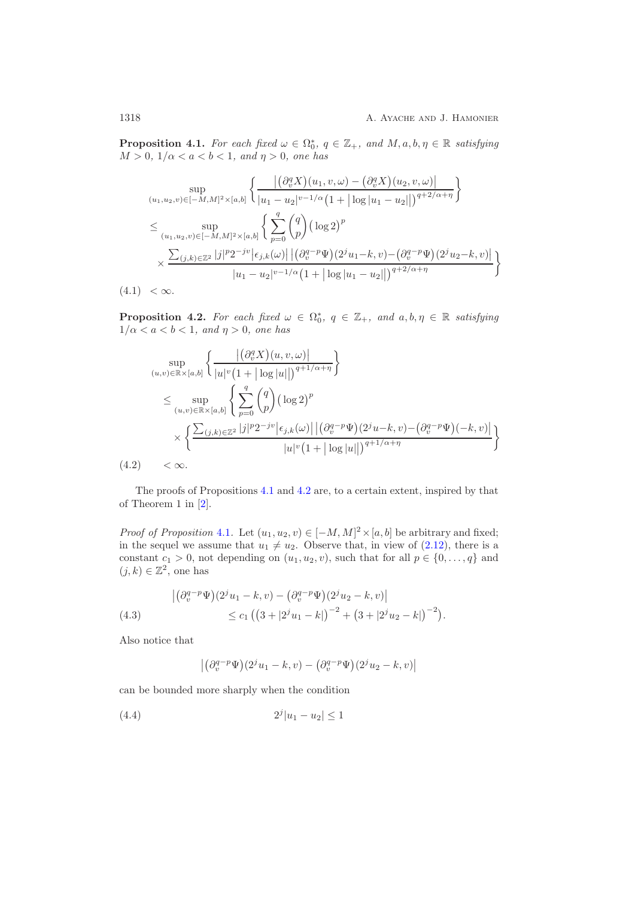**Proposition 4.1.** *For each fixed $\omega \in \Omega_0^*$, $q \in \mathbb{Z}_+$, and $M, a, b, \eta \in \mathbb{R}$ satisfying $M > 0$, $1/\alpha < a < b < 1$, and $\eta > 0$, one has*

$$
\begin{aligned}
&\sup_{(u_1,u_2,v)\in[-M,M]^2\times[a,b]} \left\{ \frac{\left|\left(\partial_v^q X\right)(u_1,v,\omega) - \left(\partial_v^q X\right)(u_2,v,\omega)\right|}{|u_1-u_2|^{v-1/\alpha}\left(1+\left|\log|u_1-u_2|\right|\right)^{q+2/\alpha+\eta}} \right\} \\
&\le \sup_{(u_1,u_2,v)\in[-M,M]^2\times[a,b]} \left\{ \sum_{p=0}^{q} \binom{q}{p} \left(\log 2\right)^p \right. \\
&\quad \times \left. \frac{\sum_{(j,k)\in\mathbb{Z}^2} |j|^p 2^{-jv} \left|\epsilon_{j,k}(\omega)\right| \left|\left(\partial_v^{q-p}\Psi\right)(2^j u_1 - k, v) - \left(\partial_v^{q-p}\Psi\right)(2^j u_2 - k, v)\right|}{|u_1-u_2|^{v-1/\alpha}\left(1+\left|\log|u_1-u_2|\right|\right)^{q+2/\alpha+\eta}} \right\} \\
&< \infty. \qquad (4.1)
\end{aligned}
$$

**Proposition 4.2.** *For each fixed $\omega \in \Omega_0^*$, $q \in \mathbb{Z}_+$, and $a, b, \eta \in \mathbb{R}$ satisfying $1/\alpha < a < b < 1$, and $\eta > 0$, one has*

$$
\begin{aligned}
&\sup_{(u,v)\in\mathbb{R}\times[a,b]} \left\{ \frac{\left|\left(\partial_v^q X\right)(u,v,\omega)\right|}{|u|^v\left(1+\left|\log|u|\right|\right)^{q+1/\alpha+\eta}} \right\} \\
&\le \sup_{(u,v)\in\mathbb{R}\times[a,b]} \left\{ \sum_{p=0}^{q} \binom{q}{p} \left(\log 2\right)^p \right. \\
&\quad \times \left. \left\{ \frac{\sum_{(j,k)\in\mathbb{Z}^2} |j|^p 2^{-jv} \left|\epsilon_{j,k}(\omega)\right| \left|\left(\partial_v^{q-p}\Psi\right)(2^j u - k, v) - \left(\partial_v^{q-p}\Psi\right)(-k, v)\right|}{|u|^v\left(1+\left|\log|u|\right|\right)^{q+1/\alpha+\eta}} \right\} \right\} \\
&< \infty. \qquad (4.2)
\end{aligned}
$$

The proofs of Propositions 4.1 and 4.2 are, to a certain extent, inspired by that of Theorem 1 in [2].

*Proof of Proposition* 4.1. Let $(u_1, u_2, v) \in [-M, M]^2 \times [a, b]$ be arbitrary and fixed; in the sequel we assume that $u_1 \neq u_2$. Observe that, in view of (2.12), there is a constant $c_1 > 0$, not depending on $(u_1, u_2, v)$, such that for all $p \in \{0, \dots, q\}$ and $(j,k) \in \mathbb{Z}^2$, one has

$$
\begin{aligned}
&\left|\left(\partial_v^{q-p}\Psi\right)(2^j u_1 - k, v) - \left(\partial_v^{q-p}\Psi\right)(2^j u_2 - k, v)\right| \\
&\qquad \le c_1 \left( \left(3 + |2^j u_1 - k|\right)^{-2} + \left(3 + |2^j u_2 - k|\right)^{-2} \right). \qquad (4.3)
\end{aligned}
$$

Also notice that

$$
\left|\left(\partial_v^{q-p}\Psi\right)(2^j u_1 - k, v) - \left(\partial_v^{q-p}\Psi\right)(2^j u_2 - k, v)\right|
$$

can be bounded more sharply when the condition

$$
2^j |u_1 - u_2| \le 1 \qquad (4.4)
$$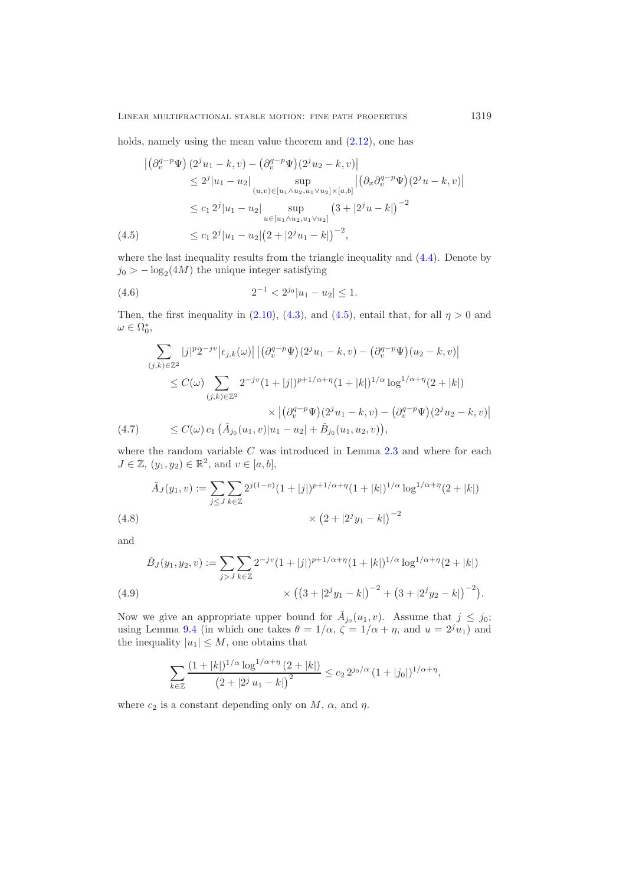holds, namely using the mean value theorem and (2.12), one has

$$
\begin{aligned}
\big|\big(\partial_v^{q-p}\Psi\big)\,(2^j u_1-k,v) &- \big(\partial_v^{q-p}\Psi\big)(2^j u_2-k,v)\big| \\
&\le 2^j|u_1-u_2| \sup_{(u,v)\in[u_1\wedge u_2,u_1\vee u_2]\times[a,b]} \big|\big(\partial_x\partial_v^{q-p}\Psi\big)(2^j u-k,v)\big| \\
&\le c_1\, 2^j|u_1-u_2| \sup_{u\in[u_1\wedge u_2,u_1\vee u_2]} \big(3+|2^j u-k|\big)^{-2} \\
&\le c_1\, 2^j|u_1-u_2|\big(2+|2^j u_1-k|\big)^{-2}, \qquad (4.5)
\end{aligned}
$$

where the last inequality results from the triangle inequality and (4.4). Denote by $j_0 > -\log_2(4M)$ the unique integer satisfying

$$
2^{-1} < 2^{j_0}|u_1-u_2| \le 1. \qquad (4.6)
$$

Then, the first inequality in (2.10), (4.3), and (4.5), entail that, for all $\eta>0$ and $\omega\in\Omega_0^*$,

$$
\begin{aligned}
\sum_{(j,k)\in\mathbb{Z}^2} & |j|^p 2^{-jv}\big|\epsilon_{j,k}(\omega)\big|\,\big|\big(\partial_v^{q-p}\Psi\big)(2^j u_1-k,v) - \big(\partial_v^{q-p}\Psi\big)(u_2-k,v)\big| \\
&\le C(\omega)\sum_{(j,k)\in\mathbb{Z}^2} 2^{-jv}(1+|j|)^{p+1/\alpha+\eta}(1+|k|)^{1/\alpha}\log^{1/\alpha+\eta}(2+|k|) \\
&\qquad\qquad \times \big|\big(\partial_v^{q-p}\Psi\big)(2^j u_1-k,v) - \big(\partial_v^{q-p}\Psi\big)(2^j u_2-k,v)\big| \\
&\le C(\omega)\,c_1\,\big(\check{A}_{j_0}(u_1,v)|u_1-u_2| + \check{B}_{j_0}(u_1,u_2,v)\big), \qquad (4.7)
\end{aligned}
$$

where the random variable $C$ was introduced in Lemma 2.3 and where for each $J\in\mathbb{Z}$, $(y_1,y_2)\in\mathbb{R}^2$, and $v\in[a,b]$,

$$
\begin{aligned}
\check{A}_J(y_1,v) := \sum_{j\le J}\sum_{k\in\mathbb{Z}} & 2^{j(1-v)}(1+|j|)^{p+1/\alpha+\eta}(1+|k|)^{1/\alpha}\log^{1/\alpha+\eta}(2+|k|) \\
& \times \big(2+|2^j y_1-k|\big)^{-2} \qquad (4.8)
\end{aligned}
$$

and

$$
\begin{aligned}
\check{B}_J(y_1,y_2,v) := \sum_{j> J}\sum_{k\in\mathbb{Z}} & 2^{-jv}(1+|j|)^{p+1/\alpha+\eta}(1+|k|)^{1/\alpha}\log^{1/\alpha+\eta}(2+|k|) \\
& \times \Big(\big(3+|2^j y_1-k|\big)^{-2} + \big(3+|2^j y_2-k|\big)^{-2}\Big). \qquad (4.9)
\end{aligned}
$$

Now we give an appropriate upper bound for $\check{A}_{j_0}(u_1,v)$. Assume that $j\le j_0$; using Lemma 9.4 (in which one takes $\theta=1/\alpha$, $\zeta=1/\alpha+\eta$, and $u=2^j u_1$) and the inequality $|u_1|\le M$, one obtains that

$$
\sum_{k\in\mathbb{Z}} \frac{(1+|k|)^{1/\alpha}\log^{1/\alpha+\eta}(2+|k|)}{\big(2+|2^j\,u_1-k|\big)^2} \le c_2\, 2^{j_0/\alpha}\,(1+|j_0|)^{1/\alpha+\eta},
$$

where $c_2$ is a constant depending only on $M$, $\alpha$, and $\eta$.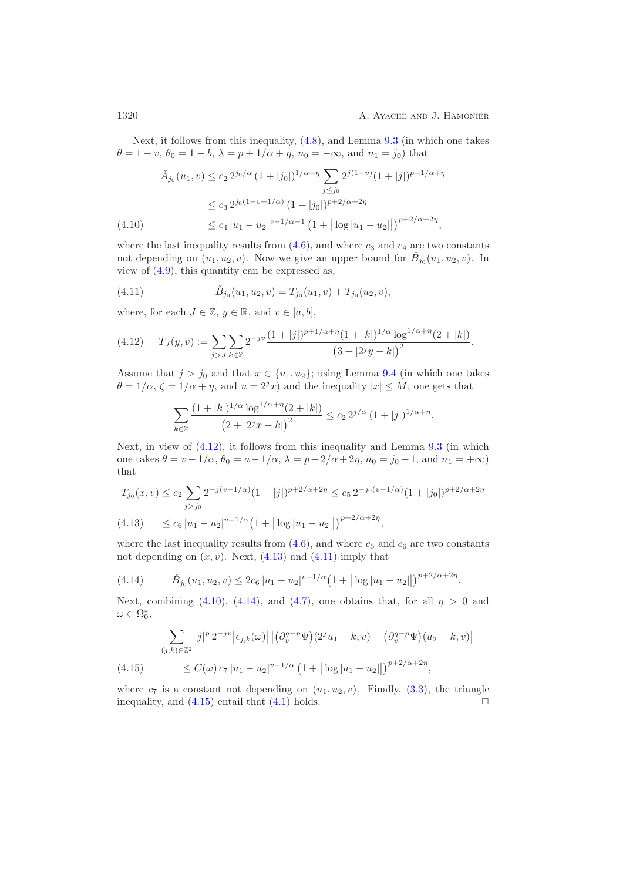Next, it follows from this inequality, (4.8), and Lemma 9.3 (in which one takes $\theta = 1-v$, $\theta_0 = 1-b$, $\lambda = p + 1/\alpha + \eta$, $n_0 = -\infty$, and $n_1 = j_0$) that

$$
\begin{aligned}
\check{A}_{j_0}(u_1, v) &\le c_2\, 2^{j_0/\alpha} \left(1+|j_0|\right)^{1/\alpha+\eta} \sum_{j \le j_0} 2^{j(1-v)} (1+|j|)^{p+1/\alpha+\eta} \\
&\le c_3\, 2^{j_0(1-v+1/\alpha)} \left(1+|j_0|\right)^{p+2/\alpha+2\eta} \\
&\le c_4\, |u_1-u_2|^{v-1/\alpha-1} \left(1+\big|\log|u_1-u_2|\big|\right)^{p+2/\alpha+2\eta}, \qquad (4.10)
\end{aligned}
$$

where the last inequality results from (4.6), and where $c_3$ and $c_4$ are two constants not depending on $(u_1, u_2, v)$. Now we give an upper bound for $\check{B}_{j_0}(u_1,u_2,v)$. In view of (4.9), this quantity can be expressed as,

$$
\check{B}_{j_0}(u_1,u_2,v) = T_{j_0}(u_1,v) + T_{j_0}(u_2,v), \qquad (4.11)
$$

where, for each $J \in \mathbb{Z}$, $y \in \mathbb{R}$, and $v \in [a,b]$,

$$
T_J(y,v) := \sum_{j>J} \sum_{k \in \mathbb{Z}} 2^{-jv} \frac{(1+|j|)^{p+1/\alpha+\eta} (1+|k|)^{1/\alpha} \log^{1/\alpha+\eta}(2+|k|)}{\left(3+|2^j y - k|\right)^2}. \qquad (4.12)
$$

Assume that $j > j_0$ and that $x \in \{u_1, u_2\}$; using Lemma 9.4 (in which one takes $\theta = 1/\alpha$, $\zeta = 1/\alpha + \eta$, and $u = 2^j x$) and the inequality $|x| \le M$, one gets that

$$
\sum_{k \in \mathbb{Z}} \frac{(1+|k|)^{1/\alpha} \log^{1/\alpha+\eta}(2+|k|)}{\left(2+|2^j x - k|\right)^2} \le c_2\, 2^{j/\alpha} \left(1+|j|\right)^{1/\alpha+\eta}.
$$

Next, in view of (4.12), it follows from this inequality and Lemma 9.3 (in which one takes $\theta = v - 1/\alpha$, $\theta_0 = a - 1/\alpha$, $\lambda = p + 2/\alpha + 2\eta$, $n_0 = j_0+1$, and $n_1 = +\infty$) that

$$
\begin{aligned}
T_{j_0}(x,v) &\le c_2 \sum_{j>j_0} 2^{-j(v-1/\alpha)} (1+|j|)^{p+2/\alpha+2\eta} \le c_5\, 2^{-j_0(v-1/\alpha)} (1+|j_0|)^{p+2/\alpha+2\eta} \\
&\le c_6\, |u_1-u_2|^{v-1/\alpha} \left(1+\big|\log|u_1-u_2|\big|\right)^{p+2/\alpha+2\eta}, \qquad (4.13)
\end{aligned}
$$

where the last inequality results from (4.6), and where $c_5$ and $c_6$ are two constants not depending on $(x,v)$. Next, (4.13) and (4.11) imply that

$$
\check{B}_{j_0}(u_1,u_2,v) \le 2c_6\, |u_1-u_2|^{v-1/\alpha} \left(1+\big|\log|u_1-u_2|\big|\right)^{p+2/\alpha+2\eta}. \qquad (4.14)
$$

Next, combining (4.10), (4.14), and (4.7), one obtains that, for all $\eta > 0$ and $\omega \in \Omega_0^*$,

$$
\begin{aligned}
&\sum_{(j,k)\in\mathbb{Z}^2} |j|^p\, 2^{-jv} \left|\epsilon_{j,k}(\omega)\right| \left| \left(\partial_v^{q-p}\Psi\right)(2^j u_1 - k, v) - \left(\partial_v^{q-p}\Psi\right)(u_2 - k, v) \right| \\
&\qquad \le C(\omega)\, c_7\, |u_1-u_2|^{v-1/\alpha} \left(1+\big|\log|u_1-u_2|\big|\right)^{p+2/\alpha+2\eta}, \qquad (4.15)
\end{aligned}
$$

where $c_7$ is a constant not depending on $(u_1,u_2,v)$. Finally, (3.3), the triangle inequality, and (4.15) entail that (4.1) holds. $\square$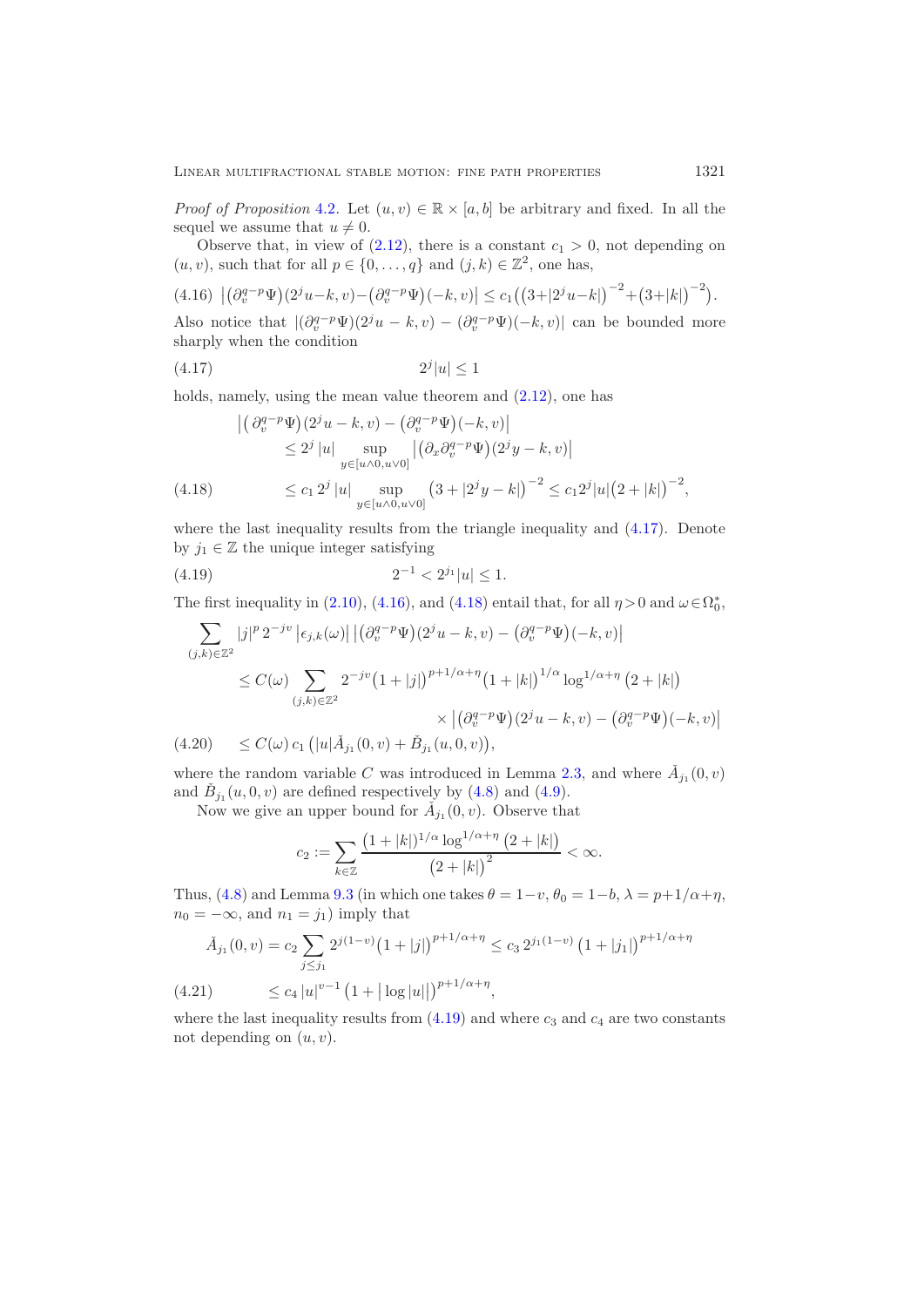*Proof of Proposition* 4.2. Let $(u,v) \in \mathbb{R} \times [a,b]$ be arbitrary and fixed. In all the sequel we assume that $u \neq 0$.

Observe that, in view of (2.12), there is a constant $c_1 > 0$, not depending on $(u,v)$, such that for all $p \in \{0,\dots,q\}$ and $(j,k) \in \mathbb{Z}^2$, one has,

$$
\big|\big(\partial_v^{q-p}\Psi\big)(2^j u-k,v)-\big(\partial_v^{q-p}\Psi\big)(-k,v)\big| \le c_1\big(\big(3+|2^j u-k|\big)^{-2}+\big(3+|k|\big)^{-2}\big). \tag{4.16}
$$

Also notice that $|(\partial_v^{q-p}\Psi)(2^j u - k, v) - (\partial_v^{q-p}\Psi)(-k,v)|$ can be bounded more sharply when the condition

$$
2^j |u| \le 1 \tag{4.17}
$$

holds, namely, using the mean value theorem and (2.12), one has

$$
\begin{aligned}
\big|\big(\partial_v^{q-p}\Psi\big)(2^j u-k,v)-\big(\partial_v^{q-p}\Psi\big)(-k,v)\big|
&\le 2^j\,|u| \sup_{y\in[u\wedge 0,u\vee 0]} \big|\big(\partial_x\partial_v^{q-p}\Psi\big)(2^j y-k,v)\big| \\
&\le c_1\, 2^j\,|u| \sup_{y\in[u\wedge 0,u\vee 0]} \big(3+|2^j y-k|\big)^{-2} \le c_1 2^j |u| \big(2+|k|\big)^{-2},
\end{aligned} \tag{4.18}
$$

where the last inequality results from the triangle inequality and (4.17). Denote by $j_1 \in \mathbb{Z}$ the unique integer satisfying

$$
2^{-1} < 2^{j_1}|u| \le 1. \tag{4.19}
$$

The first inequality in (2.10), (4.16), and (4.18) entail that, for all $\eta > 0$ and $\omega \in \Omega_0^*$,

$$
\begin{aligned}
&\sum_{(j,k)\in\mathbb{Z}^2} |j|^p\, 2^{-jv}\, \big|\epsilon_{j,k}(\omega)\big|\, \big|\big(\partial_v^{q-p}\Psi\big)(2^j u-k,v)-\big(\partial_v^{q-p}\Psi\big)(-k,v)\big| \\
&\quad\le C(\omega) \sum_{(j,k)\in\mathbb{Z}^2} 2^{-jv}\big(1+|j|\big)^{p+1/\alpha+\eta}\big(1+|k|\big)^{1/\alpha}\log^{1/\alpha+\eta}\big(2+|k|\big) \\
&\qquad\qquad\qquad\qquad \times \big|\big(\partial_v^{q-p}\Psi\big)(2^j u-k,v)-\big(\partial_v^{q-p}\Psi\big)(-k,v)\big| \\
&\quad\le C(\omega)\, c_1 \big(|u| \check{A}_{j_1}(0,v) + \check{B}_{j_1}(u,0,v)\big),
\end{aligned} \tag{4.20}
$$

where the random variable $C$ was introduced in Lemma 2.3, and where $\check{A}_{j_1}(0,v)$ and $\check{B}_{j_1}(u,0,v)$ are defined respectively by (4.8) and (4.9).

Now we give an upper bound for $\check{A}_{j_1}(0,v)$. Observe that

$$
c_2 := \sum_{k\in\mathbb{Z}} \frac{\big(1+|k|\big)^{1/\alpha}\log^{1/\alpha+\eta}\big(2+|k|\big)}{\big(2+|k|\big)^2} < \infty.
$$

Thus, (4.8) and Lemma 9.3 (in which one takes $\theta = 1-v$, $\theta_0 = 1-b$, $\lambda = p+1/\alpha+\eta$, $n_0 = -\infty$, and $n_1 = j_1$) imply that

$$
\begin{aligned}
\check{A}_{j_1}(0,v) &= c_2 \sum_{j\le j_1} 2^{j(1-v)}\big(1+|j|\big)^{p+1/\alpha+\eta} \le c_3\, 2^{j_1(1-v)}\,\big(1+|j_1|\big)^{p+1/\alpha+\eta} \\
&\le c_4\, |u|^{v-1}\big(1+\big|\log|u|\big|\big)^{p+1/\alpha+\eta},
\end{aligned} \tag{4.21}
$$

where the last inequality results from (4.19) and where $c_3$ and $c_4$ are two constants not depending on $(u,v)$.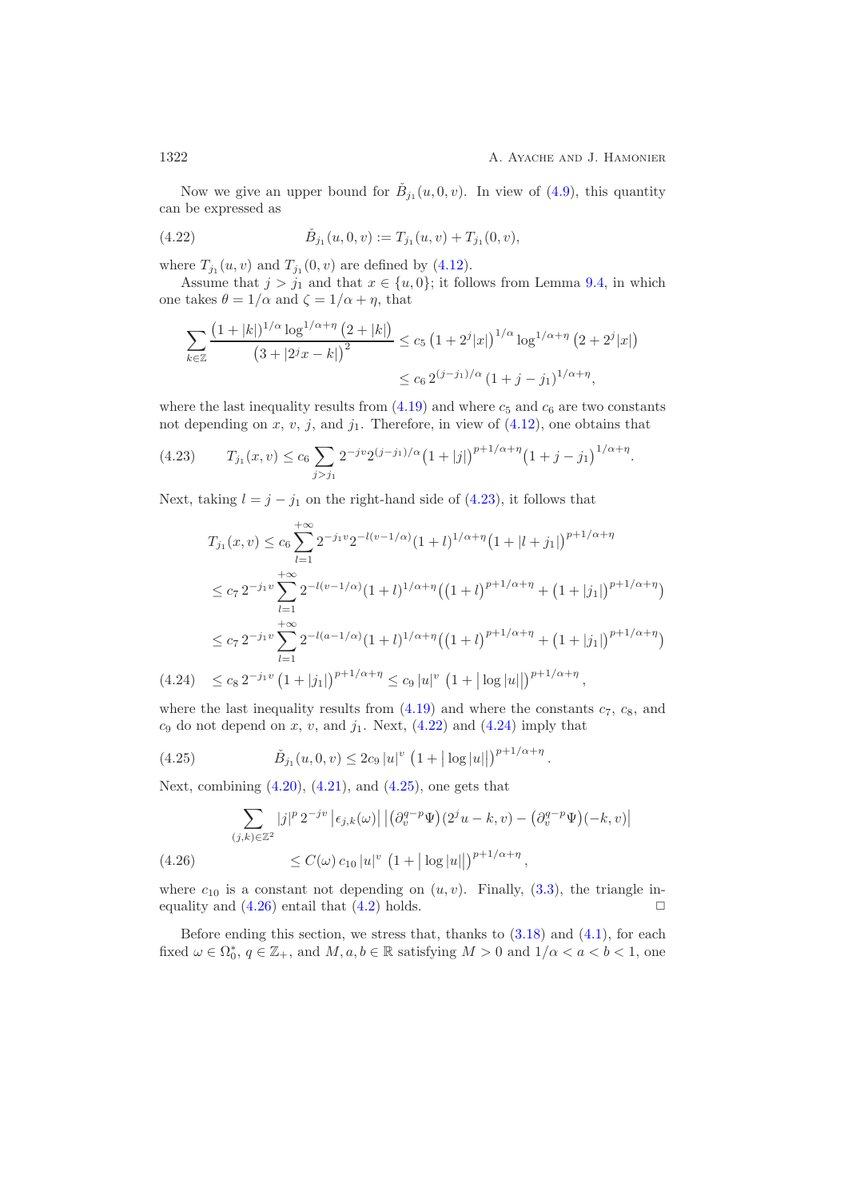Now we give an upper bound for $\breve{B}_{j_1}(u,0,v)$. In view of (4.9), this quantity can be expressed as

$$\breve{B}_{j_1}(u,0,v) := T_{j_1}(u,v) + T_{j_1}(0,v), \tag{4.22}$$

where $T_{j_1}(u,v)$ and $T_{j_1}(0,v)$ are defined by (4.12).

Assume that $j > j_1$ and that $x \in \{u, 0\}$; it follows from Lemma 9.4, in which one takes $\theta = 1/\alpha$ and $\zeta = 1/\alpha + \eta$, that

$$\begin{aligned}
\sum_{k\in\mathbb{Z}} \frac{\left(1+|k|\right)^{1/\alpha} \log^{1/\alpha+\eta}\left(2+|k|\right)}{\left(3+|2^j x - k|\right)^2} &\le c_5 \left(1+2^j|x|\right)^{1/\alpha} \log^{1/\alpha+\eta}\left(2+2^j|x|\right) \\
&\le c_6\, 2^{(j-j_1)/\alpha} \left(1+j-j_1\right)^{1/\alpha+\eta},
\end{aligned}$$

where the last inequality results from (4.19) and where $c_5$ and $c_6$ are two constants not depending on $x$, $v$, $j$, and $j_1$. Therefore, in view of (4.12), one obtains that

$$T_{j_1}(x,v) \le c_6 \sum_{j>j_1} 2^{-jv} 2^{(j-j_1)/\alpha} \big(1+|j|\big)^{p+1/\alpha+\eta} \big(1+j-j_1\big)^{1/\alpha+\eta}. \tag{4.23}$$

Next, taking $l = j - j_1$ on the right-hand side of (4.23), it follows that

$$\begin{aligned}
T_{j_1}(x,v) &\le c_6 \sum_{l=1}^{+\infty} 2^{-j_1 v} 2^{-l(v-1/\alpha)} (1+l)^{1/\alpha+\eta} \big(1+|l+j_1|\big)^{p+1/\alpha+\eta} \\
&\le c_7\, 2^{-j_1 v} \sum_{l=1}^{+\infty} 2^{-l(v-1/\alpha)} (1+l)^{1/\alpha+\eta} \Big(\big(1+l\big)^{p+1/\alpha+\eta} + \big(1+|j_1|\big)^{p+1/\alpha+\eta}\Big) \\
&\le c_7\, 2^{-j_1 v} \sum_{l=1}^{+\infty} 2^{-l(a-1/\alpha)} (1+l)^{1/\alpha+\eta} \Big(\big(1+l\big)^{p+1/\alpha+\eta} + \big(1+|j_1|\big)^{p+1/\alpha+\eta}\Big) \\
&\le c_8\, 2^{-j_1 v} \left(1+|j_1|\right)^{p+1/\alpha+\eta} \le c_9\, |u|^v \, \left(1+\big|\log|u|\big|\right)^{p+1/\alpha+\eta},
\end{aligned} \tag{4.24}$$

where the last inequality results from (4.19) and where the constants $c_7$, $c_8$, and $c_9$ do not depend on $x$, $v$, and $j_1$. Next, (4.22) and (4.24) imply that

$$\breve{B}_{j_1}(u,0,v) \le 2c_9\, |u|^v \left(1+\big|\log|u|\big|\right)^{p+1/\alpha+\eta}. \tag{4.25}$$

Next, combining (4.20), (4.21), and (4.25), one gets that

$$\begin{aligned}
\sum_{(j,k)\in\mathbb{Z}^2} |j|^p\, 2^{-jv} \left|\epsilon_{j,k}(\omega)\right| \left| \big(\partial_v^{q-p}\Psi\big)(2^j u - k, v) - \big(\partial_v^{q-p}\Psi\big)(-k,v) \right| \\
\le C(\omega)\, c_{10}\, |u|^v \left(1+\big|\log|u|\big|\right)^{p+1/\alpha+\eta},
\end{aligned} \tag{4.26}$$

where $c_{10}$ is a constant not depending on $(u,v)$. Finally, (3.3), the triangle inequality and (4.26) entail that (4.2) holds. $\square$

Before ending this section, we stress that, thanks to (3.18) and (4.1), for each fixed $\omega \in \Omega_0^*$, $q \in \mathbb{Z}_+$, and $M, a, b \in \mathbb{R}$ satisfying $M > 0$ and $1/\alpha < a < b < 1$, one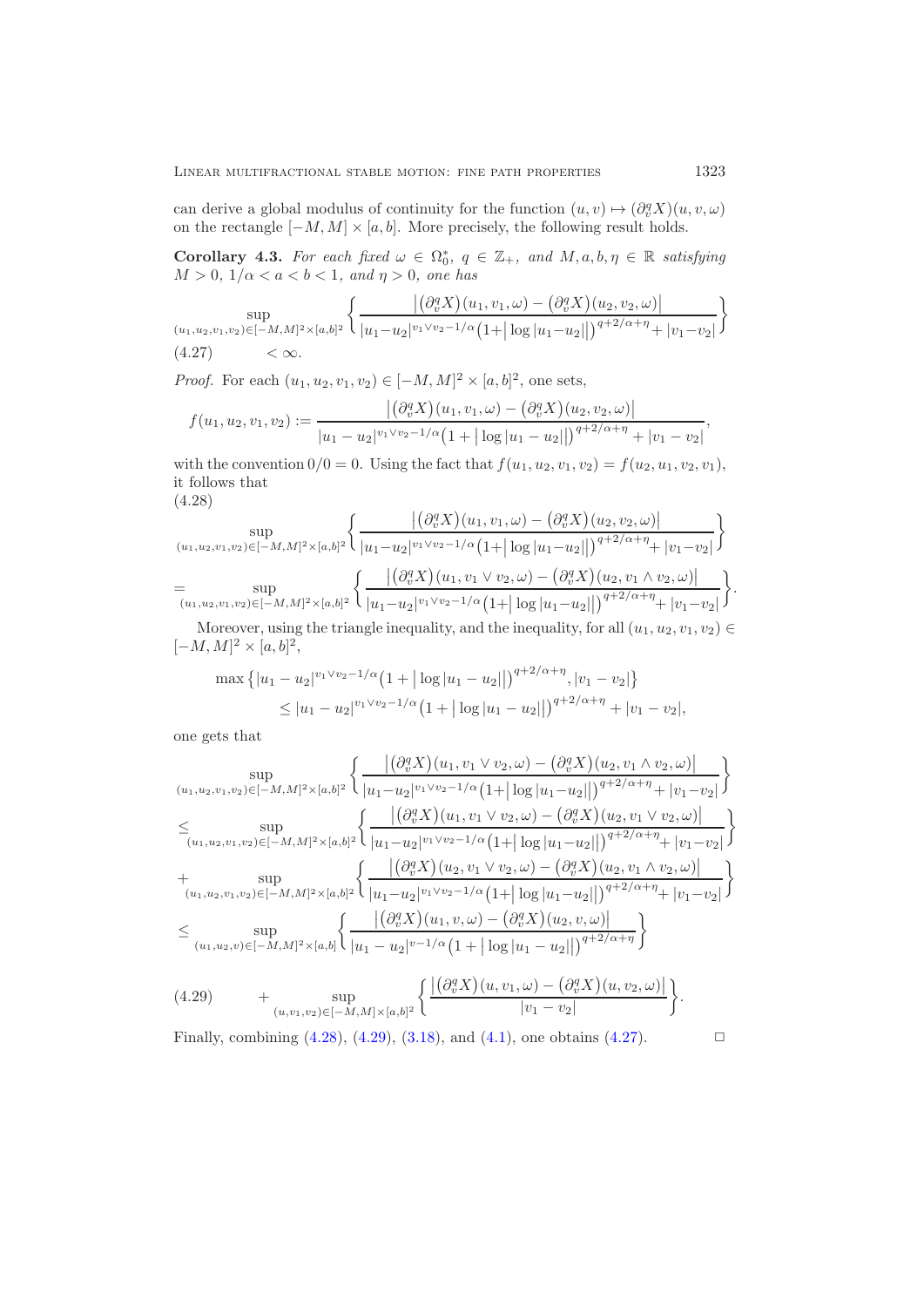can derive a global modulus of continuity for the function $(u,v) \mapsto (\partial_v^q X)(u,v,\omega)$ on the rectangle $[-M,M] \times [a,b]$. More precisely, the following result holds.

**Corollary 4.3.** *For each fixed $\omega \in \Omega_0^*$, $q \in \mathbb{Z}_+$, and $M,a,b,\eta \in \mathbb{R}$ satisfying $M > 0$, $1/\alpha < a < b < 1$, and $\eta > 0$, one has*

$$\sup_{(u_1,u_2,v_1,v_2)\in[-M,M]^2\times[a,b]^2} \left\{ \frac{\big|(\partial_v^q X)(u_1,v_1,\omega) - (\partial_v^q X)(u_2,v_2,\omega)\big|}{|u_1-u_2|^{v_1\vee v_2-1/\alpha}\big(1+\big|\log|u_1-u_2|\big|\big)^{q+2/\alpha+\eta} + |v_1-v_2|} \right\} < \infty. \tag{4.27}$$

*Proof.* For each $(u_1,u_2,v_1,v_2) \in [-M,M]^2 \times [a,b]^2$, one sets,

$$f(u_1,u_2,v_1,v_2) := \frac{\big|(\partial_v^q X)(u_1,v_1,\omega) - (\partial_v^q X)(u_2,v_2,\omega)\big|}{|u_1-u_2|^{v_1\vee v_2-1/\alpha}\big(1+\big|\log|u_1-u_2|\big|\big)^{q+2/\alpha+\eta} + |v_1-v_2|},$$

with the convention $0/0 = 0$. Using the fact that $f(u_1,u_2,v_1,v_2) = f(u_2,u_1,v_2,v_1)$, it follows that

$$\begin{aligned}
&\sup_{(u_1,u_2,v_1,v_2)\in[-M,M]^2\times[a,b]^2} \left\{ \frac{\big|(\partial_v^q X)(u_1,v_1,\omega) - (\partial_v^q X)(u_2,v_2,\omega)\big|}{|u_1-u_2|^{v_1\vee v_2-1/\alpha}\big(1+\big|\log|u_1-u_2|\big|\big)^{q+2/\alpha+\eta} + |v_1-v_2|} \right\} \\
&= \sup_{(u_1,u_2,v_1,v_2)\in[-M,M]^2\times[a,b]^2} \left\{ \frac{\big|(\partial_v^q X)(u_1,v_1\vee v_2,\omega) - (\partial_v^q X)(u_2,v_1\wedge v_2,\omega)\big|}{|u_1-u_2|^{v_1\vee v_2-1/\alpha}\big(1+\big|\log|u_1-u_2|\big|\big)^{q+2/\alpha+\eta} + |v_1-v_2|} \right\}.
\end{aligned} \tag{4.28}$$

Moreover, using the triangle inequality, and the inequality, for all $(u_1,u_2,v_1,v_2) \in [-M,M]^2 \times [a,b]^2$,

$$\begin{aligned}
&\max\left\{|u_1-u_2|^{v_1\vee v_2-1/\alpha}\big(1+\big|\log|u_1-u_2|\big|\big)^{q+2/\alpha+\eta}, |v_1-v_2|\right\} \\
&\qquad \le |u_1-u_2|^{v_1\vee v_2-1/\alpha}\big(1+\big|\log|u_1-u_2|\big|\big)^{q+2/\alpha+\eta} + |v_1-v_2|,
\end{aligned}$$

one gets that

$$\begin{aligned}
&\sup_{(u_1,u_2,v_1,v_2)\in[-M,M]^2\times[a,b]^2} \left\{ \frac{\big|(\partial_v^q X)(u_1,v_1\vee v_2,\omega) - (\partial_v^q X)(u_2,v_1\wedge v_2,\omega)\big|}{|u_1-u_2|^{v_1\vee v_2-1/\alpha}\big(1+\big|\log|u_1-u_2|\big|\big)^{q+2/\alpha+\eta} + |v_1-v_2|} \right\} \\
&\le \sup_{(u_1,u_2,v_1,v_2)\in[-M,M]^2\times[a,b]^2} \left\{ \frac{\big|(\partial_v^q X)(u_1,v_1\vee v_2,\omega) - (\partial_v^q X)(u_2,v_1\vee v_2,\omega)\big|}{|u_1-u_2|^{v_1\vee v_2-1/\alpha}\big(1+\big|\log|u_1-u_2|\big|\big)^{q+2/\alpha+\eta} + |v_1-v_2|} \right\} \\
&+ \sup_{(u_1,u_2,v_1,v_2)\in[-M,M]^2\times[a,b]^2} \left\{ \frac{\big|(\partial_v^q X)(u_2,v_1\vee v_2,\omega) - (\partial_v^q X)(u_2,v_1\wedge v_2,\omega)\big|}{|u_1-u_2|^{v_1\vee v_2-1/\alpha}\big(1+\big|\log|u_1-u_2|\big|\big)^{q+2/\alpha+\eta} + |v_1-v_2|} \right\} \\
&\le \sup_{(u_1,u_2,v)\in[-M,M]^2\times[a,b]} \left\{ \frac{\big|(\partial_v^q X)(u_1,v,\omega) - (\partial_v^q X)(u_2,v,\omega)\big|}{|u_1-u_2|^{v-1/\alpha}\big(1+\big|\log|u_1-u_2|\big|\big)^{q+2/\alpha+\eta}} \right\} \\
&+ \sup_{(u,v_1,v_2)\in[-M,M]\times[a,b]^2} \left\{ \frac{\big|(\partial_v^q X)(u,v_1,\omega) - (\partial_v^q X)(u,v_2,\omega)\big|}{|v_1-v_2|} \right\}.
\end{aligned} \tag{4.29}$$

Finally, combining (4.28), (4.29), (3.18), and (4.1), one obtains (4.27). $\square$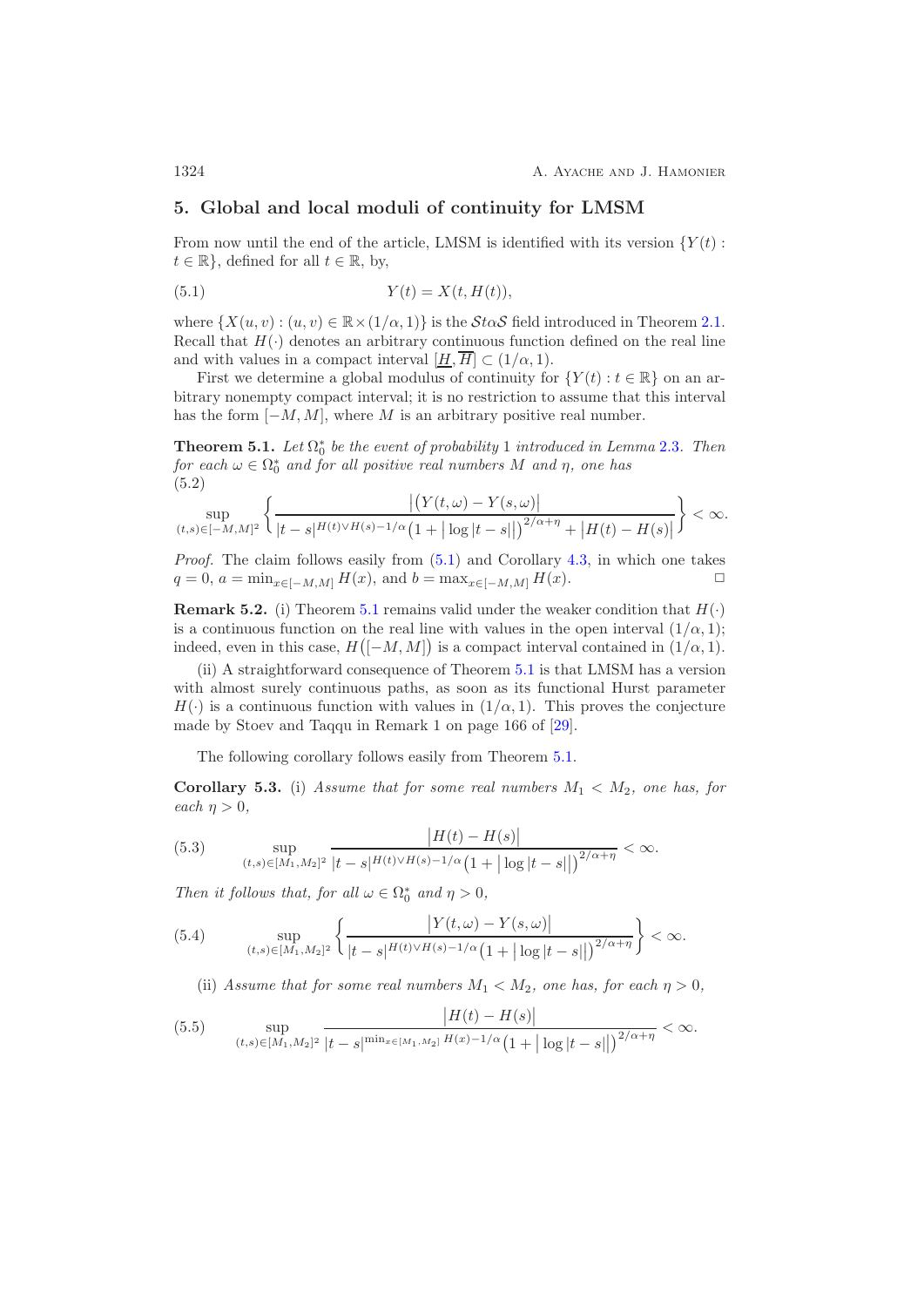## 5. Global and local moduli of continuity for LMSM

From now until the end of the article, LMSM is identified with its version $\{Y(t) : t \in \mathbb{R}\}$, defined for all $t \in \mathbb{R}$, by,

$$Y(t) = X(t, H(t)), \tag{5.1}$$

where $\{X(u,v) : (u,v) \in \mathbb{R} \times (1/\alpha, 1)\}$ is the $\mathcal{S}t\alpha\mathcal{S}$ field introduced in Theorem 2.1. Recall that $H(\cdot)$ denotes an arbitrary continuous function defined on the real line and with values in a compact interval $[\underline{H}, \overline{H}] \subset (1/\alpha, 1)$.

First we determine a global modulus of continuity for $\{Y(t) : t \in \mathbb{R}\}$ on an arbitrary nonempty compact interval; it is no restriction to assume that this interval has the form $[-M, M]$, where $M$ is an arbitrary positive real number.

**Theorem 5.1.** *Let $\Omega_0^*$ be the event of probability 1 introduced in Lemma 2.3. Then for each $\omega \in \Omega_0^*$ and for all positive real numbers $M$ and $\eta$, one has*

$$\sup_{(t,s)\in[-M,M]^2} \left\{ \frac{\big|\big(Y(t,\omega) - Y(s,\omega)\big|}{|t-s|^{H(t)\vee H(s) - 1/\alpha}\big(1 + \big|\log|t-s|\big|\big)^{2/\alpha+\eta} + \big|H(t) - H(s)\big|} \right\} < \infty. \tag{5.2}$$

*Proof.* The claim follows easily from (5.1) and Corollary 4.3, in which one takes $q = 0$, $a = \min_{x\in[-M,M]} H(x)$, and $b = \max_{x\in[-M,M]} H(x)$. □

**Remark 5.2.** (i) Theorem 5.1 remains valid under the weaker condition that $H(\cdot)$ is a continuous function on the real line with values in the open interval $(1/\alpha, 1)$; indeed, even in this case, $H\big([-M,M]\big)$ is a compact interval contained in $(1/\alpha, 1)$.

(ii) A straightforward consequence of Theorem 5.1 is that LMSM has a version with almost surely continuous paths, as soon as its functional Hurst parameter $H(\cdot)$ is a continuous function with values in $(1/\alpha, 1)$. This proves the conjecture made by Stoev and Taqqu in Remark 1 on page 166 of [29].

The following corollary follows easily from Theorem 5.1.

**Corollary 5.3.** (i) *Assume that for some real numbers $M_1 < M_2$, one has, for each $\eta > 0$,*

$$\sup_{(t,s)\in[M_1,M_2]^2} \frac{\big|H(t) - H(s)\big|}{|t-s|^{H(t)\vee H(s) - 1/\alpha}\big(1 + \big|\log|t-s|\big|\big)^{2/\alpha+\eta}} < \infty. \tag{5.3}$$

*Then it follows that, for all $\omega \in \Omega_0^*$ and $\eta > 0$,*

$$\sup_{(t,s)\in[M_1,M_2]^2} \left\{ \frac{\big|Y(t,\omega) - Y(s,\omega)\big|}{|t-s|^{H(t)\vee H(s) - 1/\alpha}\big(1 + \big|\log|t-s|\big|\big)^{2/\alpha+\eta}} \right\} < \infty. \tag{5.4}$$

(ii) *Assume that for some real numbers $M_1 < M_2$, one has, for each $\eta > 0$,*

$$\sup_{(t,s)\in[M_1,M_2]^2} \frac{\big|H(t) - H(s)\big|}{|t-s|^{\min_{x\in[M_1,M_2]} H(x) - 1/\alpha}\big(1 + \big|\log|t-s|\big|\big)^{2/\alpha+\eta}} < \infty. \tag{5.5}$$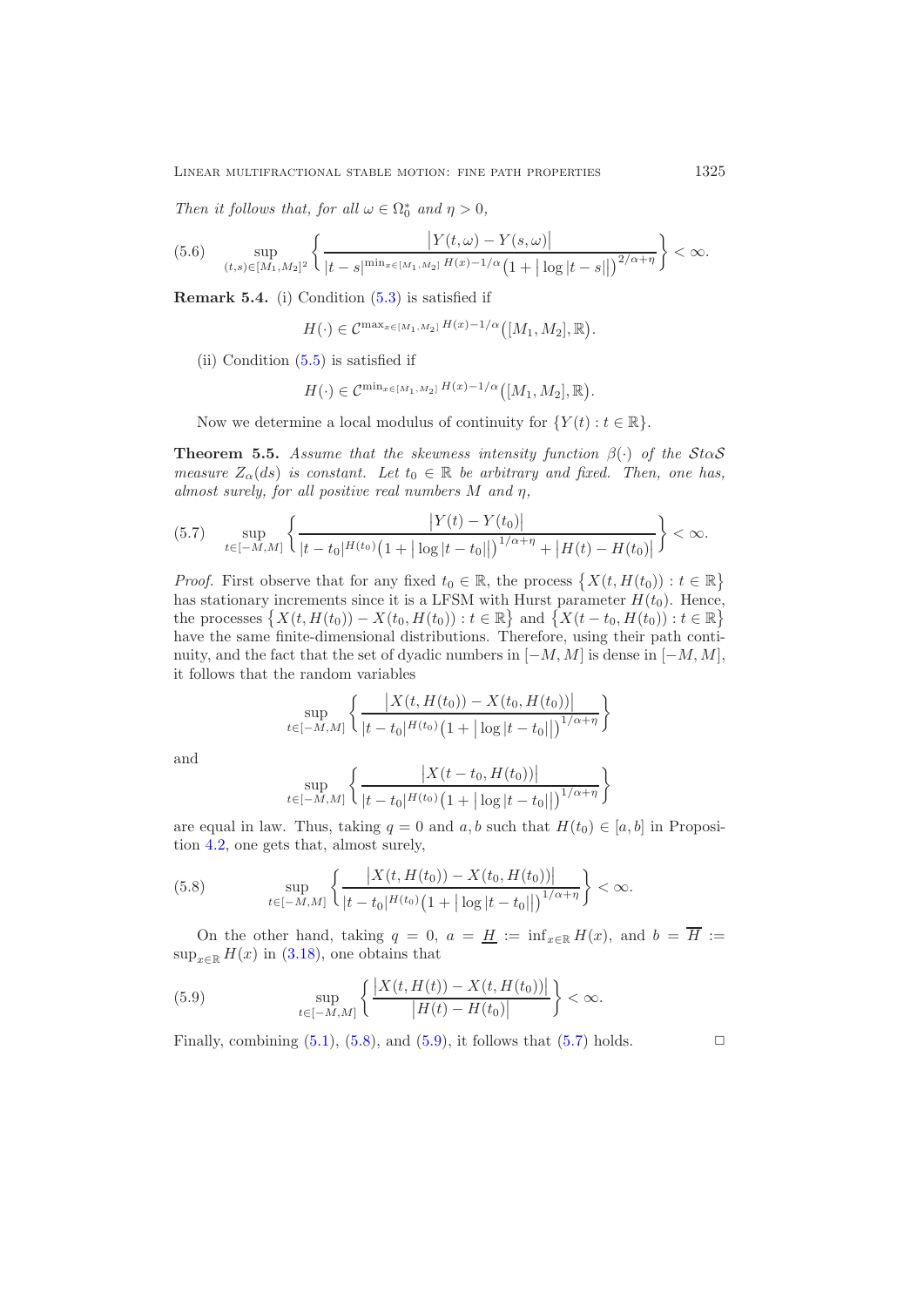*Then it follows that, for all $\omega \in \Omega_0^*$ and $\eta > 0$,*

$$\sup_{(t,s)\in[M_1,M_2]^2} \left\{ \frac{\big|Y(t,\omega) - Y(s,\omega)\big|}{|t-s|^{\min_{x\in[M_1,M_2]} H(x) - 1/\alpha}\big(1 + \big|\log|t-s|\big|\big)^{2/\alpha+\eta}} \right\} < \infty. \tag{5.6}$$

**Remark 5.4.** (i) Condition (5.3) is satisfied if

$$H(\cdot) \in \mathcal{C}^{\max_{x\in[M_1,M_2]} H(x) - 1/\alpha}\big([M_1,M_2],\mathbb{R}\big).$$

(ii) Condition (5.5) is satisfied if

$$H(\cdot) \in \mathcal{C}^{\min_{x\in[M_1,M_2]} H(x) - 1/\alpha}\big([M_1,M_2],\mathbb{R}\big).$$

Now we determine a local modulus of continuity for $\{Y(t) : t \in \mathbb{R}\}$.

**Theorem 5.5.** *Assume that the skewness intensity function $\beta(\cdot)$ of the $\mathcal{S}\alpha\mathcal{S}$ measure $Z_\alpha(ds)$ is constant. Let $t_0 \in \mathbb{R}$ be arbitrary and fixed. Then, one has, almost surely, for all positive real numbers $M$ and $\eta$,*

$$\sup_{t\in[-M,M]} \left\{ \frac{\big|Y(t) - Y(t_0)\big|}{|t-t_0|^{H(t_0)}\big(1 + \big|\log|t-t_0|\big|\big)^{1/\alpha+\eta} + \big|H(t) - H(t_0)\big|} \right\} < \infty. \tag{5.7}$$

*Proof.* First observe that for any fixed $t_0 \in \mathbb{R}$, the process $\big\{X(t, H(t_0)) : t \in \mathbb{R}\big\}$ has stationary increments since it is a LFSM with Hurst parameter $H(t_0)$. Hence, the processes $\big\{X(t, H(t_0)) - X(t_0, H(t_0)) : t \in \mathbb{R}\big\}$ and $\big\{X(t - t_0, H(t_0)) : t \in \mathbb{R}\big\}$ have the same finite-dimensional distributions. Therefore, using their path continuity, and the fact that the set of dyadic numbers in $[-M, M]$ is dense in $[-M, M]$, it follows that the random variables

$$\sup_{t\in[-M,M]} \left\{ \frac{\big|X(t, H(t_0)) - X(t_0, H(t_0))\big|}{|t-t_0|^{H(t_0)}\big(1 + \big|\log|t-t_0|\big|\big)^{1/\alpha+\eta}} \right\}$$

and

$$\sup_{t\in[-M,M]} \left\{ \frac{\big|X(t-t_0, H(t_0))\big|}{|t-t_0|^{H(t_0)}\big(1 + \big|\log|t-t_0|\big|\big)^{1/\alpha+\eta}} \right\}$$

are equal in law. Thus, taking $q = 0$ and $a, b$ such that $H(t_0) \in [a, b]$ in Proposition 4.2, one gets that, almost surely,

$$\sup_{t\in[-M,M]} \left\{ \frac{\big|X(t, H(t_0)) - X(t_0, H(t_0))\big|}{|t-t_0|^{H(t_0)}\big(1 + \big|\log|t-t_0|\big|\big)^{1/\alpha+\eta}} \right\} < \infty. \tag{5.8}$$

On the other hand, taking $q = 0$, $a = \underline{H} := \inf_{x\in\mathbb{R}} H(x)$, and $b = \overline{H} := \sup_{x\in\mathbb{R}} H(x)$ in (3.18), one obtains that

$$\sup_{t\in[-M,M]} \left\{ \frac{\big|X(t, H(t)) - X(t, H(t_0))\big|}{\big|H(t) - H(t_0)\big|} \right\} < \infty. \tag{5.9}$$

Finally, combining (5.1), (5.8), and (5.9), it follows that (5.7) holds. $\square$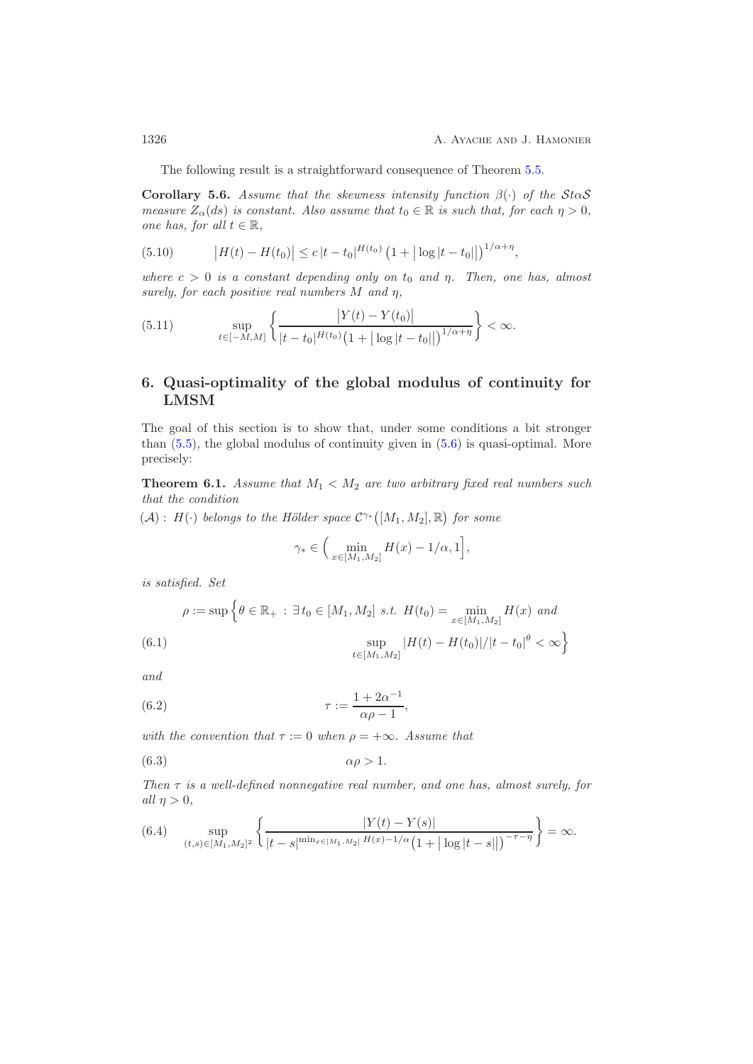The following result is a straightforward consequence of Theorem 5.5.

**Corollary 5.6.** *Assume that the skewness intensity function $\beta(\cdot)$ of the $\mathcal{S}t\alpha\mathcal{S}$ measure $Z_\alpha(ds)$ is constant. Also assume that $t_0 \in \mathbb{R}$ is such that, for each $\eta > 0$, one has, for all $t \in \mathbb{R}$,*

$$\big|H(t) - H(t_0)\big| \le c\,|t - t_0|^{H(t_0)}\big(1 + \big|\log|t - t_0|\big|\big)^{1/\alpha+\eta}, \tag{5.10}$$

*where $c > 0$ is a constant depending only on $t_0$ and $\eta$. Then, one has, almost surely, for each positive real numbers $M$ and $\eta$,*

$$\sup_{t\in[-M,M]} \left\{ \frac{\big|Y(t) - Y(t_0)\big|}{|t - t_0|^{H(t_0)}\big(1 + \big|\log|t - t_0|\big|\big)^{1/\alpha+\eta}} \right\} < \infty. \tag{5.11}$$

## 6. Quasi-optimality of the global modulus of continuity for LMSM

The goal of this section is to show that, under some conditions a bit stronger than (5.5), the global modulus of continuity given in (5.6) is quasi-optimal. More precisely:

**Theorem 6.1.** *Assume that $M_1 < M_2$ are two arbitrary fixed real numbers such that the condition*

$(\mathcal{A})$ : *$H(\cdot)$ belongs to the Hölder space $\mathcal{C}^{\gamma_*}\big([M_1, M_2], \mathbb{R}\big)$ for some*

$$\gamma_* \in \Big(\min_{x\in[M_1,M_2]} H(x) - 1/\alpha, 1\Big],$$

*is satisfied. Set*

$$\rho := \sup\Big\{\theta \in \mathbb{R}_+ \,:\, \exists\, t_0 \in [M_1, M_2] \text{ s.t. } H(t_0) = \min_{x\in[M_1,M_2]} H(x) \text{ and } \sup_{t\in[M_1,M_2]} |H(t) - H(t_0)|/|t - t_0|^{\theta} < \infty\Big\} \tag{6.1}$$

*and*

$$\tau := \frac{1 + 2\alpha^{-1}}{\alpha\rho - 1}, \tag{6.2}$$

*with the convention that $\tau := 0$ when $\rho = +\infty$. Assume that*

$$\alpha\rho > 1. \tag{6.3}$$

*Then $\tau$ is a well-defined nonnegative real number, and one has, almost surely, for all $\eta > 0$,*

$$\sup_{(t,s)\in[M_1,M_2]^2} \left\{ \frac{|Y(t) - Y(s)|}{|t - s|^{\min_{x\in[M_1,M_2]} H(x) - 1/\alpha}\big(1 + \big|\log|t - s|\big|\big)^{-\tau-\eta}} \right\} = \infty. \tag{6.4}$$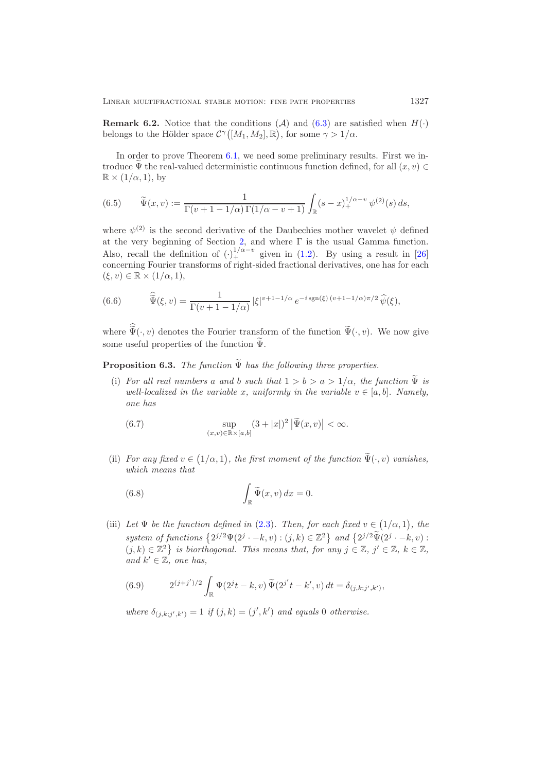**Remark 6.2.** Notice that the conditions ($\mathcal{A}$) and (6.3) are satisfied when $H(\cdot)$ belongs to the Hölder space $\mathcal{C}^\gamma\big([M_1, M_2], \mathbb{R}\big)$, for some $\gamma > 1/\alpha$.

In order to prove Theorem 6.1, we need some preliminary results. First we introduce $\widetilde{\Psi}$ the real-valued deterministic continuous function defined, for all $(x,v) \in \mathbb{R} \times (1/\alpha, 1)$, by

$$
\widetilde{\Psi}(x,v) := \frac{1}{\Gamma(v+1-1/\alpha)\,\Gamma(1/\alpha - v + 1)} \int_{\mathbb{R}} (s-x)_+^{1/\alpha - v}\, \psi^{(2)}(s)\, ds, \tag{6.5}
$$

where $\psi^{(2)}$ is the second derivative of the Daubechies mother wavelet $\psi$ defined at the very beginning of Section 2, and where $\Gamma$ is the usual Gamma function. Also, recall the definition of $(\cdot)_+^{1/\alpha - v}$ given in (1.2). By using a result in [26] concerning Fourier transforms of right-sided fractional derivatives, one has for each $(\xi, v) \in \mathbb{R} \times (1/\alpha, 1)$,

$$
\widehat{\widetilde{\Psi}}(\xi, v) = \frac{1}{\Gamma(v+1-1/\alpha)}\, |\xi|^{v+1-1/\alpha}\, e^{-i\,\mathrm{sgn}(\xi)\,(v+1-1/\alpha)\pi/2}\, \widehat{\psi}(\xi), \tag{6.6}
$$

where $\widehat{\widetilde{\Psi}}(\cdot, v)$ denotes the Fourier transform of the function $\widetilde{\Psi}(\cdot, v)$. We now give some useful properties of the function $\widetilde{\Psi}$.

**Proposition 6.3.** *The function $\widetilde{\Psi}$ has the following three properties.*

(i) *For all real numbers $a$ and $b$ such that $1 > b > a > 1/\alpha$, the function $\widetilde{\Psi}$ is well-localized in the variable $x$, uniformly in the variable $v \in [a,b]$. Namely, one has*

$$
\sup_{(x,v) \in \mathbb{R} \times [a,b]} (3 + |x|)^2 \left|\widetilde{\Psi}(x,v)\right| < \infty. \tag{6.7}
$$

(ii) *For any fixed $v \in \big(1/\alpha, 1\big)$, the first moment of the function $\widetilde{\Psi}(\cdot, v)$ vanishes, which means that*

$$
\int_{\mathbb{R}} \widetilde{\Psi}(x,v)\, dx = 0. \tag{6.8}
$$

(iii) *Let $\Psi$ be the function defined in (2.3). Then, for each fixed $v \in \big(1/\alpha, 1\big)$, the system of functions $\big\{2^{j/2}\Psi(2^j \cdot - k, v) : (j,k) \in \mathbb{Z}^2\big\}$ and $\big\{2^{j/2}\widetilde{\Psi}(2^j \cdot - k, v) : (j,k) \in \mathbb{Z}^2\big\}$ is biorthogonal. This means that, for any $j \in \mathbb{Z}$, $j' \in \mathbb{Z}$, $k \in \mathbb{Z}$, and $k' \in \mathbb{Z}$, one has,*

$$
2^{(j+j')/2} \int_{\mathbb{R}} \Psi(2^j t - k, v)\, \widetilde{\Psi}(2^{j'} t - k', v)\, dt = \delta_{(j,k;j',k')}, \tag{6.9}
$$

*where $\delta_{(j,k;j',k')} = 1$ if $(j,k) = (j',k')$ and equals $0$ otherwise.*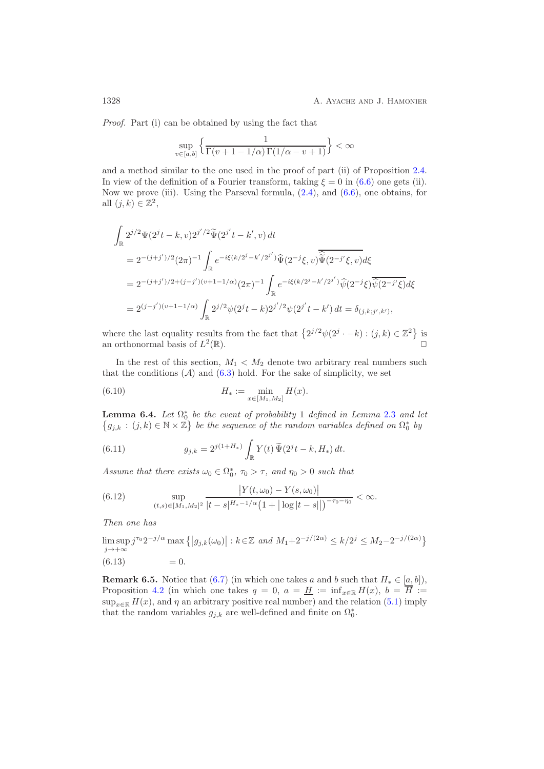*Proof.* Part (i) can be obtained by using the fact that

$$\sup_{v\in[a,b]}\Big\{\frac{1}{\Gamma(v+1-1/\alpha)\,\Gamma(1/\alpha-v+1)}\Big\}<\infty$$

and a method similar to the one used in the proof of part (ii) of Proposition 2.4. In view of the definition of a Fourier transform, taking $\xi=0$ in (6.6) one gets (ii). Now we prove (iii). Using the Parseval formula, (2.4), and (6.6), one obtains, for all $(j,k)\in\mathbb{Z}^2$,

$$\begin{aligned}
&\int_{\mathbb{R}} 2^{j/2}\Psi(2^jt-k,v)2^{j'/2}\widetilde{\Psi}(2^{j'}t-k',v)\,dt\\
&= 2^{-(j+j')/2}(2\pi)^{-1}\int_{\mathbb{R}} e^{-i\xi(k/2^j-k'/2^{j'})}\widehat{\Psi}(2^{-j}\xi,v)\overline{\widehat{\widetilde{\Psi}}(2^{-j'}\xi,v)}d\xi\\
&= 2^{-(j+j')/2+(j-j')(v+1-1/\alpha)}(2\pi)^{-1}\int_{\mathbb{R}} e^{-i\xi(k/2^j-k'/2^{j'})}\widehat{\psi}(2^{-j}\xi)\overline{\widehat{\psi}(2^{-j'}\xi)}d\xi\\
&= 2^{(j-j')(v+1-1/\alpha)}\int_{\mathbb{R}} 2^{j/2}\psi(2^jt-k)2^{j'/2}\psi(2^{j'}t-k')\,dt=\delta_{(j,k;j',k')},
\end{aligned}$$

where the last equality results from the fact that $\big\{2^{j/2}\psi(2^j\cdot-k):(j,k)\in\mathbb{Z}^2\big\}$ is an orthonormal basis of $L^2(\mathbb{R})$. □

In the rest of this section, $M_1<M_2$ denote two arbitrary real numbers such that the conditions $(\mathcal{A})$ and (6.3) hold. For the sake of simplicity, we set

$$H_*:=\min_{x\in[M_1,M_2]}H(x). \tag{6.10}$$

**Lemma 6.4.** *Let $\Omega_0^*$ be the event of probability 1 defined in Lemma 2.3 and let $\big\{g_{j,k}:(j,k)\in\mathbb{N}\times\mathbb{Z}\big\}$ be the sequence of the random variables defined on $\Omega_0^*$ by*

$$g_{j,k}=2^{j(1+H_*)}\int_{\mathbb{R}}Y(t)\,\widetilde{\Psi}(2^jt-k,H_*)\,dt. \tag{6.11}$$

*Assume that there exists $\omega_0\in\Omega_0^*$, $\tau_0>\tau$, and $\eta_0>0$ such that*

$$\sup_{(t,s)\in[M_1,M_2]^2}\frac{\big|Y(t,\omega_0)-Y(s,\omega_0)\big|}{|t-s|^{H_*-1/\alpha}\big(1+\big|\log|t-s|\big|\big)^{-\tau_0-\eta_0}}<\infty. \tag{6.12}$$

*Then one has*

$$\limsup_{j\to+\infty} j^{\tau_0}2^{-j/\alpha}\max\big\{\big|g_{j,k}(\omega_0)\big|:k\in\mathbb{Z}\text{ and }M_1+2^{-j/(2\alpha)}\le k/2^j\le M_2-2^{-j/(2\alpha)}\big\} = 0. \tag{6.13}$$

**Remark 6.5.** Notice that (6.7) (in which one takes $a$ and $b$ such that $H_*\in[a,b]$), Proposition 4.2 (in which one takes $q=0$, $a=\underline{H}:=\inf_{x\in\mathbb{R}}H(x)$, $b=\overline{H}:=\sup_{x\in\mathbb{R}}H(x)$, and $\eta$ an arbitrary positive real number) and the relation (5.1) imply that the random variables $g_{j,k}$ are well-defined and finite on $\Omega_0^*$.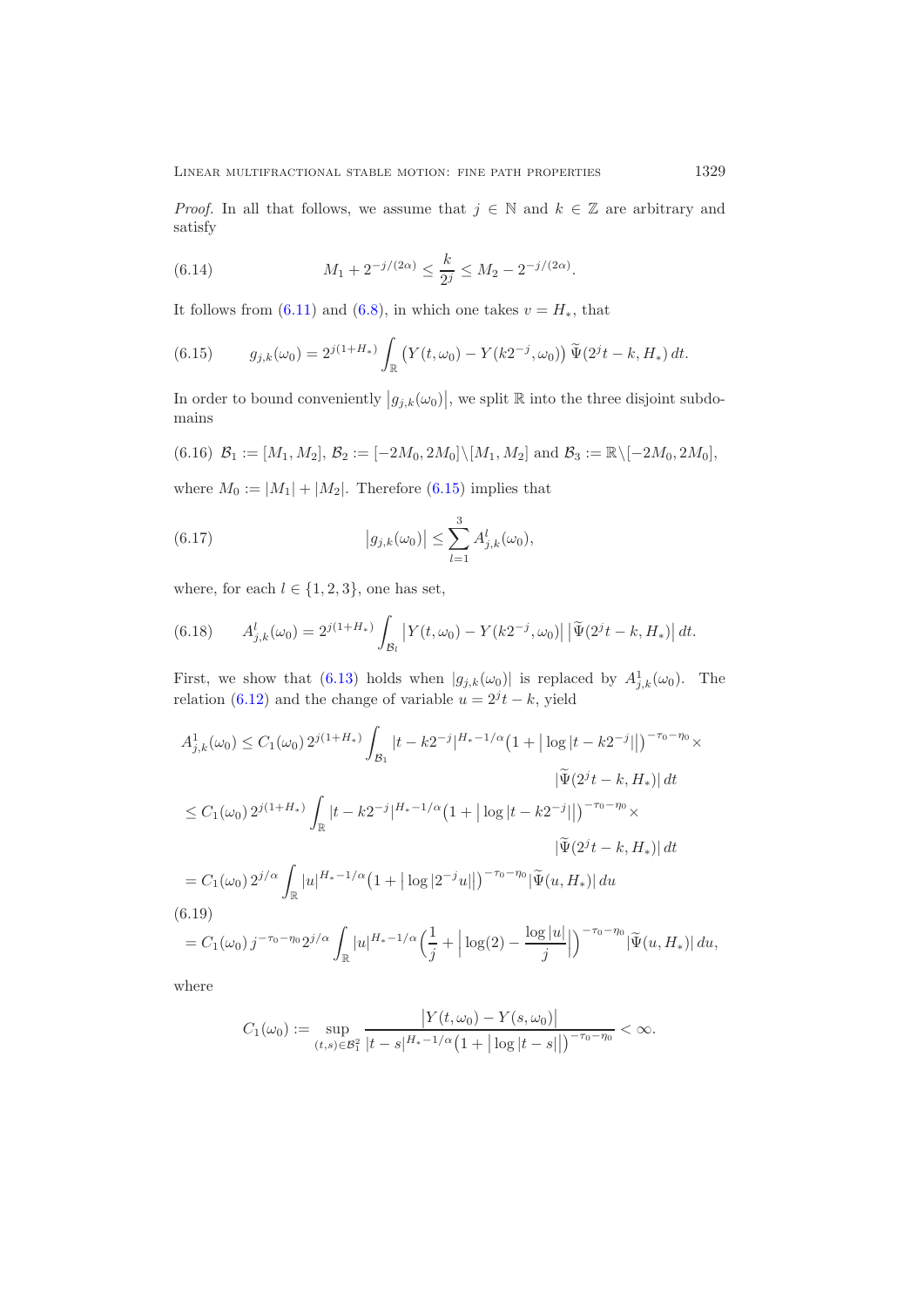*Proof.* In all that follows, we assume that $j \in \mathbb{N}$ and $k \in \mathbb{Z}$ are arbitrary and satisfy

$$M_1 + 2^{-j/(2\alpha)} \le \frac{k}{2^j} \le M_2 - 2^{-j/(2\alpha)}. \tag{6.14}$$

It follows from (6.11) and (6.8), in which one takes $v = H_*$, that

$$g_{j,k}(\omega_0) = 2^{j(1+H_*)} \int_{\mathbb{R}} \big( Y(t,\omega_0) - Y(k2^{-j},\omega_0) \big) \, \widetilde{\Psi}(2^j t - k, H_*) \, dt. \tag{6.15}$$

In order to bound conveniently $\big|g_{j,k}(\omega_0)\big|$, we split $\mathbb{R}$ into the three disjoint subdomains

$$\mathcal{B}_1 := [M_1, M_2],\ \mathcal{B}_2 := [-2M_0, 2M_0] \backslash [M_1, M_2] \text{ and } \mathcal{B}_3 := \mathbb{R} \backslash [-2M_0, 2M_0], \tag{6.16}$$

where $M_0 := |M_1| + |M_2|$. Therefore (6.15) implies that

$$\big|g_{j,k}(\omega_0)\big| \le \sum_{l=1}^{3} A_{j,k}^l(\omega_0), \tag{6.17}$$

where, for each $l \in \{1,2,3\}$, one has set,

$$A_{j,k}^l(\omega_0) = 2^{j(1+H_*)} \int_{\mathcal{B}_l} \big| Y(t,\omega_0) - Y(k2^{-j},\omega_0) \big| \, \big|\widetilde{\Psi}(2^j t - k, H_*)\big| \, dt. \tag{6.18}$$

First, we show that (6.13) holds when $|g_{j,k}(\omega_0)|$ is replaced by $A_{j,k}^1(\omega_0)$. The relation (6.12) and the change of variable $u = 2^j t - k$, yield

$$\begin{aligned}
A_{j,k}^1(\omega_0) &\le C_1(\omega_0)\, 2^{j(1+H_*)} \int_{\mathcal{B}_1} |t - k2^{-j}|^{H_* - 1/\alpha} \big(1 + \big|\log|t - k2^{-j}|\big|\big)^{-\tau_0 - \eta_0} \times \\
&\qquad\qquad |\widetilde{\Psi}(2^j t - k, H_*)| \, dt \\
&\le C_1(\omega_0)\, 2^{j(1+H_*)} \int_{\mathbb{R}} |t - k2^{-j}|^{H_* - 1/\alpha} \big(1 + \big|\log|t - k2^{-j}|\big|\big)^{-\tau_0 - \eta_0} \times \\
&\qquad\qquad |\widetilde{\Psi}(2^j t - k, H_*)| \, dt \\
&= C_1(\omega_0)\, 2^{j/\alpha} \int_{\mathbb{R}} |u|^{H_* - 1/\alpha} \big(1 + \big|\log|2^{-j}u|\big|\big)^{-\tau_0 - \eta_0} |\widetilde{\Psi}(u, H_*)| \, du \\
&= C_1(\omega_0)\, j^{-\tau_0 - \eta_0} 2^{j/\alpha} \int_{\mathbb{R}} |u|^{H_* - 1/\alpha} \Big(\frac{1}{j} + \Big|\log(2) - \frac{\log|u|}{j}\Big|\Big)^{-\tau_0 - \eta_0} |\widetilde{\Psi}(u, H_*)| \, du,
\end{aligned} \tag{6.19}$$

where

$$C_1(\omega_0) := \sup_{(t,s) \in \mathcal{B}_1^2} \frac{\big|Y(t,\omega_0) - Y(s,\omega_0)\big|}{|t-s|^{H_* - 1/\alpha} \big(1 + \big|\log|t-s|\big|\big)^{-\tau_0 - \eta_0}} < \infty.$$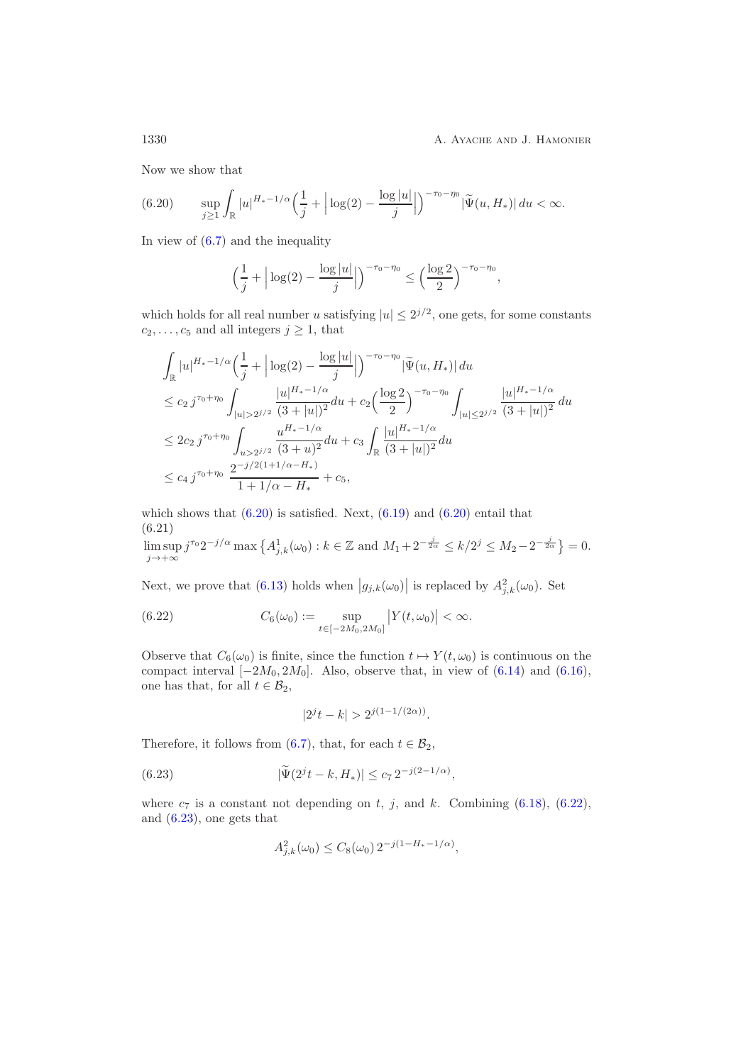Now we show that

$$\text{(6.20)} \qquad \sup_{j\geq 1}\int_{\mathbb{R}} |u|^{H_*-1/\alpha}\Big(\frac{1}{j}+\Big|\log(2)-\frac{\log|u|}{j}\Big|\Big)^{-\tau_0-\eta_0}|\widetilde{\Psi}(u,H_*)|\,du<\infty.$$

In view of (6.7) and the inequality

$$\Big(\frac{1}{j}+\Big|\log(2)-\frac{\log|u|}{j}\Big|\Big)^{-\tau_0-\eta_0}\leq \Big(\frac{\log 2}{2}\Big)^{-\tau_0-\eta_0},$$

which holds for all real number $u$ satisfying $|u|\leq 2^{j/2}$, one gets, for some constants $c_2,\ldots,c_5$ and all integers $j\geq 1$, that

$$\begin{aligned}
&\int_{\mathbb{R}} |u|^{H_*-1/\alpha}\Big(\frac{1}{j}+\Big|\log(2)-\frac{\log|u|}{j}\Big|\Big)^{-\tau_0-\eta_0}|\widetilde{\Psi}(u,H_*)|\,du\\
&\leq c_2\, j^{\tau_0+\eta_0}\int_{|u|>2^{j/2}}\frac{|u|^{H_*-1/\alpha}}{(3+|u|)^2}du+c_2\Big(\frac{\log 2}{2}\Big)^{-\tau_0-\eta_0}\int_{|u|\leq 2^{j/2}}\frac{|u|^{H_*-1/\alpha}}{(3+|u|)^2}\,du\\
&\leq 2c_2\, j^{\tau_0+\eta_0}\int_{u>2^{j/2}}\frac{u^{H_*-1/\alpha}}{(3+u)^2}du+c_3\int_{\mathbb{R}}\frac{|u|^{H_*-1/\alpha}}{(3+|u|)^2}du\\
&\leq c_4\, j^{\tau_0+\eta_0}\,\frac{2^{-j/2(1+1/\alpha-H_*)}}{1+1/\alpha-H_*}+c_5,
\end{aligned}$$

which shows that (6.20) is satisfied. Next, (6.19) and (6.20) entail that

$$\text{(6.21)} \qquad \limsup_{j\to+\infty} j^{\tau_0}2^{-j/\alpha}\max\big\{A^1_{j,k}(\omega_0): k\in\mathbb{Z}\text{ and }M_1+2^{-\frac{j}{2\alpha}}\leq k/2^j\leq M_2-2^{-\frac{j}{2\alpha}}\big\}=0.$$

Next, we prove that (6.13) holds when $|g_{j,k}(\omega_0)|$ is replaced by $A^2_{j,k}(\omega_0)$. Set

$$\text{(6.22)} \qquad C_6(\omega_0):=\sup_{t\in[-2M_0,2M_0]}\big|Y(t,\omega_0)\big|<\infty.$$

Observe that $C_6(\omega_0)$ is finite, since the function $t\mapsto Y(t,\omega_0)$ is continuous on the compact interval $[-2M_0,2M_0]$. Also, observe that, in view of (6.14) and (6.16), one has that, for all $t\in\mathcal{B}_2$,

$$|2^jt-k|>2^{j(1-1/(2\alpha))}.$$

Therefore, it follows from (6.7), that, for each $t\in\mathcal{B}_2$,

$$\text{(6.23)} \qquad |\widetilde{\Psi}(2^jt-k,H_*)|\leq c_7\,2^{-j(2-1/\alpha)},$$

where $c_7$ is a constant not depending on $t$, $j$, and $k$. Combining (6.18), (6.22), and (6.23), one gets that

$$A^2_{j,k}(\omega_0)\leq C_8(\omega_0)\,2^{-j(1-H_*-1/\alpha)},$$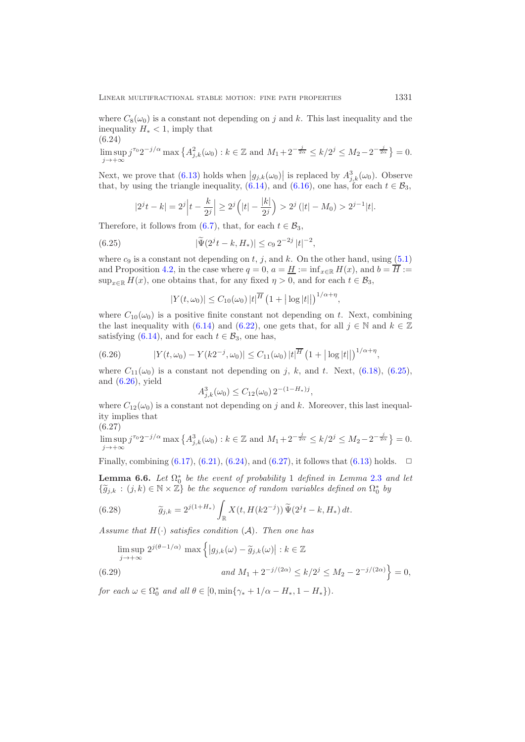where $C_8(\omega_0)$ is a constant not depending on $j$ and $k$. This last inequality and the inequality $H_* < 1$, imply that

$$\limsup_{j\to+\infty} j^{\tau_0} 2^{-j/\alpha} \max\left\{A^2_{j,k}(\omega_0) : k\in\mathbb{Z} \text{ and } M_1 + 2^{-\frac{j}{2\alpha}} \le k/2^j \le M_2 - 2^{-\frac{j}{2\alpha}}\right\} = 0. \tag{6.24}$$

Next, we prove that (6.13) holds when $|g_{j,k}(\omega_0)|$ is replaced by $A^3_{j,k}(\omega_0)$. Observe that, by using the triangle inequality, (6.14), and (6.16), one has, for each $t\in\mathcal{B}_3$,

$$|2^j t - k| = 2^j \Big| t - \frac{k}{2^j}\Big| \ge 2^j \Big( |t| - \frac{|k|}{2^j}\Big) > 2^j\left(|t| - M_0\right) > 2^{j-1}|t|.$$

Therefore, it follows from (6.7), that, for each $t \in \mathcal{B}_3$,

$$|\widetilde{\Psi}(2^j t - k, H_*)| \le c_9\, 2^{-2j}\, |t|^{-2}, \tag{6.25}$$

where $c_9$ is a constant not depending on $t$, $j$, and $k$. On the other hand, using (5.1) and Proposition 4.2, in the case where $q=0$, $a = \underline{H} := \inf_{x\in\mathbb{R}} H(x)$, and $b = \overline{H} := \sup_{x\in\mathbb{R}} H(x)$, one obtains that, for any fixed $\eta>0$, and for each $t\in\mathcal{B}_3$,

$$|Y(t,\omega_0)| \le C_{10}(\omega_0)\, |t|^{\overline{H}} \left(1 + \big|\log|t|\big|\right)^{1/\alpha+\eta},$$

where $C_{10}(\omega_0)$ is a positive finite constant not depending on $t$. Next, combining the last inequality with (6.14) and (6.22), one gets that, for all $j\in\mathbb{N}$ and $k\in\mathbb{Z}$ satisfying (6.14), and for each $t\in\mathcal{B}_3$, one has,

$$|Y(t,\omega_0) - Y(k2^{-j},\omega_0)| \le C_{11}(\omega_0)\, |t|^{\overline{H}} \left(1 + \big|\log|t|\big|\right)^{1/\alpha+\eta}, \tag{6.26}$$

where $C_{11}(\omega_0)$ is a constant not depending on $j$, $k$, and $t$. Next, (6.18), (6.25), and (6.26), yield

$$A^3_{j,k}(\omega_0) \le C_{12}(\omega_0)\, 2^{-(1-H_*)j},$$

where $C_{12}(\omega_0)$ is a constant not depending on $j$ and $k$. Moreover, this last inequality implies that

$$\limsup_{j\to+\infty} j^{\tau_0} 2^{-j/\alpha} \max\left\{A^3_{j,k}(\omega_0) : k\in\mathbb{Z} \text{ and } M_1 + 2^{-\frac{j}{2\alpha}} \le k/2^j \le M_2 - 2^{-\frac{j}{2\alpha}}\right\} = 0. \tag{6.27}$$

Finally, combining (6.17), (6.21), (6.24), and (6.27), it follows that (6.13) holds. $\square$

**Lemma 6.6.** *Let $\Omega_0^*$ be the event of probability 1 defined in Lemma 2.3 and let $\{\widetilde{g}_{j,k} : (j,k)\in\mathbb{N}\times\mathbb{Z}\}$ be the sequence of random variables defined on $\Omega_0^*$ by*

$$\widetilde{g}_{j,k} = 2^{j(1+H_*)} \int_{\mathbb{R}} X(t, H(k2^{-j}))\, \widetilde{\Psi}(2^j t - k, H_*)\, dt. \tag{6.28}$$

*Assume that $H(\cdot)$ satisfies condition $(\mathcal{A})$. Then one has*

$$\limsup_{j\to+\infty} 2^{j(\theta-1/\alpha)} \max\Big\{ |g_{j,k}(\omega) - \widetilde{g}_{j,k}(\omega)| : k\in\mathbb{Z} \text{ and } M_1 + 2^{-j/(2\alpha)} \le k/2^j \le M_2 - 2^{-j/(2\alpha)}\Big\} = 0, \tag{6.29}$$

*for each $\omega\in\Omega_0^*$ and all $\theta\in[0, \min\{\gamma_* + 1/\alpha - H_*, 1-H_*\})$.*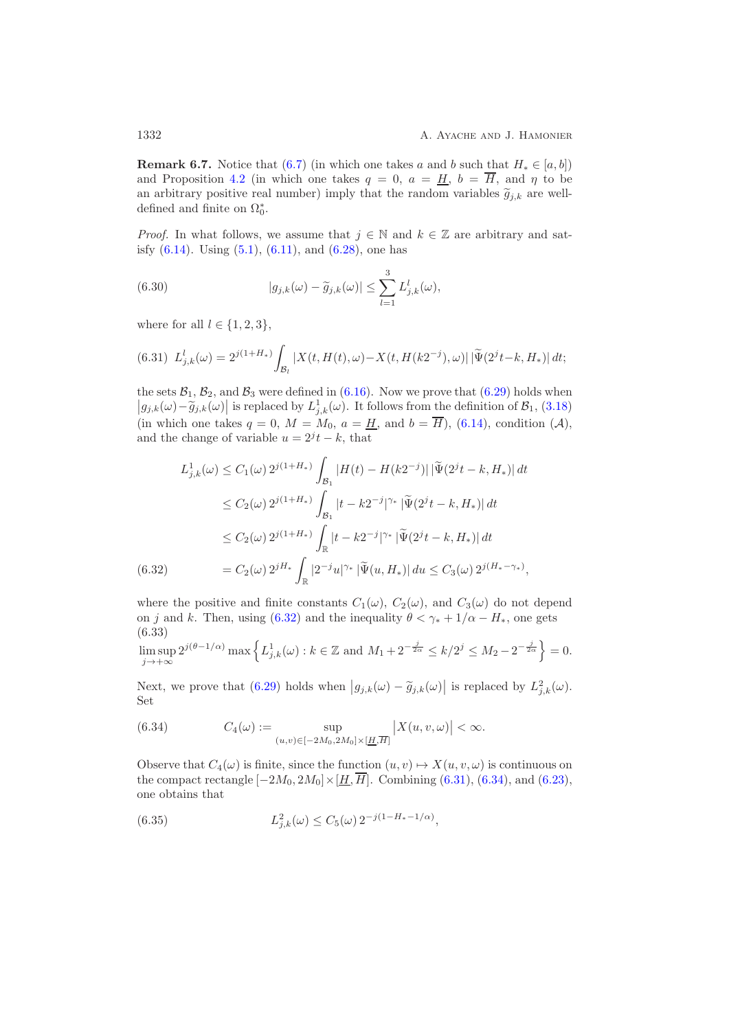**Remark 6.7.** Notice that (6.7) (in which one takes $a$ and $b$ such that $H_* \in [a,b]$) and Proposition 4.2 (in which one takes $q=0$, $a=\underline{H}$, $b=\overline{H}$, and $\eta$ to be an arbitrary positive real number) imply that the random variables $\widetilde{g}_{j,k}$ are well-defined and finite on $\Omega_0^*$.

*Proof.* In what follows, we assume that $j \in \mathbb{N}$ and $k \in \mathbb{Z}$ are arbitrary and satisfy (6.14). Using (5.1), (6.11), and (6.28), one has

$$|g_{j,k}(\omega) - \widetilde{g}_{j,k}(\omega)| \le \sum_{l=1}^{3} L_{j,k}^{l}(\omega), \tag{6.30}$$

where for all $l \in \{1,2,3\}$,

$$L_{j,k}^{l}(\omega) = 2^{j(1+H_*)} \int_{\mathcal{B}_l} |X(t,H(t),\omega) - X(t,H(k2^{-j}),\omega)|\, |\widetilde{\Psi}(2^j t - k, H_*)|\, dt; \tag{6.31}$$

the sets $\mathcal{B}_1$, $\mathcal{B}_2$, and $\mathcal{B}_3$ were defined in (6.16). Now we prove that (6.29) holds when $\left|g_{j,k}(\omega) - \widetilde{g}_{j,k}(\omega)\right|$ is replaced by $L_{j,k}^{1}(\omega)$. It follows from the definition of $\mathcal{B}_1$, (3.18) (in which one takes $q=0$, $M=M_0$, $a=\underline{H}$, and $b=\overline{H}$), (6.14), condition $(\mathcal{A})$, and the change of variable $u = 2^j t - k$, that

$$\begin{aligned}
L_{j,k}^{1}(\omega) &\le C_1(\omega)\, 2^{j(1+H_*)} \int_{\mathcal{B}_1} |H(t) - H(k2^{-j})|\, |\widetilde{\Psi}(2^j t - k, H_*)|\, dt \\
&\le C_2(\omega)\, 2^{j(1+H_*)} \int_{\mathcal{B}_1} |t - k2^{-j}|^{\gamma_*}\, |\widetilde{\Psi}(2^j t - k, H_*)|\, dt \\
&\le C_2(\omega)\, 2^{j(1+H_*)} \int_{\mathbb{R}} |t - k2^{-j}|^{\gamma_*}\, |\widetilde{\Psi}(2^j t - k, H_*)|\, dt \\
&= C_2(\omega)\, 2^{jH_*} \int_{\mathbb{R}} |2^{-j}u|^{\gamma_*}\, |\widetilde{\Psi}(u, H_*)|\, du \le C_3(\omega)\, 2^{j(H_* - \gamma_*)},
\end{aligned} \tag{6.32}$$

where the positive and finite constants $C_1(\omega)$, $C_2(\omega)$, and $C_3(\omega)$ do not depend on $j$ and $k$. Then, using (6.32) and the inequality $\theta < \gamma_* + 1/\alpha - H_*$, one gets

$$\limsup_{j \to +\infty} 2^{j(\theta - 1/\alpha)} \max\left\{ L_{j,k}^{1}(\omega) : k \in \mathbb{Z} \text{ and } M_1 + 2^{-\frac{j}{2\alpha}} \le k/2^j \le M_2 - 2^{-\frac{j}{2\alpha}} \right\} = 0. \tag{6.33}$$

Next, we prove that (6.29) holds when $\left|g_{j,k}(\omega) - \widetilde{g}_{j,k}(\omega)\right|$ is replaced by $L_{j,k}^{2}(\omega)$. Set

$$C_4(\omega) := \sup_{(u,v) \in [-2M_0, 2M_0] \times [\underline{H}, \overline{H}]} \left|X(u,v,\omega)\right| < \infty. \tag{6.34}$$

Observe that $C_4(\omega)$ is finite, since the function $(u,v) \mapsto X(u,v,\omega)$ is continuous on the compact rectangle $[-2M_0, 2M_0] \times [\underline{H}, \overline{H}]$. Combining (6.31), (6.34), and (6.23), one obtains that

$$L_{j,k}^{2}(\omega) \le C_5(\omega)\, 2^{-j(1 - H_* - 1/\alpha)}, \tag{6.35}$$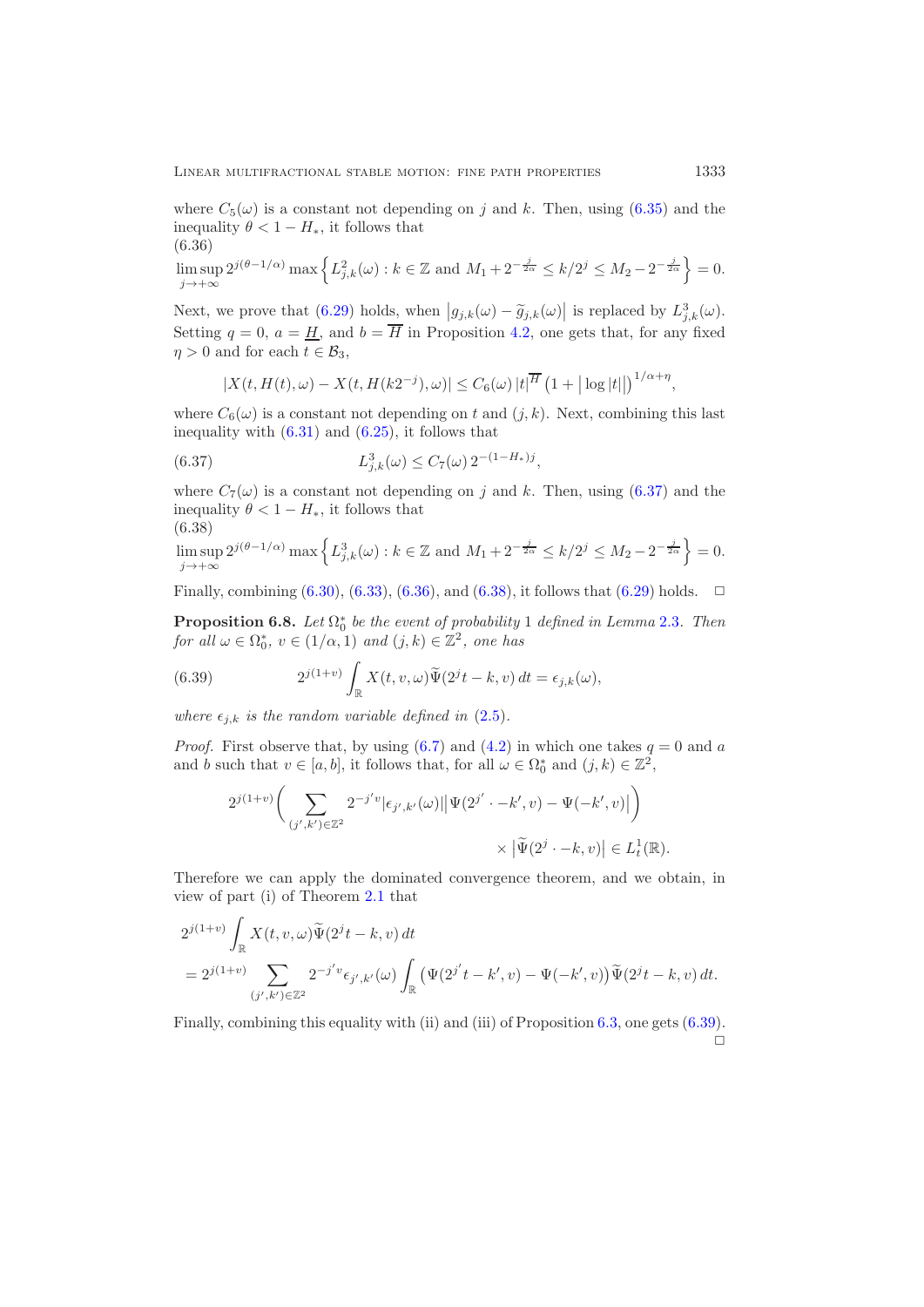where $C_5(\omega)$ is a constant not depending on $j$ and $k$. Then, using (6.35) and the inequality $\theta < 1 - H_*$, it follows that

$$\limsup_{j\to+\infty} 2^{j(\theta-1/\alpha)} \max\Big\{ L^2_{j,k}(\omega) : k \in \mathbb{Z} \text{ and } M_1 + 2^{-\frac{j}{2\alpha}} \le k/2^j \le M_2 - 2^{-\frac{j}{2\alpha}} \Big\} = 0. \tag{6.36}$$

Next, we prove that (6.29) holds, when $\big|g_{j,k}(\omega) - \widetilde{g}_{j,k}(\omega)\big|$ is replaced by $L^3_{j,k}(\omega)$. Setting $q = 0$, $a = \underline{H}$, and $b = \overline{H}$ in Proposition 4.2, one gets that, for any fixed $\eta > 0$ and for each $t \in \mathcal{B}_3$,

$$|X(t, H(t), \omega) - X(t, H(k2^{-j}), \omega)| \le C_6(\omega)\, |t|^{\overline{H}} \big(1 + \big|\log|t|\big|\big)^{1/\alpha+\eta},$$

where $C_6(\omega)$ is a constant not depending on $t$ and $(j,k)$. Next, combining this last inequality with (6.31) and (6.25), it follows that

$$L^3_{j,k}(\omega) \le C_7(\omega)\, 2^{-(1-H_*)j}, \tag{6.37}$$

where $C_7(\omega)$ is a constant not depending on $j$ and $k$. Then, using (6.37) and the inequality $\theta < 1 - H_*$, it follows that

$$\limsup_{j\to+\infty} 2^{j(\theta-1/\alpha)} \max\Big\{ L^3_{j,k}(\omega) : k \in \mathbb{Z} \text{ and } M_1 + 2^{-\frac{j}{2\alpha}} \le k/2^j \le M_2 - 2^{-\frac{j}{2\alpha}} \Big\} = 0. \tag{6.38}$$

Finally, combining (6.30), (6.33), (6.36), and (6.38), it follows that (6.29) holds. $\square$

**Proposition 6.8.** *Let $\Omega_0^*$ be the event of probability 1 defined in Lemma 2.3. Then for all $\omega \in \Omega_0^*$, $v \in (1/\alpha, 1)$ and $(j,k) \in \mathbb{Z}^2$, one has*

$$2^{j(1+v)} \int_{\mathbb{R}} X(t, v, \omega) \widetilde{\Psi}(2^j t - k, v)\, dt = \epsilon_{j,k}(\omega), \tag{6.39}$$

*where $\epsilon_{j,k}$ is the random variable defined in (2.5).*

*Proof.* First observe that, by using (6.7) and (4.2) in which one takes $q = 0$ and $a$ and $b$ such that $v \in [a,b]$, it follows that, for all $\omega \in \Omega_0^*$ and $(j,k) \in \mathbb{Z}^2$,

$$2^{j(1+v)} \bigg( \sum_{(j',k')\in\mathbb{Z}^2} 2^{-j'v} |\epsilon_{j',k'}(\omega)| \big| \Psi(2^{j'} \cdot - k', v) - \Psi(-k', v) \big| \bigg) \\ \times \big|\widetilde{\Psi}(2^j \cdot - k, v)\big| \in L^1_t(\mathbb{R}).$$

Therefore we can apply the dominated convergence theorem, and we obtain, in view of part (i) of Theorem 2.1 that

$$\begin{aligned} &2^{j(1+v)} \int_{\mathbb{R}} X(t, v, \omega) \widetilde{\Psi}(2^j t - k, v)\, dt \\ &= 2^{j(1+v)} \sum_{(j',k')\in\mathbb{Z}^2} 2^{-j'v} \epsilon_{j',k'}(\omega) \int_{\mathbb{R}} \big(\Psi(2^{j'} t - k', v) - \Psi(-k', v)\big) \widetilde{\Psi}(2^j t - k, v)\, dt. \end{aligned}$$

Finally, combining this equality with (ii) and (iii) of Proposition 6.3, one gets (6.39). $\square$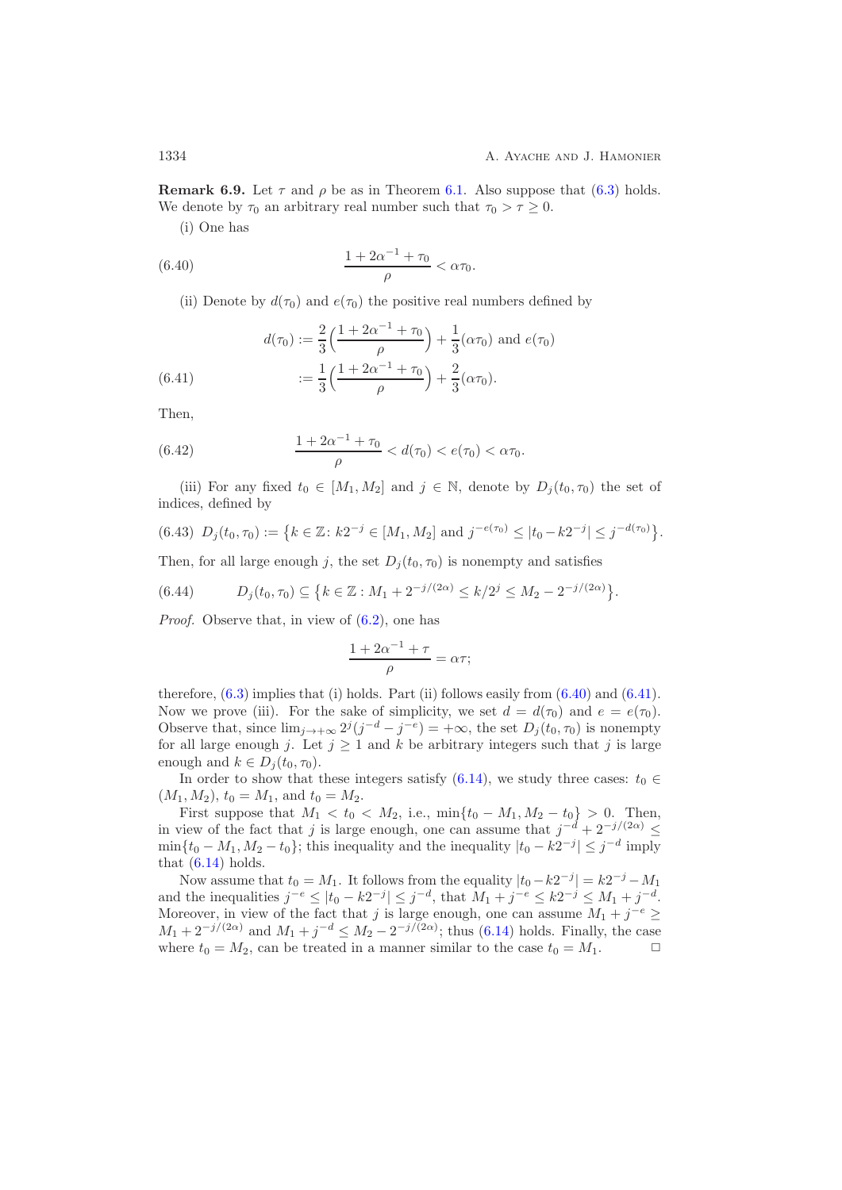**Remark 6.9.** Let $\tau$ and $\rho$ be as in Theorem 6.1. Also suppose that (6.3) holds. We denote by $\tau_0$ an arbitrary real number such that $\tau_0 > \tau \geq 0$.

(i) One has

$$\frac{1 + 2\alpha^{-1} + \tau_0}{\rho} < \alpha\tau_0. \tag{6.40}$$

(ii) Denote by $d(\tau_0)$ and $e(\tau_0)$ the positive real numbers defined by

$$d(\tau_0) := \frac{2}{3}\Big(\frac{1 + 2\alpha^{-1} + \tau_0}{\rho}\Big) + \frac{1}{3}(\alpha\tau_0) \text{ and } e(\tau_0) := \frac{1}{3}\Big(\frac{1 + 2\alpha^{-1} + \tau_0}{\rho}\Big) + \frac{2}{3}(\alpha\tau_0). \tag{6.41}$$

Then,

$$\frac{1 + 2\alpha^{-1} + \tau_0}{\rho} < d(\tau_0) < e(\tau_0) < \alpha\tau_0. \tag{6.42}$$

(iii) For any fixed $t_0 \in [M_1, M_2]$ and $j \in \mathbb{N}$, denote by $D_j(t_0, \tau_0)$ the set of indices, defined by

$$D_j(t_0, \tau_0) := \big\{k \in \mathbb{Z}\colon k2^{-j} \in [M_1, M_2] \text{ and } j^{-e(\tau_0)} \leq |t_0 - k2^{-j}| \leq j^{-d(\tau_0)}\big\}. \tag{6.43}$$

Then, for all large enough $j$, the set $D_j(t_0, \tau_0)$ is nonempty and satisfies

$$D_j(t_0, \tau_0) \subseteq \big\{k \in \mathbb{Z} : M_1 + 2^{-j/(2\alpha)} \leq k/2^j \leq M_2 - 2^{-j/(2\alpha)}\big\}. \tag{6.44}$$

*Proof.* Observe that, in view of (6.2), one has

$$\frac{1 + 2\alpha^{-1} + \tau}{\rho} = \alpha\tau;$$

therefore, (6.3) implies that (i) holds. Part (ii) follows easily from (6.40) and (6.41). Now we prove (iii). For the sake of simplicity, we set $d = d(\tau_0)$ and $e = e(\tau_0)$. Observe that, since $\lim_{j\to+\infty} 2^j(j^{-d} - j^{-e}) = +\infty$, the set $D_j(t_0, \tau_0)$ is nonempty for all large enough $j$. Let $j \geq 1$ and $k$ be arbitrary integers such that $j$ is large enough and $k \in D_j(t_0, \tau_0)$.

In order to show that these integers satisfy (6.14), we study three cases: $t_0 \in (M_1, M_2)$, $t_0 = M_1$, and $t_0 = M_2$.

First suppose that $M_1 < t_0 < M_2$, i.e., $\min\{t_0 - M_1, M_2 - t_0\} > 0$. Then, in view of the fact that $j$ is large enough, one can assume that $j^{-d} + 2^{-j/(2\alpha)} \leq \min\{t_0 - M_1, M_2 - t_0\}$; this inequality and the inequality $|t_0 - k2^{-j}| \leq j^{-d}$ imply that (6.14) holds.

Now assume that $t_0 = M_1$. It follows from the equality $|t_0 - k2^{-j}| = k2^{-j} - M_1$ and the inequalities $j^{-e} \leq |t_0 - k2^{-j}| \leq j^{-d}$, that $M_1 + j^{-e} \leq k2^{-j} \leq M_1 + j^{-d}$. Moreover, in view of the fact that $j$ is large enough, one can assume $M_1 + j^{-e} \geq M_1 + 2^{-j/(2\alpha)}$ and $M_1 + j^{-d} \leq M_2 - 2^{-j/(2\alpha)}$; thus (6.14) holds. Finally, the case where $t_0 = M_2$, can be treated in a manner similar to the case $t_0 = M_1$. □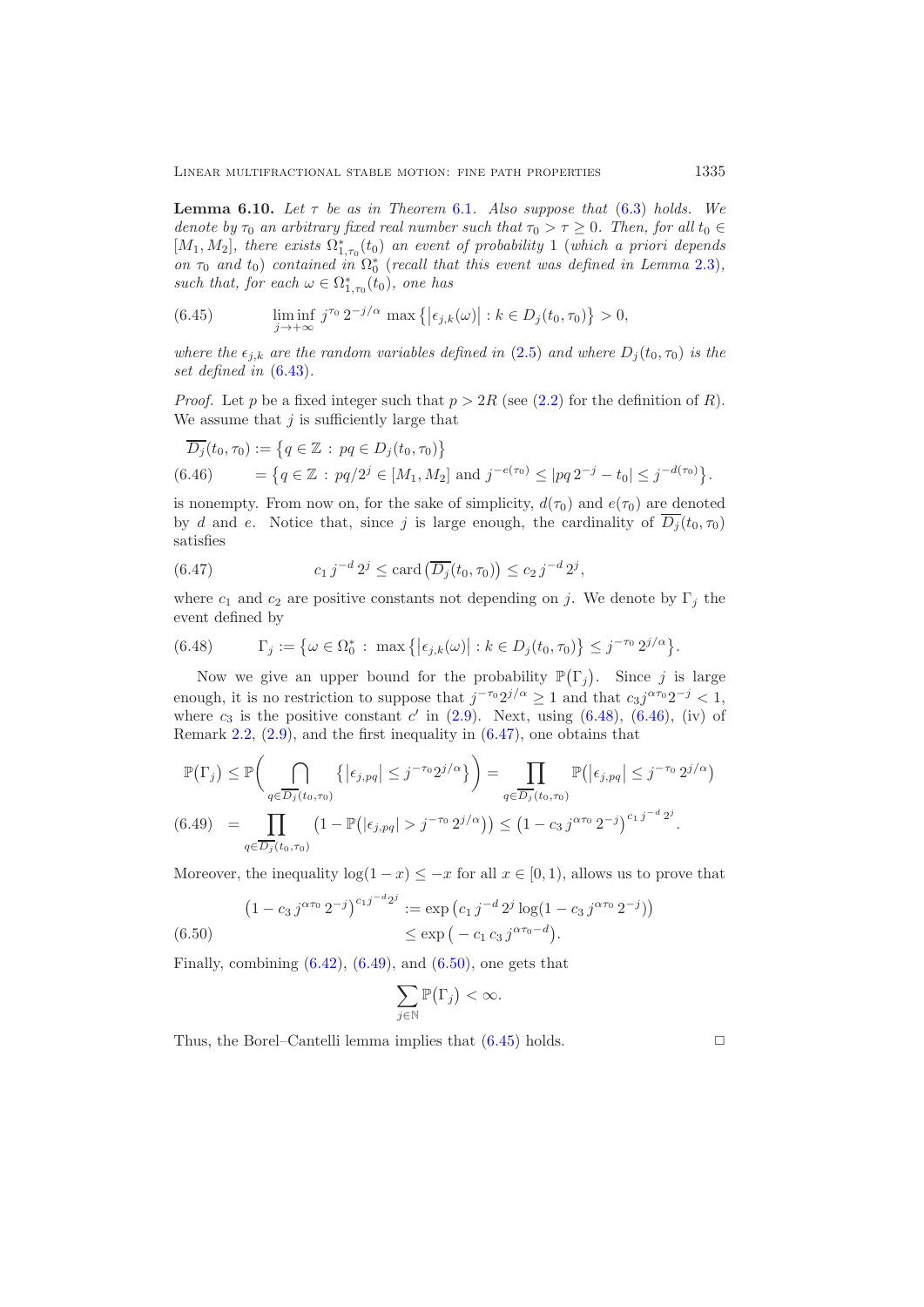**Lemma 6.10.** *Let $\tau$ be as in Theorem 6.1. Also suppose that (6.3) holds. We denote by $\tau_0$ an arbitrary fixed real number such that $\tau_0 > \tau \geq 0$. Then, for all $t_0 \in [M_1, M_2]$, there exists $\Omega^*_{1,\tau_0}(t_0)$ an event of probability 1 (which a priori depends on $\tau_0$ and $t_0$) contained in $\Omega^*_0$ (recall that this event was defined in Lemma 2.3), such that, for each $\omega \in \Omega^*_{1,\tau_0}(t_0)$, one has*

$$\liminf_{j \to +\infty} j^{\tau_0} \, 2^{-j/\alpha} \max\big\{|\epsilon_{j,k}(\omega)| : k \in D_j(t_0, \tau_0)\big\} > 0, \tag{6.45}$$

*where the $\epsilon_{j,k}$ are the random variables defined in (2.5) and where $D_j(t_0, \tau_0)$ is the set defined in (6.43).*

*Proof.* Let $p$ be a fixed integer such that $p > 2R$ (see (2.2) for the definition of $R$). We assume that $j$ is sufficiently large that

$$\begin{aligned}
\overline{D_j}(t_0, \tau_0) &:= \big\{q \in \mathbb{Z} \, : \, pq \in D_j(t_0, \tau_0)\big\} \\
&= \big\{q \in \mathbb{Z} \, : \, pq/2^j \in [M_1, M_2] \text{ and } j^{-e(\tau_0)} \leq |pq\, 2^{-j} - t_0| \leq j^{-d(\tau_0)}\big\}.
\end{aligned} \tag{6.46}$$

is nonempty. From now on, for the sake of simplicity, $d(\tau_0)$ and $e(\tau_0)$ are denoted by $d$ and $e$. Notice that, since $j$ is large enough, the cardinality of $\overline{D_j}(t_0, \tau_0)$ satisfies

$$c_1 \, j^{-d}\, 2^j \leq \operatorname{card}\big(\overline{D_j}(t_0, \tau_0)\big) \leq c_2 \, j^{-d}\, 2^j, \tag{6.47}$$

where $c_1$ and $c_2$ are positive constants not depending on $j$. We denote by $\Gamma_j$ the event defined by

$$\Gamma_j := \big\{\omega \in \Omega^*_0 \, : \, \max\big\{|\epsilon_{j,k}(\omega)| : k \in D_j(t_0, \tau_0)\big\} \leq j^{-\tau_0}\, 2^{j/\alpha}\big\}. \tag{6.48}$$

Now we give an upper bound for the probability $\mathbb{P}(\Gamma_j)$. Since $j$ is large enough, it is no restriction to suppose that $j^{-\tau_0} 2^{j/\alpha} \geq 1$ and that $c_3 j^{\alpha \tau_0} 2^{-j} < 1$, where $c_3$ is the positive constant $c'$ in (2.9). Next, using (6.48), (6.46), (iv) of Remark 2.2, (2.9), and the first inequality in (6.47), one obtains that

$$\begin{aligned}
\mathbb{P}(\Gamma_j) &\leq \mathbb{P}\Big( \bigcap_{q \in \overline{D_j}(t_0, \tau_0)} \big\{|\epsilon_{j,pq}| \leq j^{-\tau_0} 2^{j/\alpha}\big\}\Big) = \prod_{q \in \overline{D_j}(t_0, \tau_0)} \mathbb{P}\big(|\epsilon_{j,pq}| \leq j^{-\tau_0}\, 2^{j/\alpha}\big) \\
&= \prod_{q \in \overline{D_j}(t_0, \tau_0)} \big(1 - \mathbb{P}\big(|\epsilon_{j,pq}| > j^{-\tau_0}\, 2^{j/\alpha}\big)\big) \leq \big(1 - c_3 \, j^{\alpha \tau_0}\, 2^{-j}\big)^{c_1 \, j^{-d}\, 2^j}.
\end{aligned} \tag{6.49}$$

Moreover, the inequality $\log(1-x) \leq -x$ for all $x \in [0,1)$, allows us to prove that

$$\begin{aligned}
\big(1 - c_3 \, j^{\alpha\tau_0}\, 2^{-j}\big)^{c_1 j^{-d} 2^j} &:= \exp\big(c_1 \, j^{-d}\, 2^j \log(1 - c_3 \, j^{\alpha \tau_0}\, 2^{-j})\big) \\
&\leq \exp\big(-c_1 \, c_3 \, j^{\alpha\tau_0 - d}\big).
\end{aligned} \tag{6.50}$$

Finally, combining (6.42), (6.49), and (6.50), one gets that

$$\sum_{j \in \mathbb{N}} \mathbb{P}(\Gamma_j) < \infty.$$

Thus, the Borel–Cantelli lemma implies that (6.45) holds. □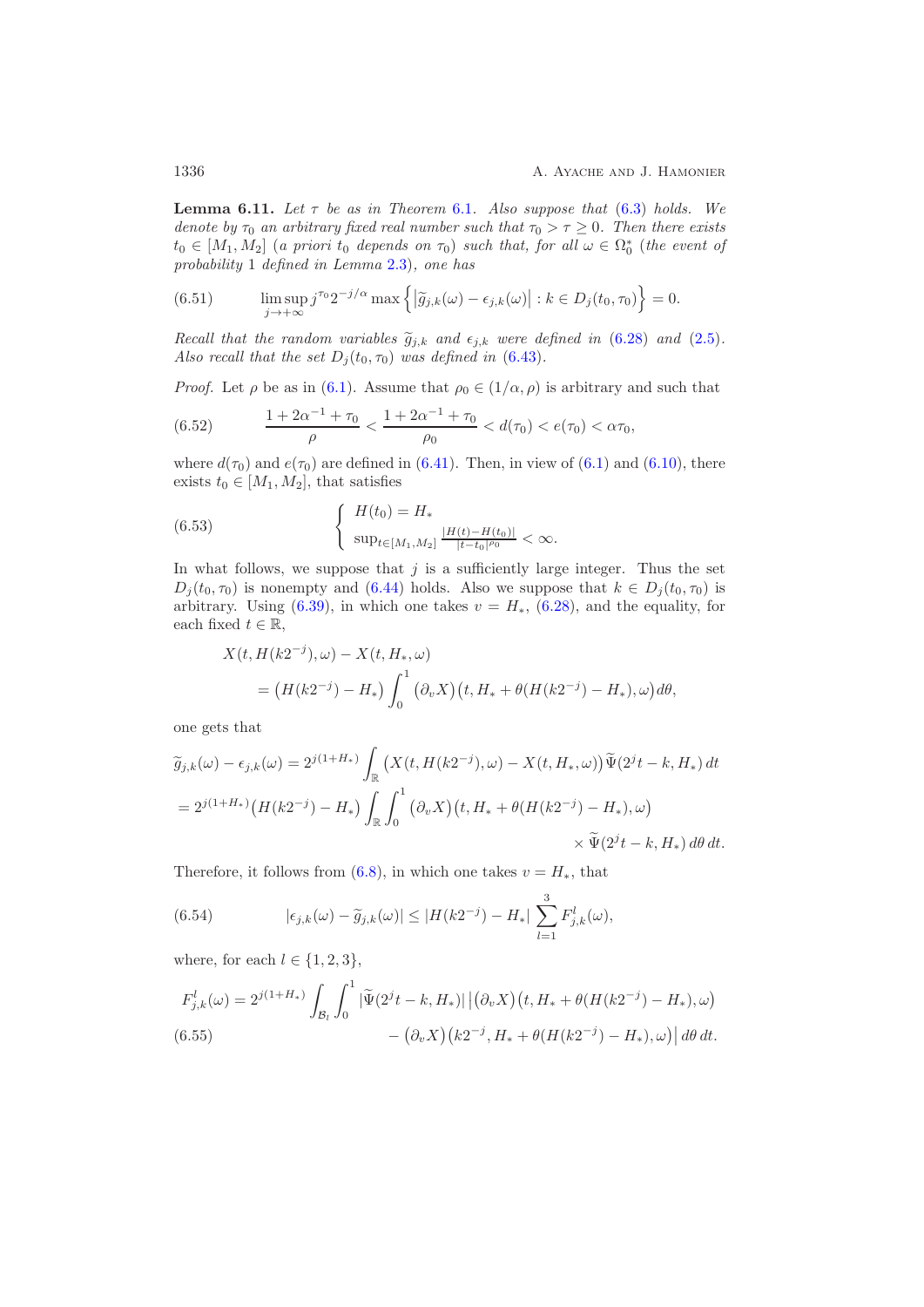**Lemma 6.11.** *Let $\tau$ be as in Theorem 6.1. Also suppose that (6.3) holds. We denote by $\tau_0$ an arbitrary fixed real number such that $\tau_0 > \tau \geq 0$. Then there exists $t_0 \in [M_1, M_2]$ (a priori $t_0$ depends on $\tau_0$) such that, for all $\omega \in \Omega_0^*$ (the event of probability 1 defined in Lemma 2.3), one has*

$$\limsup_{j \to +\infty} j^{\tau_0} 2^{-j/\alpha} \max \left\{ \left| \widetilde{g}_{j,k}(\omega) - \epsilon_{j,k}(\omega) \right| : k \in D_j(t_0, \tau_0) \right\} = 0. \tag{6.51}$$

*Recall that the random variables $\widetilde{g}_{j,k}$ and $\epsilon_{j,k}$ were defined in (6.28) and (2.5). Also recall that the set $D_j(t_0, \tau_0)$ was defined in (6.43).*

*Proof.* Let $\rho$ be as in (6.1). Assume that $\rho_0 \in (1/\alpha, \rho)$ is arbitrary and such that

$$\frac{1 + 2\alpha^{-1} + \tau_0}{\rho} < \frac{1 + 2\alpha^{-1} + \tau_0}{\rho_0} < d(\tau_0) < e(\tau_0) < \alpha \tau_0, \tag{6.52}$$

where $d(\tau_0)$ and $e(\tau_0)$ are defined in (6.41). Then, in view of (6.1) and (6.10), there exists $t_0 \in [M_1, M_2]$, that satisfies

$$\begin{cases} H(t_0) = H_* \\ \sup_{t \in [M_1, M_2]} \frac{|H(t) - H(t_0)|}{|t - t_0|^{\rho_0}} < \infty. \end{cases} \tag{6.53}$$

In what follows, we suppose that $j$ is a sufficiently large integer. Thus the set $D_j(t_0, \tau_0)$ is nonempty and (6.44) holds. Also we suppose that $k \in D_j(t_0, \tau_0)$ is arbitrary. Using (6.39), in which one takes $v = H_*$, (6.28), and the equality, for each fixed $t \in \mathbb{R}$,

$$\begin{aligned} &X(t, H(k2^{-j}), \omega) - X(t, H_*, \omega) \\ &\quad = \big(H(k2^{-j}) - H_*\big) \int_0^1 \big(\partial_v X\big)\big(t, H_* + \theta(H(k2^{-j}) - H_*), \omega\big) d\theta, \end{aligned}$$

one gets that

$$\begin{aligned} &\widetilde{g}_{j,k}(\omega) - \epsilon_{j,k}(\omega) = 2^{j(1+H_*)} \int_{\mathbb{R}} \big(X(t, H(k2^{-j}), \omega) - X(t, H_*, \omega)\big) \widetilde{\Psi}(2^j t - k, H_*)\, dt \\ &= 2^{j(1+H_*)} \big(H(k2^{-j}) - H_*\big) \int_{\mathbb{R}} \int_0^1 \big(\partial_v X\big)\big(t, H_* + \theta(H(k2^{-j}) - H_*), \omega\big) \\ &\qquad\qquad\qquad\qquad\qquad\qquad\qquad\qquad \times \widetilde{\Psi}(2^j t - k, H_*)\, d\theta\, dt. \end{aligned}$$

Therefore, it follows from (6.8), in which one takes $v = H_*$, that

$$|\epsilon_{j,k}(\omega) - \widetilde{g}_{j,k}(\omega)| \leq |H(k2^{-j}) - H_*| \sum_{l=1}^{3} F_{j,k}^l(\omega), \tag{6.54}$$

where, for each $l \in \{1, 2, 3\}$,

$$\begin{aligned} F_{j,k}^l(\omega) = 2^{j(1+H_*)} \int_{\mathcal{B}_l} \int_0^1 |\widetilde{\Psi}(2^j t - k, H_*)| \big| &\big(\partial_v X\big)\big(t, H_* + \theta(H(k2^{-j}) - H_*), \omega\big) \\ &- \big(\partial_v X\big)\big(k2^{-j}, H_* + \theta(H(k2^{-j}) - H_*), \omega\big)\big|\, d\theta\, dt. \end{aligned} \tag{6.55}$$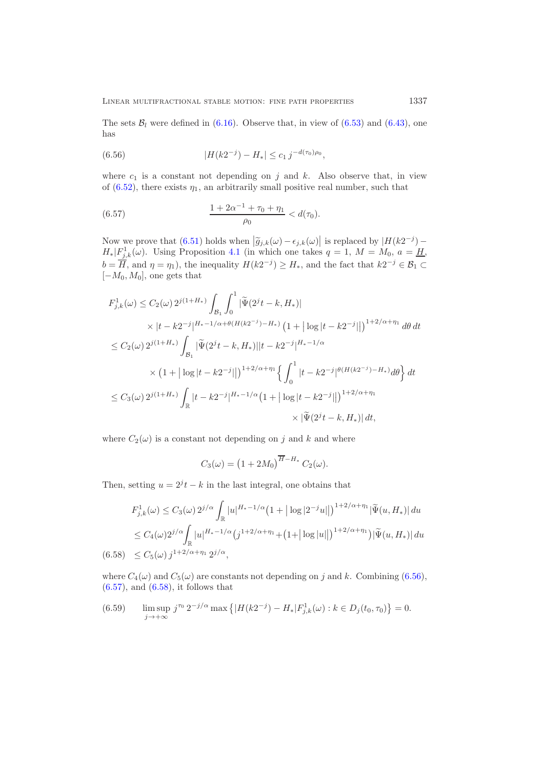The sets $\mathcal{B}_l$ were defined in (6.16). Observe that, in view of (6.53) and (6.43), one has

$$|H(k2^{-j}) - H_*| \le c_1\, j^{-d(\tau_0)\rho_0}, \tag{6.56}$$

where $c_1$ is a constant not depending on $j$ and $k$. Also observe that, in view of (6.52), there exists $\eta_1$, an arbitrarily small positive real number, such that

$$\frac{1 + 2\alpha^{-1} + \tau_0 + \eta_1}{\rho_0} < d(\tau_0). \tag{6.57}$$

Now we prove that (6.51) holds when $\big|\widetilde{g}_{j,k}(\omega) - \epsilon_{j,k}(\omega)\big|$ is replaced by $|H(k2^{-j}) - H_*|F^1_{j,k}(\omega)$. Using Proposition 4.1 (in which one takes $q = 1$, $M = M_0$, $a = \underline{H}$, $b = \overline{H}$, and $\eta = \eta_1$), the inequality $H(k2^{-j}) \ge H_*$, and the fact that $k2^{-j} \in \mathcal{B}_1 \subset [-M_0, M_0]$, one gets that

$$
\begin{aligned}
F^1_{j,k}(\omega) &\le C_2(\omega)\, 2^{j(1+H_*)} \int_{\mathcal{B}_1} \int_0^1 |\widetilde{\Psi}(2^j t - k, H_*)| \\
&\qquad \times |t - k2^{-j}|^{H_* - 1/\alpha + \theta(H(k2^{-j}) - H_*)} \big(1 + \big|\log|t - k2^{-j}|\big|\big)^{1+2/\alpha+\eta_1}\, d\theta\, dt \\
&\le C_2(\omega)\, 2^{j(1+H_*)} \int_{\mathcal{B}_1} |\widetilde{\Psi}(2^j t - k, H_*)| |t - k2^{-j}|^{H_* - 1/\alpha} \\
&\qquad \times \big(1 + \big|\log|t - k2^{-j}|\big|\big)^{1+2/\alpha+\eta_1} \Big\{ \int_0^1 |t - k2^{-j}|^{\theta(H(k2^{-j}) - H_*)} d\theta \Big\}\, dt \\
&\le C_3(\omega)\, 2^{j(1+H_*)} \int_{\mathbb{R}} |t - k2^{-j}|^{H_* - 1/\alpha} \big(1 + \big|\log|t - k2^{-j}|\big|\big)^{1+2/\alpha+\eta_1} \\
&\qquad\qquad \times |\widetilde{\Psi}(2^j t - k, H_*)|\, dt,
\end{aligned}
$$

where $C_2(\omega)$ is a constant not depending on $j$ and $k$ and where

$$C_3(\omega) = \big(1 + 2M_0\big)^{\overline{H} - H_*}\, C_2(\omega).$$

Then, setting $u = 2^j t - k$ in the last integral, one obtains that

$$
\begin{aligned}
F^1_{j,k}(\omega) &\le C_3(\omega)\, 2^{j/\alpha} \int_{\mathbb{R}} |u|^{H_* - 1/\alpha} \big(1 + \big|\log|2^{-j}u|\big|\big)^{1+2/\alpha+\eta_1} |\widetilde{\Psi}(u, H_*)|\, du \\
&\le C_4(\omega) 2^{j/\alpha} \int_{\mathbb{R}} |u|^{H_* - 1/\alpha} \big(j^{1+2/\alpha+\eta_1} + \big(1 + \big|\log|u|\big|\big)^{1+2/\alpha+\eta_1}\big) |\widetilde{\Psi}(u, H_*)|\, du \\
&\le C_5(\omega)\, j^{1+2/\alpha+\eta_1}\, 2^{j/\alpha},
\end{aligned} \tag{6.58}
$$

where $C_4(\omega)$ and $C_5(\omega)$ are constants not depending on $j$ and $k$. Combining (6.56), (6.57), and (6.58), it follows that

$$\limsup_{j \to +\infty} j^{\tau_0}\, 2^{-j/\alpha} \max\big\{ |H(k2^{-j}) - H_*| F^1_{j,k}(\omega) : k \in D_j(t_0, \tau_0) \big\} = 0. \tag{6.59}$$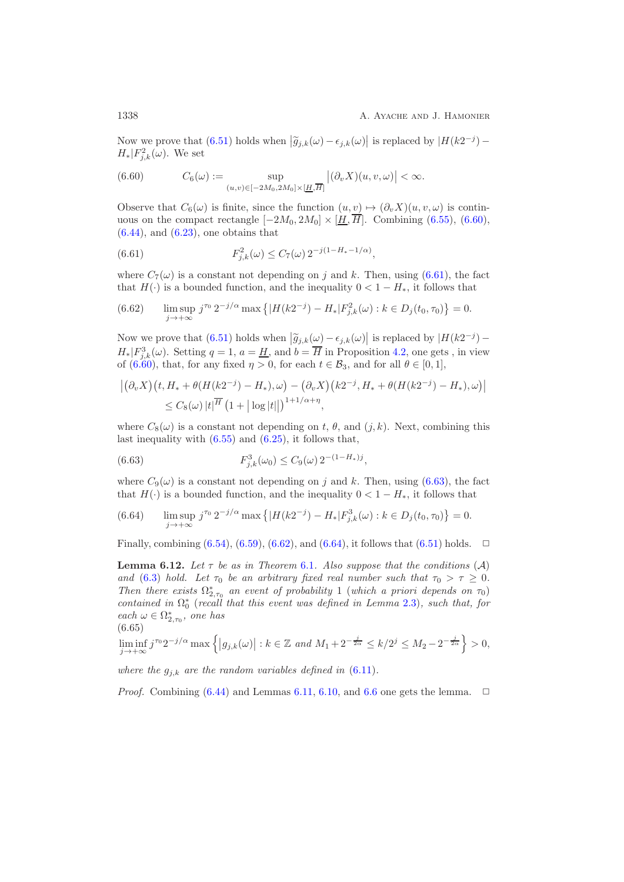Now we prove that (6.51) holds when $\left|\widetilde{g}_{j,k}(\omega) - \epsilon_{j,k}(\omega)\right|$ is replaced by $|H(k2^{-j}) - H_*|F^2_{j,k}(\omega)$. We set

$$
C_6(\omega) := \sup_{(u,v)\in[-2M_0,2M_0]\times[\underline{H},\overline{H}]} \left|(\partial_v X)(u,v,\omega)\right| < \infty. \tag{6.60}
$$

Observe that $C_6(\omega)$ is finite, since the function $(u,v) \mapsto (\partial_v X)(u,v,\omega)$ is continuous on the compact rectangle $[-2M_0, 2M_0] \times [\underline{H}, \overline{H}]$. Combining (6.55), (6.60), (6.44), and (6.23), one obtains that

$$
F^2_{j,k}(\omega) \le C_7(\omega)\, 2^{-j(1-H_*-1/\alpha)}, \tag{6.61}
$$

where $C_7(\omega)$ is a constant not depending on $j$ and $k$. Then, using (6.61), the fact that $H(\cdot)$ is a bounded function, and the inequality $0 < 1 - H_*$, it follows that

$$
\limsup_{j\to+\infty} j^{\tau_0}\, 2^{-j/\alpha} \max\left\{|H(k2^{-j}) - H_*|F^2_{j,k}(\omega) : k \in D_j(t_0,\tau_0)\right\} = 0. \tag{6.62}
$$

Now we prove that (6.51) holds when $\left|\widetilde{g}_{j,k}(\omega) - \epsilon_{j,k}(\omega)\right|$ is replaced by $|H(k2^{-j}) - H_*|F^3_{j,k}(\omega)$. Setting $q = 1$, $a = \underline{H}$, and $b = \overline{H}$ in Proposition 4.2, one gets , in view of (6.60), that, for any fixed $\eta > 0$, for each $t \in \mathcal{B}_3$, and for all $\theta \in [0,1]$,

$$
\begin{aligned}
&\left|(\partial_v X)\big(t, H_* + \theta(H(k2^{-j}) - H_*), \omega\big) - (\partial_v X)\big(k2^{-j}, H_* + \theta(H(k2^{-j}) - H_*), \omega\big)\right| \\
&\qquad \le C_8(\omega)\, |t|^{\overline{H}} \left(1 + \left|\log|t|\right|\right)^{1+1/\alpha+\eta},
\end{aligned}
$$

where $C_8(\omega)$ is a constant not depending on $t$, $\theta$, and $(j,k)$. Next, combining this last inequality with (6.55) and (6.25), it follows that,

$$
F^3_{j,k}(\omega_0) \le C_9(\omega)\, 2^{-(1-H_*)j}, \tag{6.63}
$$

where $C_9(\omega)$ is a constant not depending on $j$ and $k$. Then, using (6.63), the fact that $H(\cdot)$ is a bounded function, and the inequality $0 < 1 - H_*$, it follows that

$$
\limsup_{j\to+\infty} j^{\tau_0}\, 2^{-j/\alpha} \max\left\{|H(k2^{-j}) - H_*|F^3_{j,k}(\omega) : k \in D_j(t_0,\tau_0)\right\} = 0. \tag{6.64}
$$

Finally, combining (6.54), (6.59), (6.62), and (6.64), it follows that (6.51) holds. $\square$

**Lemma 6.12.** *Let $\tau$ be as in Theorem 6.1. Also suppose that the conditions $(\mathcal{A})$ and (6.3) hold. Let $\tau_0$ be an arbitrary fixed real number such that $\tau_0 > \tau \ge 0$. Then there exists $\Omega^*_{2,\tau_0}$ an event of probability 1 (which a priori depends on $\tau_0$) contained in $\Omega^*_0$ (recall that this event was defined in Lemma 2.3), such that, for each $\omega \in \Omega^*_{2,\tau_0}$, one has*

$$
\liminf_{j\to+\infty} j^{\tau_0} 2^{-j/\alpha} \max\left\{\left|g_{j,k}(\omega)\right| : k \in \mathbb{Z} \text{ and } M_1 + 2^{-\frac{j}{2\alpha}} \le k/2^j \le M_2 - 2^{-\frac{j}{2\alpha}}\right\} > 0, \tag{6.65}
$$

*where the $g_{j,k}$ are the random variables defined in (6.11).*

*Proof.* Combining (6.44) and Lemmas 6.11, 6.10, and 6.6 one gets the lemma. $\square$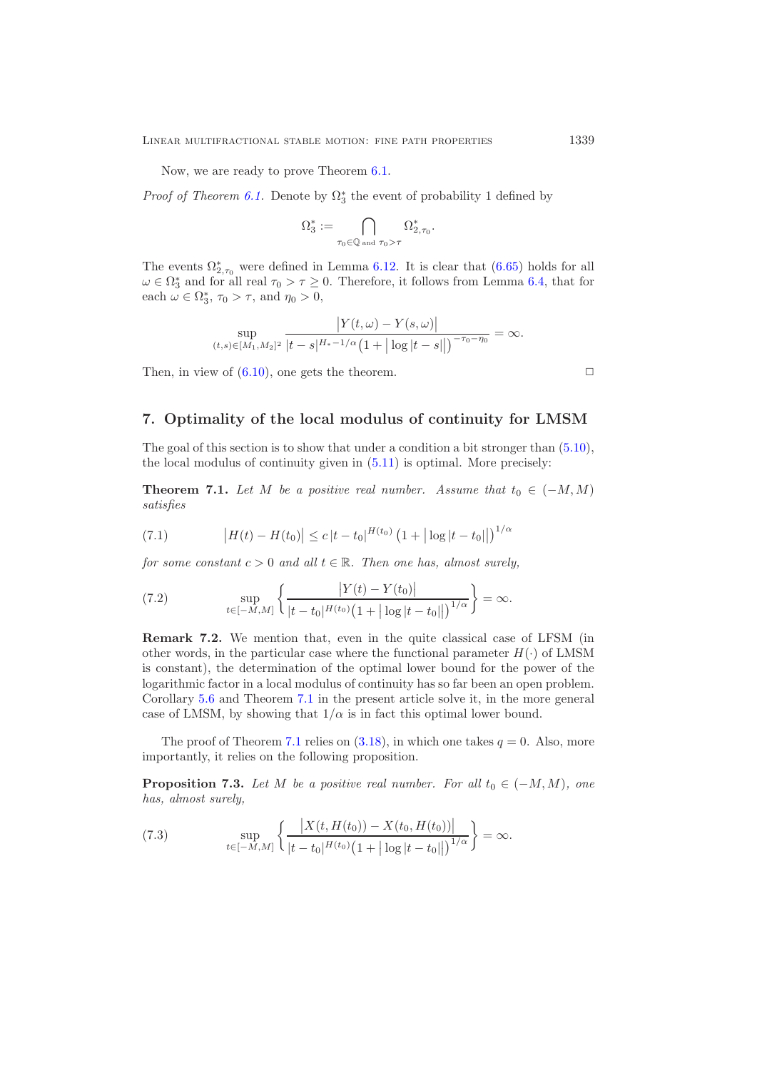Now, we are ready to prove Theorem 6.1.

*Proof of Theorem 6.1.* Denote by $\Omega_3^*$ the event of probability 1 defined by

$$\Omega_3^* := \bigcap_{\tau_0 \in \mathbb{Q} \text{ and } \tau_0 > \tau} \Omega_{2,\tau_0}^*.$$

The events $\Omega_{2,\tau_0}^*$ were defined in Lemma 6.12. It is clear that (6.65) holds for all $\omega \in \Omega_3^*$ and for all real $\tau_0 > \tau \geq 0$. Therefore, it follows from Lemma 6.4, that for each $\omega \in \Omega_3^*$, $\tau_0 > \tau$, and $\eta_0 > 0$,

$$\sup_{(t,s)\in[M_1,M_2]^2} \frac{\big|Y(t,\omega) - Y(s,\omega)\big|}{|t-s|^{H_*-1/\alpha}\big(1+\big|\log|t-s|\big|\big)^{-\tau_0-\eta_0}} = \infty.$$

Then, in view of (6.10), one gets the theorem. $\square$

## 7. Optimality of the local modulus of continuity for LMSM

The goal of this section is to show that under a condition a bit stronger than (5.10), the local modulus of continuity given in (5.11) is optimal. More precisely:

**Theorem 7.1.** *Let $M$ be a positive real number. Assume that $t_0 \in (-M, M)$ satisfies*

$$\big|H(t) - H(t_0)\big| \leq c\,|t-t_0|^{H(t_0)}\big(1+\big|\log|t-t_0|\big|\big)^{1/\alpha} \tag{7.1}$$

*for some constant $c > 0$ and all $t \in \mathbb{R}$. Then one has, almost surely,*

$$\sup_{t\in[-M,M]} \left\{ \frac{\big|Y(t) - Y(t_0)\big|}{|t-t_0|^{H(t_0)}\big(1+\big|\log|t-t_0|\big|\big)^{1/\alpha}} \right\} = \infty. \tag{7.2}$$

**Remark 7.2.** We mention that, even in the quite classical case of LFSM (in other words, in the particular case where the functional parameter $H(\cdot)$ of LMSM is constant), the determination of the optimal lower bound for the power of the logarithmic factor in a local modulus of continuity has so far been an open problem. Corollary 5.6 and Theorem 7.1 in the present article solve it, in the more general case of LMSM, by showing that $1/\alpha$ is in fact this optimal lower bound.

The proof of Theorem 7.1 relies on (3.18), in which one takes $q = 0$. Also, more importantly, it relies on the following proposition.

**Proposition 7.3.** *Let $M$ be a positive real number. For all $t_0 \in (-M, M)$, one has, almost surely,*

$$\sup_{t\in[-M,M]} \left\{ \frac{\big|X(t,H(t_0)) - X(t_0,H(t_0))\big|}{|t-t_0|^{H(t_0)}\big(1+\big|\log|t-t_0|\big|\big)^{1/\alpha}} \right\} = \infty. \tag{7.3}$$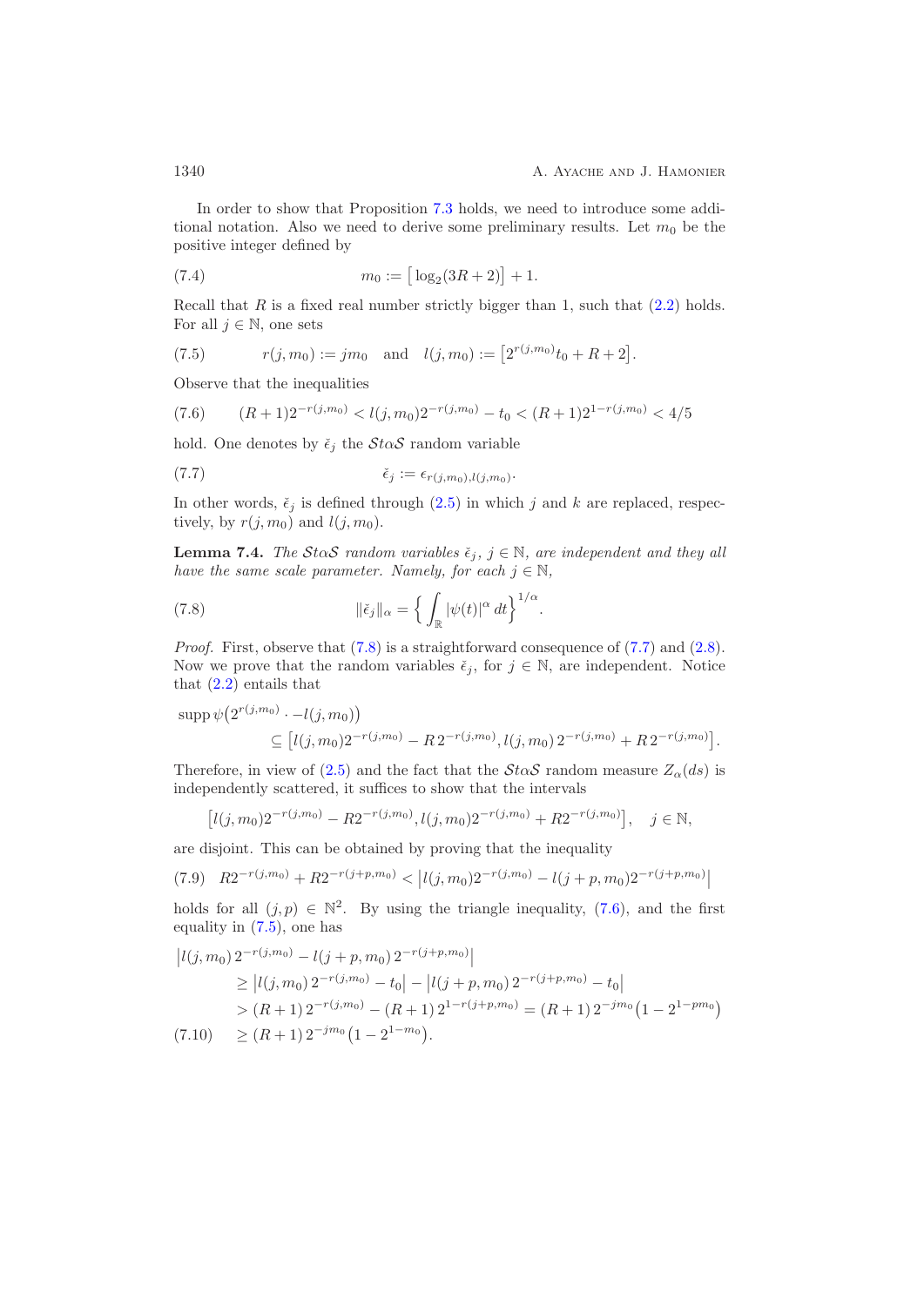In order to show that Proposition 7.3 holds, we need to introduce some additional notation. Also we need to derive some preliminary results. Let $m_0$ be the positive integer defined by

$$m_0 := \left[ \log_2(3R+2) \right] + 1. \tag{7.4}$$

Recall that $R$ is a fixed real number strictly bigger than 1, such that (2.2) holds. For all $j \in \mathbb{N}$, one sets

$$r(j,m_0) := jm_0 \quad \text{and} \quad l(j,m_0) := \left[ 2^{r(j,m_0)} t_0 + R + 2 \right]. \tag{7.5}$$

Observe that the inequalities

$$(R+1)2^{-r(j,m_0)} < l(j,m_0)2^{-r(j,m_0)} - t_0 < (R+1)2^{1-r(j,m_0)} < 4/5 \tag{7.6}$$

hold. One denotes by $\check{\epsilon}_j$ the $\mathcal{S}t\alpha\mathcal{S}$ random variable

$$\check{\epsilon}_j := \epsilon_{r(j,m_0),l(j,m_0)}. \tag{7.7}$$

In other words, $\check{\epsilon}_j$ is defined through (2.5) in which $j$ and $k$ are replaced, respectively, by $r(j,m_0)$ and $l(j,m_0)$.

**Lemma 7.4.** *The $\mathcal{S}t\alpha\mathcal{S}$ random variables $\check{\epsilon}_j$, $j \in \mathbb{N}$, are independent and they all have the same scale parameter. Namely, for each $j \in \mathbb{N}$,*

$$\|\check{\epsilon}_j\|_\alpha = \left\{ \int_{\mathbb{R}} |\psi(t)|^\alpha \, dt \right\}^{1/\alpha}. \tag{7.8}$$

*Proof.* First, observe that (7.8) is a straightforward consequence of (7.7) and (2.8). Now we prove that the random variables $\check{\epsilon}_j$, for $j \in \mathbb{N}$, are independent. Notice that (2.2) entails that

$$\operatorname{supp} \psi\big(2^{r(j,m_0)} \cdot -l(j,m_0)\big) \subseteq \left[ l(j,m_0)2^{-r(j,m_0)} - R\,2^{-r(j,m_0)}, l(j,m_0)\,2^{-r(j,m_0)} + R\,2^{-r(j,m_0)} \right].$$

Therefore, in view of (2.5) and the fact that the $\mathcal{S}t\alpha\mathcal{S}$ random measure $Z_\alpha(ds)$ is independently scattered, it suffices to show that the intervals

$$\left[ l(j,m_0)2^{-r(j,m_0)} - R2^{-r(j,m_0)}, l(j,m_0)2^{-r(j,m_0)} + R2^{-r(j,m_0)} \right], \quad j \in \mathbb{N},$$

are disjoint. This can be obtained by proving that the inequality

$$R2^{-r(j,m_0)} + R2^{-r(j+p,m_0)} < \left| l(j,m_0)2^{-r(j,m_0)} - l(j+p,m_0)2^{-r(j+p,m_0)} \right| \tag{7.9}$$

holds for all $(j,p) \in \mathbb{N}^2$. By using the triangle inequality, (7.6), and the first equality in (7.5), one has

$$\begin{aligned}
&\left| l(j,m_0)\,2^{-r(j,m_0)} - l(j+p,m_0)\,2^{-r(j+p,m_0)} \right| \\
&\qquad \geq \left| l(j,m_0)\,2^{-r(j,m_0)} - t_0 \right| - \left| l(j+p,m_0)\,2^{-r(j+p,m_0)} - t_0 \right| \\
&\qquad > (R+1)\,2^{-r(j,m_0)} - (R+1)\,2^{1-r(j+p,m_0)} = (R+1)\,2^{-jm_0}\big(1 - 2^{1-pm_0}\big) \\
&\qquad \geq (R+1)\,2^{-jm_0}\big(1 - 2^{1-m_0}\big).
\end{aligned} \tag{7.10}$$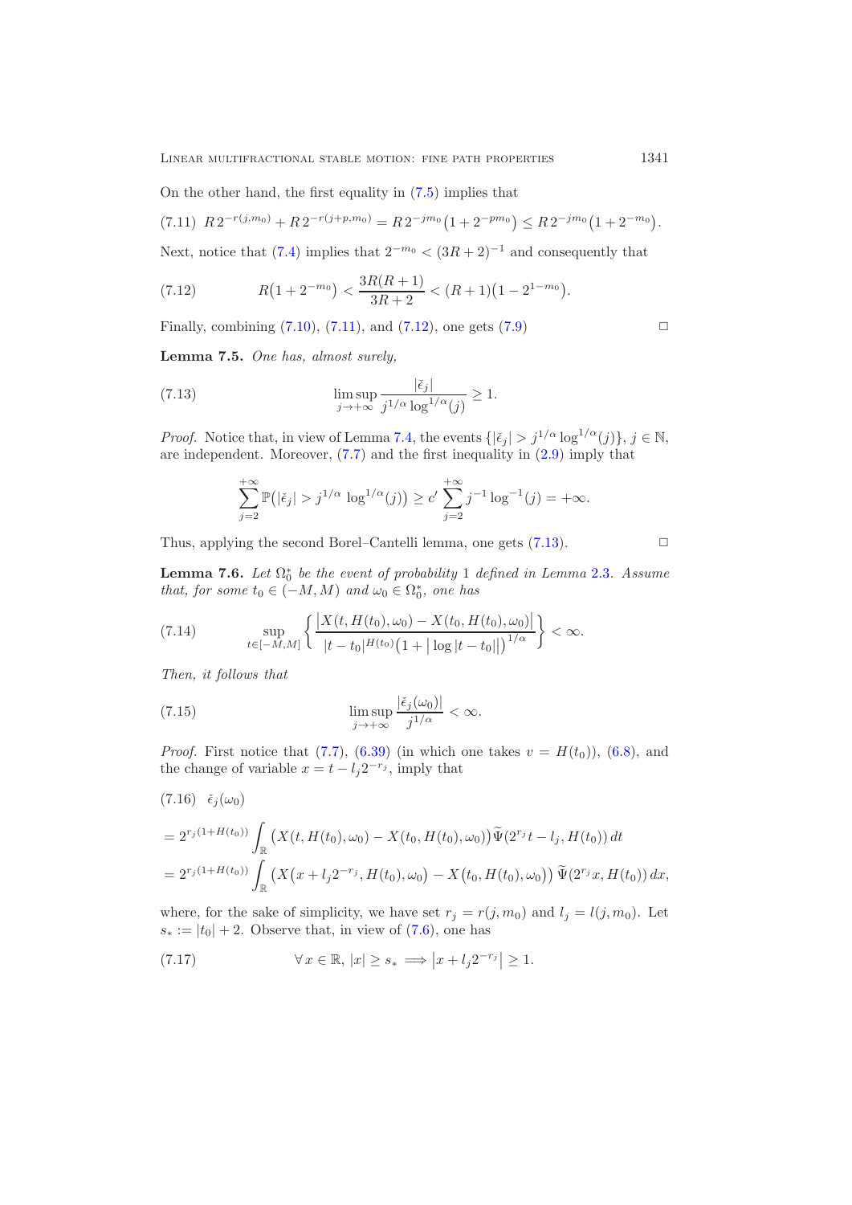On the other hand, the first equality in (7.5) implies that

$$R\,2^{-r(j,m_0)} + R\,2^{-r(j+p,m_0)} = R\,2^{-jm_0}\big(1+2^{-pm_0}\big) \le R\,2^{-jm_0}\big(1+2^{-m_0}\big). \tag{7.11}$$

Next, notice that (7.4) implies that $2^{-m_0} < (3R+2)^{-1}$ and consequently that

$$R\big(1+2^{-m_0}\big) < \frac{3R(R+1)}{3R+2} < (R+1)\big(1-2^{1-m_0}\big). \tag{7.12}$$

Finally, combining (7.10), (7.11), and (7.12), one gets (7.9) □

**Lemma 7.5.** *One has, almost surely,*

$$\limsup_{j\to+\infty} \frac{|\check{\epsilon}_j|}{j^{1/\alpha}\log^{1/\alpha}(j)} \ge 1. \tag{7.13}$$

*Proof.* Notice that, in view of Lemma 7.4, the events $\{|\check{\epsilon}_j| > j^{1/\alpha}\log^{1/\alpha}(j)\}$, $j\in\mathbb{N}$, are independent. Moreover, (7.7) and the first inequality in (2.9) imply that

$$\sum_{j=2}^{+\infty} \mathbb{P}\big(|\check{\epsilon}_j| > j^{1/\alpha}\,\log^{1/\alpha}(j)\big) \ge c' \sum_{j=2}^{+\infty} j^{-1}\log^{-1}(j) = +\infty.$$

Thus, applying the second Borel–Cantelli lemma, one gets (7.13). □

**Lemma 7.6.** *Let $\Omega_0^*$ be the event of probability 1 defined in Lemma 2.3. Assume that, for some $t_0\in(-M,M)$ and $\omega_0\in\Omega_0^*$, one has*

$$\sup_{t\in[-M,M]} \left\{ \frac{\big|X(t,H(t_0),\omega_0) - X(t_0,H(t_0),\omega_0)\big|}{|t-t_0|^{H(t_0)}\big(1+\big|\log|t-t_0|\big|\big)^{1/\alpha}} \right\} < \infty. \tag{7.14}$$

*Then, it follows that*

$$\limsup_{j\to+\infty} \frac{|\check{\epsilon}_j(\omega_0)|}{j^{1/\alpha}} < \infty. \tag{7.15}$$

*Proof.* First notice that (7.7), (6.39) (in which one takes $v = H(t_0)$), (6.8), and the change of variable $x = t - l_j 2^{-r_j}$, imply that

$$\begin{aligned}
&\check{\epsilon}_j(\omega_0) \\
&= 2^{r_j(1+H(t_0))}\int_{\mathbb{R}} \big(X(t,H(t_0),\omega_0) - X(t_0,H(t_0),\omega_0)\big)\widetilde{\Psi}(2^{r_j}t - l_j, H(t_0))\,dt \\
&= 2^{r_j(1+H(t_0))}\int_{\mathbb{R}} \big(X\big(x + l_j 2^{-r_j}, H(t_0),\omega_0\big) - X\big(t_0, H(t_0),\omega_0\big)\big)\,\widetilde{\Psi}(2^{r_j}x, H(t_0))\,dx,
\end{aligned} \tag{7.16}$$

where, for the sake of simplicity, we have set $r_j = r(j,m_0)$ and $l_j = l(j,m_0)$. Let $s_* := |t_0| + 2$. Observe that, in view of (7.6), one has

$$\forall x\in\mathbb{R},\ |x|\ge s_* \implies \big|x + l_j 2^{-r_j}\big| \ge 1. \tag{7.17}$$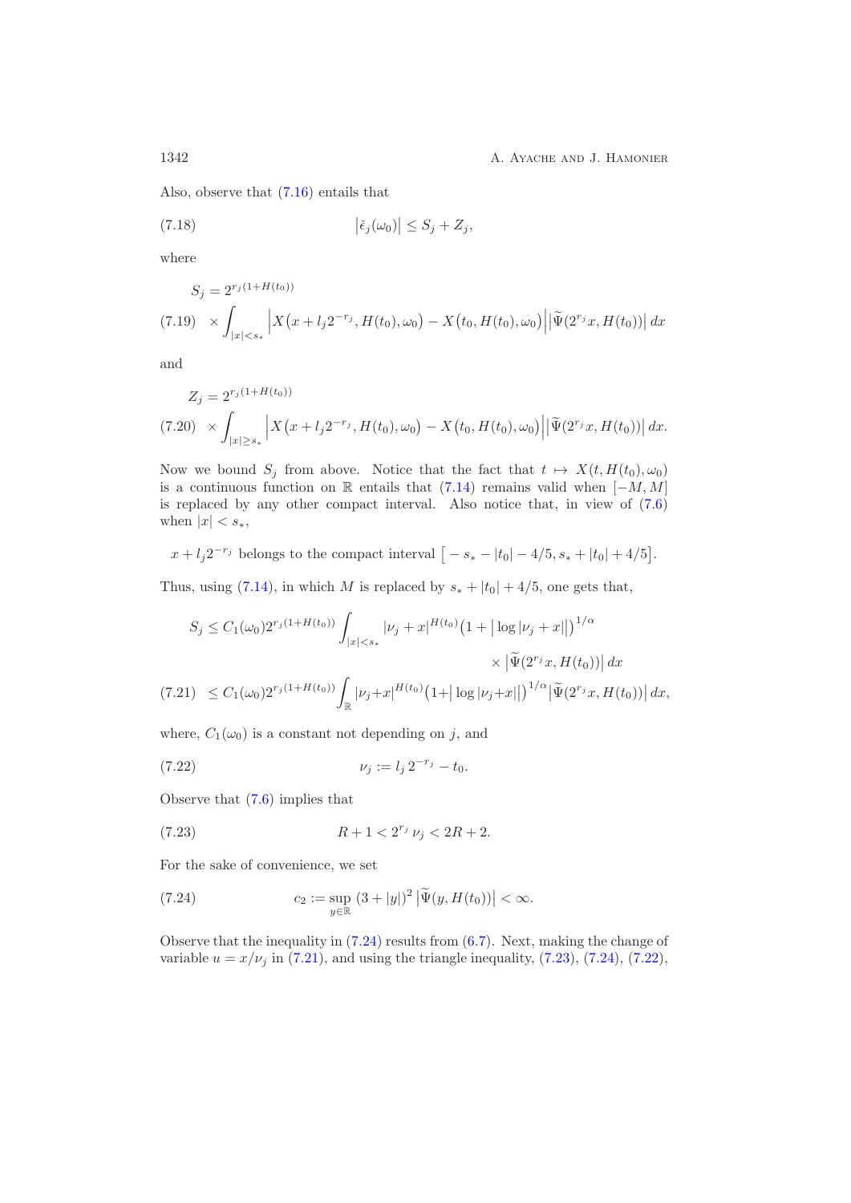Also, observe that (7.16) entails that

$$
\big|\check{\epsilon}_j(\omega_0)\big| \le S_j + Z_j, \tag{7.18}
$$

where

$$
S_j = 2^{r_j(1+H(t_0))} \times \int_{|x|<s_*} \Big| X\big(x + l_j 2^{-r_j}, H(t_0), \omega_0\big) - X\big(t_0, H(t_0), \omega_0\big)\Big| \big|\widetilde{\Psi}(2^{r_j}x, H(t_0))\big|\, dx \tag{7.19}
$$

and

$$
Z_j = 2^{r_j(1+H(t_0))} \times \int_{|x|\ge s_*} \Big| X\big(x + l_j 2^{-r_j}, H(t_0), \omega_0\big) - X\big(t_0, H(t_0), \omega_0\big)\Big| \big|\widetilde{\Psi}(2^{r_j}x, H(t_0))\big|\, dx. \tag{7.20}
$$

Now we bound $S_j$ from above. Notice that the fact that $t \mapsto X(t, H(t_0), \omega_0)$ is a continuous function on $\mathbb{R}$ entails that (7.14) remains valid when $[-M, M]$ is replaced by any other compact interval. Also notice that, in view of (7.6) when $|x| < s_*$,

$$
x + l_j 2^{-r_j} \text{ belongs to the compact interval } \big[-s_* - |t_0| - 4/5, s_* + |t_0| + 4/5\big].
$$

Thus, using (7.14), in which $M$ is replaced by $s_* + |t_0| + 4/5$, one gets that,

$$
\begin{aligned}
S_j &\le C_1(\omega_0) 2^{r_j(1+H(t_0))} \int_{|x|<s_*} |\nu_j + x|^{H(t_0)} \big(1 + \big|\log|\nu_j + x|\big|\big)^{1/\alpha} \times \big|\widetilde{\Psi}(2^{r_j}x, H(t_0))\big|\, dx \\
&\le C_1(\omega_0) 2^{r_j(1+H(t_0))} \int_{\mathbb{R}} |\nu_j + x|^{H(t_0)} \big(1 + \big|\log|\nu_j + x|\big|\big)^{1/\alpha} \big|\widetilde{\Psi}(2^{r_j}x, H(t_0))\big|\, dx,
\end{aligned} \tag{7.21}
$$

where, $C_1(\omega_0)$ is a constant not depending on $j$, and

$$
\nu_j := l_j\, 2^{-r_j} - t_0. \tag{7.22}
$$

Observe that (7.6) implies that

$$
R + 1 < 2^{r_j}\, \nu_j < 2R + 2. \tag{7.23}
$$

For the sake of convenience, we set

$$
c_2 := \sup_{y \in \mathbb{R}} (3 + |y|)^2 \big|\widetilde{\Psi}(y, H(t_0))\big| < \infty. \tag{7.24}
$$

Observe that the inequality in (7.24) results from (6.7). Next, making the change of variable $u = x/\nu_j$ in (7.21), and using the triangle inequality, (7.23), (7.24), (7.22),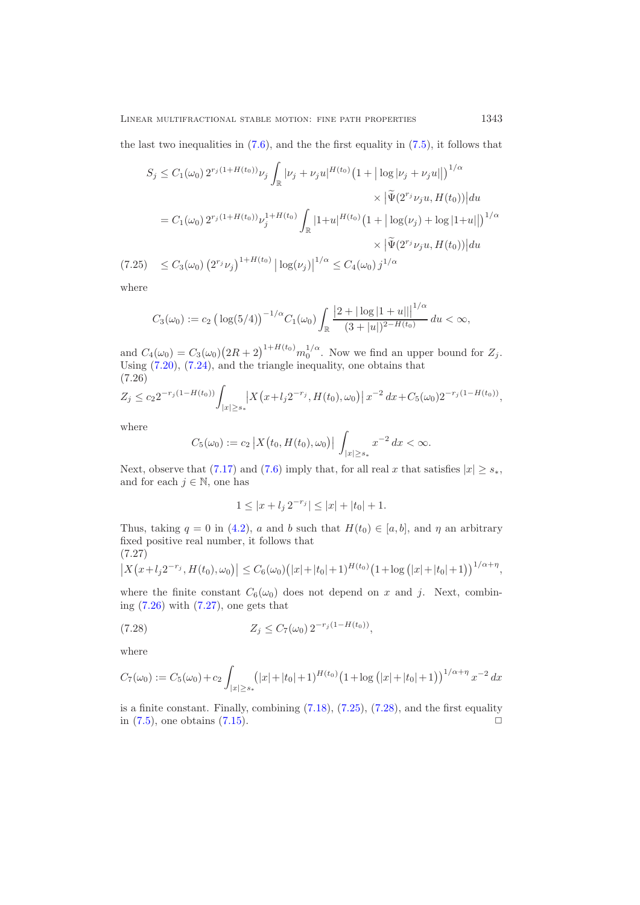the last two inequalities in (7.6), and the the first equality in (7.5), it follows that

$$
\begin{aligned}
S_j &\le C_1(\omega_0)\, 2^{r_j(1+H(t_0))}\nu_j \int_{\mathbb{R}} |\nu_j + \nu_j u|^{H(t_0)} \big(1 + \big|\log|\nu_j+\nu_j u|\big|\big)^{1/\alpha} \\
&\qquad\qquad \times \big|\widetilde{\Psi}(2^{r_j}\nu_j u, H(t_0))\big| du \\
&= C_1(\omega_0)\, 2^{r_j(1+H(t_0))}\nu_j^{1+H(t_0)} \int_{\mathbb{R}} |1+u|^{H(t_0)} \big(1 + \big|\log(\nu_j) + \log|1+u|\big|\big)^{1/\alpha} \\
&\qquad\qquad \times \big|\widetilde{\Psi}(2^{r_j}\nu_j u, H(t_0))\big| du
\end{aligned}
$$

$$
\le C_3(\omega_0)\, \big(2^{r_j}\nu_j\big)^{1+H(t_0)} \big|\log(\nu_j)\big|^{1/\alpha} \le C_4(\omega_0)\, j^{1/\alpha} \tag{7.25}
$$

where

$$
C_3(\omega_0) := c_2 \big(\log(5/4)\big)^{-1/\alpha} C_1(\omega_0) \int_{\mathbb{R}} \frac{\big|2 + |\log|1+u||\big|^{1/\alpha}}{(3+|u|)^{2-H(t_0)}}\, du < \infty,
$$

and $C_4(\omega_0) = C_3(\omega_0)\big(2R+2\big)^{1+H(t_0)} m_0^{1/\alpha}$. Now we find an upper bound for $Z_j$. Using (7.20), (7.24), and the triangle inequality, one obtains that

$$
Z_j \le c_2 2^{-r_j(1-H(t_0))} \int_{|x|\ge s_*} \big|X\big(x + l_j 2^{-r_j}, H(t_0), \omega_0\big)\big|\, x^{-2}\, dx + C_5(\omega_0) 2^{-r_j(1-H(t_0))}, \tag{7.26}
$$

where

$$
C_5(\omega_0) := c_2 \big|X\big(t_0, H(t_0), \omega_0\big)\big| \int_{|x|\ge s_*} x^{-2}\, dx < \infty.
$$

Next, observe that (7.17) and (7.6) imply that, for all real $x$ that satisfies $|x| \ge s_*$, and for each $j \in \mathbb{N}$, one has

$$
1 \le |x + l_j\, 2^{-r_j}| \le |x| + |t_0| + 1.
$$

Thus, taking $q = 0$ in (4.2), $a$ and $b$ such that $H(t_0) \in [a,b]$, and $\eta$ an arbitrary fixed positive real number, it follows that

$$
\big|X\big(x + l_j 2^{-r_j}, H(t_0), \omega_0\big)\big| \le C_6(\omega_0)\big(|x| + |t_0| + 1\big)^{H(t_0)} \big(1 + \log\big(|x| + |t_0| + 1\big)\big)^{1/\alpha+\eta}, \tag{7.27}
$$

where the finite constant $C_6(\omega_0)$ does not depend on $x$ and $j$. Next, combining (7.26) with (7.27), one gets that

$$
Z_j \le C_7(\omega_0)\, 2^{-r_j(1-H(t_0))}, \tag{7.28}
$$

where

$$
C_7(\omega_0) := C_5(\omega_0) + c_2 \int_{|x|\ge s_*} \big(|x| + |t_0| + 1\big)^{H(t_0)} \big(1 + \log\big(|x| + |t_0| + 1\big)\big)^{1/\alpha+\eta} x^{-2}\, dx
$$

is a finite constant. Finally, combining (7.18), (7.25), (7.28), and the first equality in (7.5), one obtains (7.15). □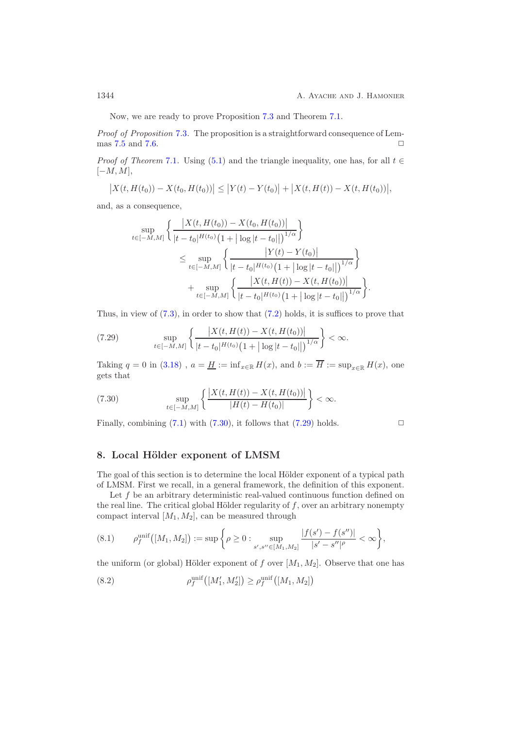Now, we are ready to prove Proposition 7.3 and Theorem 7.1.

*Proof of Proposition* 7.3. The proposition is a straightforward consequence of Lemmas 7.5 and 7.6. □

*Proof of Theorem* 7.1. Using (5.1) and the triangle inequality, one has, for all $t \in [-M, M]$,

$$\big|X(t, H(t_0)) - X(t_0, H(t_0))\big| \le \big|Y(t) - Y(t_0)\big| + \big|X(t, H(t)) - X(t, H(t_0))\big|,$$

and, as a consequence,

$$\begin{aligned}
&\sup_{t\in[-M,M]} \left\{ \frac{\big|X(t, H(t_0)) - X(t_0, H(t_0))\big|}{|t-t_0|^{H(t_0)}\big(1 + \big|\log|t-t_0|\big|\big)^{1/\alpha}} \right\} \\
&\quad \le \sup_{t\in[-M,M]} \left\{ \frac{\big|Y(t) - Y(t_0)\big|}{|t-t_0|^{H(t_0)}\big(1 + \big|\log|t-t_0|\big|\big)^{1/\alpha}} \right\} \\
&\qquad + \sup_{t\in[-M,M]} \left\{ \frac{\big|X(t, H(t)) - X(t, H(t_0))\big|}{|t-t_0|^{H(t_0)}\big(1 + \big|\log|t-t_0|\big|\big)^{1/\alpha}} \right\}.
\end{aligned}$$

Thus, in view of (7.3), in order to show that (7.2) holds, it is suffices to prove that

$$\sup_{t\in[-M,M]} \left\{ \frac{\big|X(t, H(t)) - X(t, H(t_0))\big|}{|t-t_0|^{H(t_0)}\big(1 + \big|\log|t-t_0|\big|\big)^{1/\alpha}} \right\} < \infty. \tag{7.29}$$

Taking $q = 0$ in (3.18) , $a = \underline{H} := \inf_{x\in\mathbb{R}} H(x)$, and $b := \overline{H} := \sup_{x\in\mathbb{R}} H(x)$, one gets that

$$\sup_{t\in[-M,M]} \left\{ \frac{\big|X(t, H(t)) - X(t, H(t_0))\big|}{|H(t) - H(t_0)|} \right\} < \infty. \tag{7.30}$$

Finally, combining (7.1) with (7.30), it follows that (7.29) holds. □

## 8. Local Hölder exponent of LMSM

The goal of this section is to determine the local Hölder exponent of a typical path of LMSM. First we recall, in a general framework, the definition of this exponent.

Let $f$ be an arbitrary deterministic real-valued continuous function defined on the real line. The critical global Hölder regularity of $f$, over an arbitrary nonempty compact interval $[M_1, M_2]$, can be measured through

$$\rho_f^{\mathrm{unif}}\big([M_1, M_2]\big) := \sup\left\{ \rho \ge 0 : \sup_{s',s''\in[M_1,M_2]} \frac{|f(s') - f(s'')|}{|s'-s''|^{\rho}} < \infty \right\}, \tag{8.1}$$

the uniform (or global) Hölder exponent of $f$ over $[M_1, M_2]$. Observe that one has

$$\rho_f^{\mathrm{unif}}\big([M_1', M_2']\big) \ge \rho_f^{\mathrm{unif}}\big([M_1, M_2]\big) \tag{8.2}$$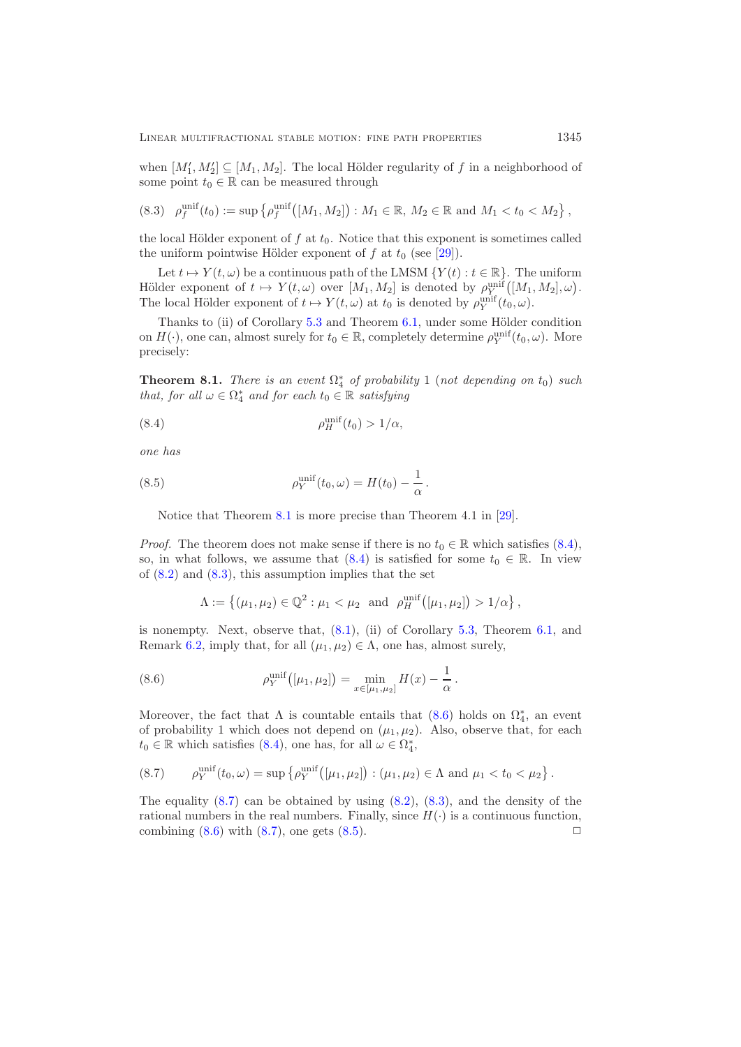when $[M_1', M_2'] \subseteq [M_1, M_2]$. The local Hölder regularity of $f$ in a neighborhood of some point $t_0 \in \mathbb{R}$ can be measured through

$$\rho_f^{\mathrm{unif}}(t_0) := \sup\left\{\rho_f^{\mathrm{unif}}\big([M_1, M_2]\big) : M_1 \in \mathbb{R},\, M_2 \in \mathbb{R} \text{ and } M_1 < t_0 < M_2\right\}, \tag{8.3}$$

the local Hölder exponent of $f$ at $t_0$. Notice that this exponent is sometimes called the uniform pointwise Hölder exponent of $f$ at $t_0$ (see [29]).

Let $t \mapsto Y(t, \omega)$ be a continuous path of the LMSM $\{Y(t) : t \in \mathbb{R}\}$. The uniform Hölder exponent of $t \mapsto Y(t, \omega)$ over $[M_1, M_2]$ is denoted by $\rho_Y^{\mathrm{unif}}\big([M_1, M_2], \omega\big)$. The local Hölder exponent of $t \mapsto Y(t, \omega)$ at $t_0$ is denoted by $\rho_Y^{\mathrm{unif}}(t_0, \omega)$.

Thanks to (ii) of Corollary 5.3 and Theorem 6.1, under some Hölder condition on $H(\cdot)$, one can, almost surely for $t_0 \in \mathbb{R}$, completely determine $\rho_Y^{\mathrm{unif}}(t_0, \omega)$. More precisely:

**Theorem 8.1.** *There is an event $\Omega_4^*$ of probability 1 (not depending on $t_0$) such that, for all $\omega \in \Omega_4^*$ and for each $t_0 \in \mathbb{R}$ satisfying*

$$\rho_H^{\mathrm{unif}}(t_0) > 1/\alpha, \tag{8.4}$$

*one has*

$$\rho_Y^{\mathrm{unif}}(t_0, \omega) = H(t_0) - \frac{1}{\alpha}. \tag{8.5}$$

Notice that Theorem 8.1 is more precise than Theorem 4.1 in [29].

*Proof.* The theorem does not make sense if there is no $t_0 \in \mathbb{R}$ which satisfies (8.4), so, in what follows, we assume that (8.4) is satisfied for some $t_0 \in \mathbb{R}$. In view of (8.2) and (8.3), this assumption implies that the set

$$\Lambda := \left\{(\mu_1, \mu_2) \in \mathbb{Q}^2 : \mu_1 < \mu_2 \ \text{ and } \ \rho_H^{\mathrm{unif}}\big([\mu_1, \mu_2]\big) > 1/\alpha\right\},$$

is nonempty. Next, observe that, (8.1), (ii) of Corollary 5.3, Theorem 6.1, and Remark 6.2, imply that, for all $(\mu_1, \mu_2) \in \Lambda$, one has, almost surely,

$$\rho_Y^{\mathrm{unif}}\big([\mu_1, \mu_2]\big) = \min_{x \in [\mu_1, \mu_2]} H(x) - \frac{1}{\alpha}. \tag{8.6}$$

Moreover, the fact that $\Lambda$ is countable entails that (8.6) holds on $\Omega_4^*$, an event of probability 1 which does not depend on $(\mu_1, \mu_2)$. Also, observe that, for each $t_0 \in \mathbb{R}$ which satisfies (8.4), one has, for all $\omega \in \Omega_4^*$,

$$\rho_Y^{\mathrm{unif}}(t_0, \omega) = \sup\left\{\rho_Y^{\mathrm{unif}}\big([\mu_1, \mu_2]\big) : (\mu_1, \mu_2) \in \Lambda \text{ and } \mu_1 < t_0 < \mu_2\right\}. \tag{8.7}$$

The equality (8.7) can be obtained by using (8.2), (8.3), and the density of the rational numbers in the real numbers. Finally, since $H(\cdot)$ is a continuous function, combining (8.6) with (8.7), one gets (8.5). □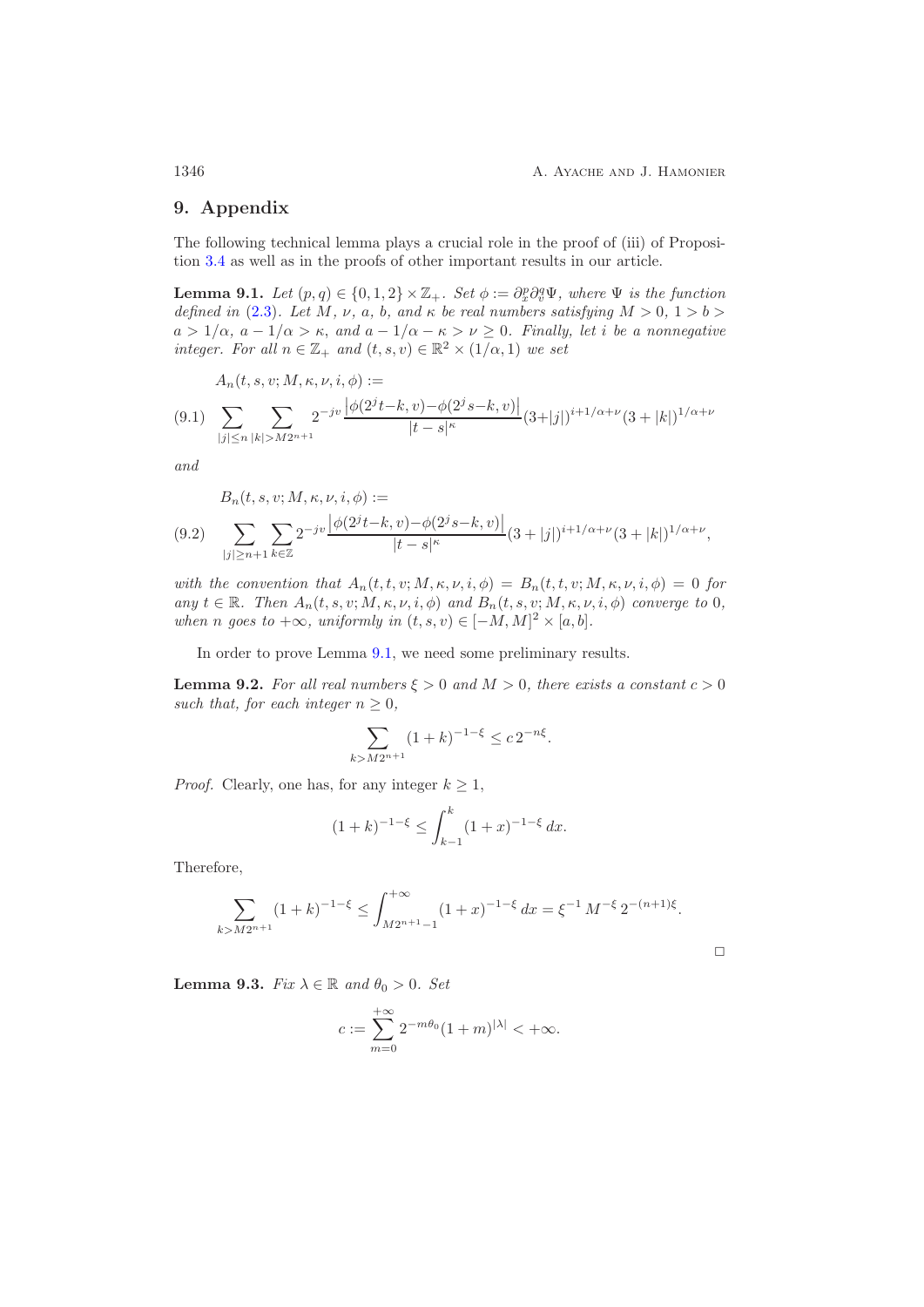## 9. Appendix

The following technical lemma plays a crucial role in the proof of (iii) of Proposition 3.4 as well as in the proofs of other important results in our article.

**Lemma 9.1.** *Let $(p,q) \in \{0,1,2\} \times \mathbb{Z}_+$. Set $\phi := \partial_x^p \partial_v^q \Psi$, where $\Psi$ is the function defined in (2.3). Let $M$, $\nu$, $a$, $b$, and $\kappa$ be real numbers satisfying $M > 0$, $1 > b > a > 1/\alpha$, $a - 1/\alpha > \kappa$, and $a - 1/\alpha - \kappa > \nu \geq 0$. Finally, let $i$ be a nonnegative integer. For all $n \in \mathbb{Z}_+$ and $(t,s,v) \in \mathbb{R}^2 \times (1/\alpha, 1)$ we set*

$$A_n(t,s,v;M,\kappa,\nu,i,\phi) :=$$

$$\sum_{|j| \leq n} \sum_{|k| > M2^{n+1}} 2^{-jv} \frac{\left|\phi(2^j t - k, v) - \phi(2^j s - k, v)\right|}{|t-s|^\kappa} (3+|j|)^{i+1/\alpha+\nu} (3+|k|)^{1/\alpha+\nu} \tag{9.1}$$

*and*

$$B_n(t,s,v;M,\kappa,\nu,i,\phi) :=$$

$$\sum_{|j| \geq n+1} \sum_{k \in \mathbb{Z}} 2^{-jv} \frac{\left|\phi(2^j t - k, v) - \phi(2^j s - k, v)\right|}{|t-s|^\kappa} (3+|j|)^{i+1/\alpha+\nu} (3+|k|)^{1/\alpha+\nu}, \tag{9.2}$$

*with the convention that $A_n(t,t,v;M,\kappa,\nu,i,\phi) = B_n(t,t,v;M,\kappa,\nu,i,\phi) = 0$ for any $t \in \mathbb{R}$. Then $A_n(t,s,v;M,\kappa,\nu,i,\phi)$ and $B_n(t,s,v;M,\kappa,\nu,i,\phi)$ converge to 0, when $n$ goes to $+\infty$, uniformly in $(t,s,v) \in [-M,M]^2 \times [a,b]$.*

In order to prove Lemma 9.1, we need some preliminary results.

**Lemma 9.2.** *For all real numbers $\xi > 0$ and $M > 0$, there exists a constant $c > 0$ such that, for each integer $n \geq 0$,*

$$\sum_{k > M2^{n+1}} (1+k)^{-1-\xi} \leq c\, 2^{-n\xi}.$$

*Proof.* Clearly, one has, for any integer $k \geq 1$,

$$(1+k)^{-1-\xi} \leq \int_{k-1}^{k} (1+x)^{-1-\xi}\, dx.$$

Therefore,

$$\sum_{k > M2^{n+1}} (1+k)^{-1-\xi} \leq \int_{M2^{n+1}-1}^{+\infty} (1+x)^{-1-\xi}\, dx = \xi^{-1} M^{-\xi} 2^{-(n+1)\xi}.$$

□

**Lemma 9.3.** *Fix $\lambda \in \mathbb{R}$ and $\theta_0 > 0$. Set*

$$c := \sum_{m=0}^{+\infty} 2^{-m\theta_0} (1+m)^{|\lambda|} < +\infty.$$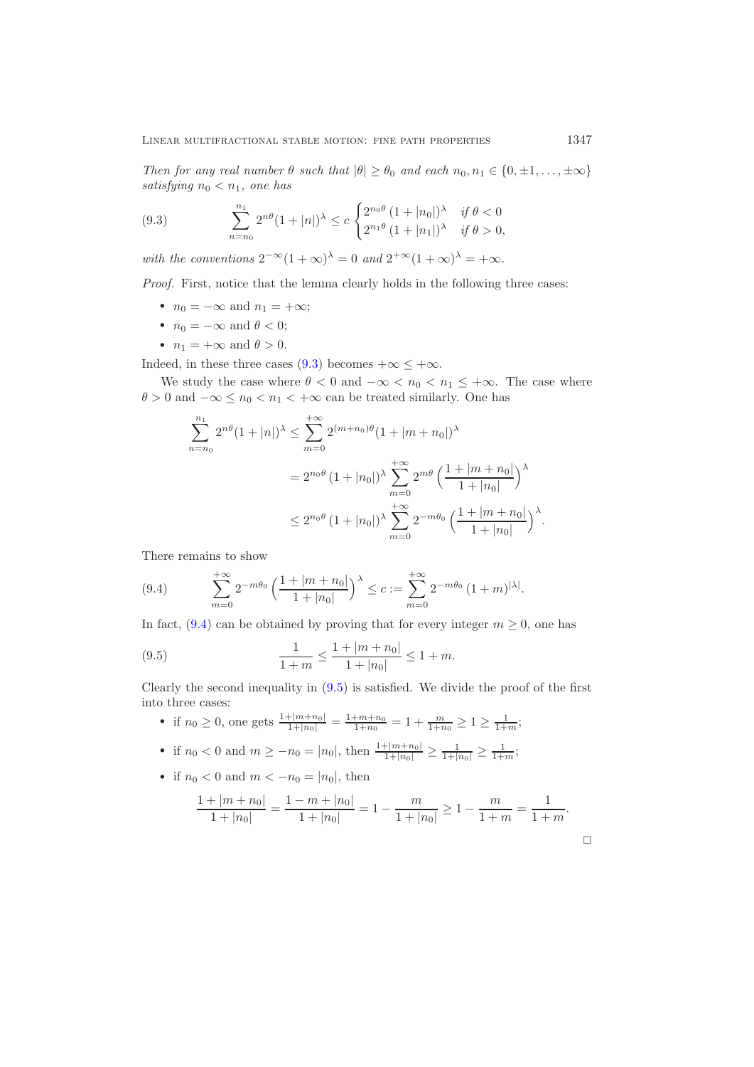*Then for any real number $\theta$ such that $|\theta| \geq \theta_0$ and each $n_0, n_1 \in \{0, \pm 1, \ldots, \pm\infty\}$ satisfying $n_0 < n_1$, one has*

$$\sum_{n=n_0}^{n_1} 2^{n\theta}(1+|n|)^{\lambda} \leq c \begin{cases} 2^{n_0\theta}\,(1+|n_0|)^{\lambda} & \text{if } \theta < 0 \\ 2^{n_1\theta}\,(1+|n_1|)^{\lambda} & \text{if } \theta > 0, \end{cases} \tag{9.3}$$

*with the conventions $2^{-\infty}(1+\infty)^{\lambda} = 0$ and $2^{+\infty}(1+\infty)^{\lambda} = +\infty$.*

*Proof.* First, notice that the lemma clearly holds in the following three cases:

- $n_0 = -\infty$ and $n_1 = +\infty$;
- $n_0 = -\infty$ and $\theta < 0$;
- $n_1 = +\infty$ and $\theta > 0$.

Indeed, in these three cases (9.3) becomes $+\infty \leq +\infty$.

We study the case where $\theta < 0$ and $-\infty < n_0 < n_1 \leq +\infty$. The case where $\theta > 0$ and $-\infty \leq n_0 < n_1 < +\infty$ can be treated similarly. One has

$$\begin{aligned}
\sum_{n=n_0}^{n_1} 2^{n\theta}(1+|n|)^{\lambda} &\leq \sum_{m=0}^{+\infty} 2^{(m+n_0)\theta}(1+|m+n_0|)^{\lambda} \\
&= 2^{n_0\theta}\,(1+|n_0|)^{\lambda} \sum_{m=0}^{+\infty} 2^{m\theta}\left(\frac{1+|m+n_0|}{1+|n_0|}\right)^{\lambda} \\
&\leq 2^{n_0\theta}\,(1+|n_0|)^{\lambda} \sum_{m=0}^{+\infty} 2^{-m\theta_0}\left(\frac{1+|m+n_0|}{1+|n_0|}\right)^{\lambda}.
\end{aligned}$$

There remains to show

$$\sum_{m=0}^{+\infty} 2^{-m\theta_0}\left(\frac{1+|m+n_0|}{1+|n_0|}\right)^{\lambda} \leq c := \sum_{m=0}^{+\infty} 2^{-m\theta_0}\,(1+m)^{|\lambda|}. \tag{9.4}$$

In fact, (9.4) can be obtained by proving that for every integer $m \geq 0$, one has

$$\frac{1}{1+m} \leq \frac{1+|m+n_0|}{1+|n_0|} \leq 1+m. \tag{9.5}$$

Clearly the second inequality in (9.5) is satisfied. We divide the proof of the first into three cases:

- if $n_0 \geq 0$, one gets $\frac{1+|m+n_0|}{1+|n_0|} = \frac{1+m+n_0}{1+n_0} = 1 + \frac{m}{1+n_0} \geq 1 \geq \frac{1}{1+m}$;
- if $n_0 < 0$ and $m \geq -n_0 = |n_0|$, then $\frac{1+|m+n_0|}{1+|n_0|} \geq \frac{1}{1+|n_0|} \geq \frac{1}{1+m}$;
- if $n_0 < 0$ and $m < -n_0 = |n_0|$, then

$$\frac{1+|m+n_0|}{1+|n_0|} = \frac{1-m+|n_0|}{1+|n_0|} = 1 - \frac{m}{1+|n_0|} \geq 1 - \frac{m}{1+m} = \frac{1}{1+m}.$$

$\square$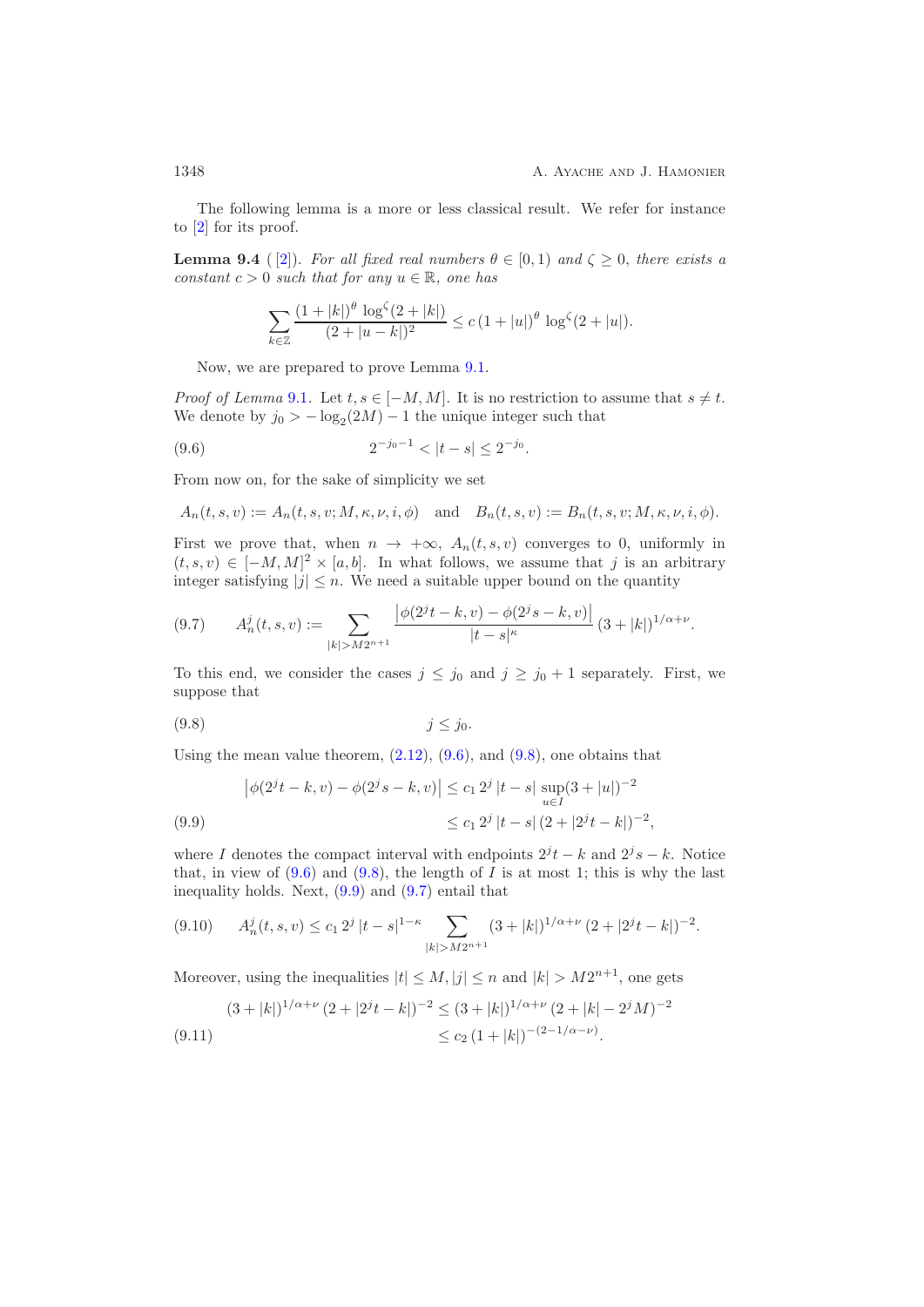The following lemma is a more or less classical result. We refer for instance to [2] for its proof.

**Lemma 9.4** ([2]). *For all fixed real numbers $\theta \in [0,1)$ and $\zeta \geq 0$, there exists a constant $c > 0$ such that for any $u \in \mathbb{R}$, one has*

$$\sum_{k\in\mathbb{Z}} \frac{(1+|k|)^{\theta} \log^{\zeta}(2+|k|)}{(2+|u-k|)^2} \leq c\,(1+|u|)^{\theta} \log^{\zeta}(2+|u|).$$

Now, we are prepared to prove Lemma 9.1.

*Proof of Lemma* 9.1. Let $t, s \in [-M, M]$. It is no restriction to assume that $s \neq t$. We denote by $j_0 > -\log_2(2M) - 1$ the unique integer such that

$$2^{-j_0-1} < |t-s| \leq 2^{-j_0}. \tag{9.6}$$

From now on, for the sake of simplicity we set

$$A_n(t,s,v) := A_n(t,s,v; M, \kappa, \nu, i, \phi) \quad \text{and} \quad B_n(t,s,v) := B_n(t,s,v; M, \kappa, \nu, i, \phi).$$

First we prove that, when $n \to +\infty$, $A_n(t,s,v)$ converges to 0, uniformly in $(t,s,v) \in [-M,M]^2 \times [a,b]$. In what follows, we assume that $j$ is an arbitrary integer satisfying $|j| \leq n$. We need a suitable upper bound on the quantity

$$A_n^j(t,s,v) := \sum_{|k|>M2^{n+1}} \frac{\left|\phi(2^j t - k, v) - \phi(2^j s - k, v)\right|}{|t-s|^{\kappa}} (3+|k|)^{1/\alpha+\nu}. \tag{9.7}$$

To this end, we consider the cases $j \leq j_0$ and $j \geq j_0 + 1$ separately. First, we suppose that

$$j \leq j_0. \tag{9.8}$$

Using the mean value theorem, (2.12), (9.6), and (9.8), one obtains that

$$\begin{aligned} \left|\phi(2^j t - k, v) - \phi(2^j s - k, v)\right| &\leq c_1\, 2^j\, |t-s| \sup_{u\in I} (3+|u|)^{-2} \\ &\leq c_1\, 2^j\, |t-s|\, (2+|2^j t - k|)^{-2}, \end{aligned} \tag{9.9}$$

where $I$ denotes the compact interval with endpoints $2^j t - k$ and $2^j s - k$. Notice that, in view of (9.6) and (9.8), the length of $I$ is at most 1; this is why the last inequality holds. Next, (9.9) and (9.7) entail that

$$A_n^j(t,s,v) \leq c_1\, 2^j\, |t-s|^{1-\kappa} \sum_{|k|>M2^{n+1}} (3+|k|)^{1/\alpha+\nu} (2+|2^j t - k|)^{-2}. \tag{9.10}$$

Moreover, using the inequalities $|t| \leq M, |j| \leq n$ and $|k| > M2^{n+1}$, one gets

$$\begin{aligned} (3+|k|)^{1/\alpha+\nu} (2+|2^j t - k|)^{-2} &\leq (3+|k|)^{1/\alpha+\nu} (2+|k| - 2^j M)^{-2} \\ &\leq c_2\, (1+|k|)^{-(2-1/\alpha-\nu)}. \end{aligned} \tag{9.11}$$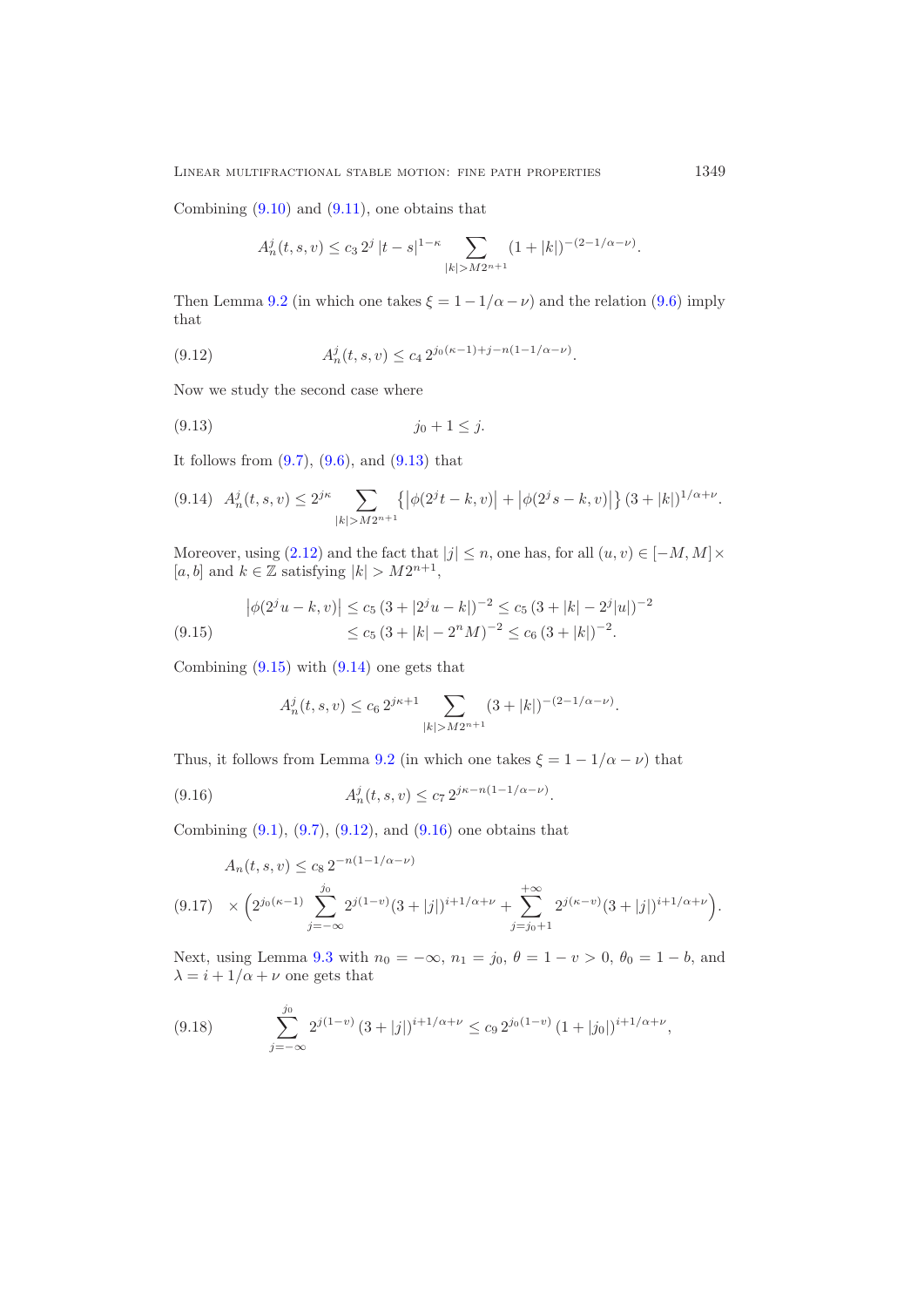Combining (9.10) and (9.11), one obtains that

$$A_n^j(t,s,v) \le c_3\, 2^j\, |t-s|^{1-\kappa} \sum_{|k|>M2^{n+1}} (1+|k|)^{-(2-1/\alpha-\nu)}.$$

Then Lemma 9.2 (in which one takes $\xi = 1-1/\alpha-\nu$) and the relation (9.6) imply that

$$A_n^j(t,s,v) \le c_4\, 2^{j_0(\kappa-1)+j-n(1-1/\alpha-\nu)}. \tag{9.12}$$

Now we study the second case where

$$j_0+1 \le j. \tag{9.13}$$

It follows from (9.7), (9.6), and (9.13) that

$$A_n^j(t,s,v) \le 2^{j\kappa} \sum_{|k|>M2^{n+1}} \left\{ \left|\phi(2^j t-k,v)\right| + \left|\phi(2^j s-k,v)\right| \right\} (3+|k|)^{1/\alpha+\nu}. \tag{9.14}$$

Moreover, using (2.12) and the fact that $|j|\le n$, one has, for all $(u,v)\in[-M,M]\times[a,b]$ and $k\in\mathbb{Z}$ satisfying $|k|>M2^{n+1}$,

$$\begin{aligned} \left|\phi(2^j u-k,v)\right| &\le c_5\,(3+|2^j u-k|)^{-2} \le c_5\,(3+|k|-2^j|u|)^{-2} \\ &\le c_5\,(3+|k|-2^n M)^{-2} \le c_6\,(3+|k|)^{-2}. \end{aligned} \tag{9.15}$$

Combining (9.15) with (9.14) one gets that

$$A_n^j(t,s,v) \le c_6\, 2^{j\kappa+1} \sum_{|k|>M2^{n+1}} (3+|k|)^{-(2-1/\alpha-\nu)}.$$

Thus, it follows from Lemma 9.2 (in which one takes $\xi = 1-1/\alpha-\nu$) that

$$A_n^j(t,s,v) \le c_7\, 2^{j\kappa-n(1-1/\alpha-\nu)}. \tag{9.16}$$

Combining (9.1), (9.7), (9.12), and (9.16) one obtains that

$$\begin{aligned} &A_n(t,s,v) \le c_8\, 2^{-n(1-1/\alpha-\nu)} \\ &\times \Big( 2^{j_0(\kappa-1)} \sum_{j=-\infty}^{j_0} 2^{j(1-v)}(3+|j|)^{i+1/\alpha+\nu} + \sum_{j=j_0+1}^{+\infty} 2^{j(\kappa-v)}(3+|j|)^{i+1/\alpha+\nu} \Big). \end{aligned} \tag{9.17}$$

Next, using Lemma 9.3 with $n_0=-\infty$, $n_1=j_0$, $\theta = 1-v>0$, $\theta_0 = 1-b$, and $\lambda = i+1/\alpha+\nu$ one gets that

$$\sum_{j=-\infty}^{j_0} 2^{j(1-v)}\,(3+|j|)^{i+1/\alpha+\nu} \le c_9\, 2^{j_0(1-v)}\,(1+|j_0|)^{i+1/\alpha+\nu}, \tag{9.18}$$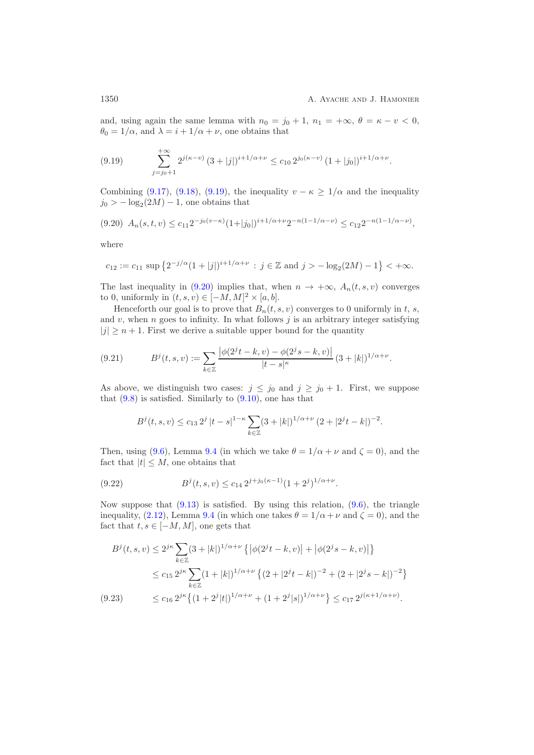and, using again the same lemma with $n_0 = j_0 + 1$, $n_1 = +\infty$, $\theta = \kappa - v < 0$, $\theta_0 = 1/\alpha$, and $\lambda = i + 1/\alpha + \nu$, one obtains that

$$\sum_{j=j_0+1}^{+\infty} 2^{j(\kappa-v)} \, (3+|j|)^{i+1/\alpha+\nu} \le c_{10} \, 2^{j_0(\kappa-v)} \, (1+|j_0|)^{i+1/\alpha+\nu}. \tag{9.19}$$

Combining (9.17), (9.18), (9.19), the inequality $v - \kappa \ge 1/\alpha$ and the inequality $j_0 > -\log_2(2M) - 1$, one obtains that

$$A_n(s,t,v) \le c_{11} 2^{-j_0(v-\kappa)} (1+|j_0|)^{i+1/\alpha+\nu} 2^{-n(1-1/\alpha-\nu)} \le c_{12} 2^{-n(1-1/\alpha-\nu)}, \tag{9.20}$$

where

$$c_{12} := c_{11} \sup\left\{2^{-j/\alpha}(1+|j|)^{i+1/\alpha+\nu} \, : \, j \in \mathbb{Z} \text{ and } j > -\log_2(2M) - 1\right\} < +\infty.$$

The last inequality in (9.20) implies that, when $n \to +\infty$, $A_n(t,s,v)$ converges to 0, uniformly in $(t,s,v) \in [-M,M]^2 \times [a,b]$.

Henceforth our goal is to prove that $B_n(t,s,v)$ converges to 0 uniformly in $t$, $s$, and $v$, when $n$ goes to infinity. In what follows $j$ is an arbitrary integer satisfying $|j| \ge n+1$. First we derive a suitable upper bound for the quantity

$$B^j(t,s,v) := \sum_{k\in\mathbb{Z}} \frac{\left|\phi(2^j t - k, v) - \phi(2^j s - k, v)\right|}{|t-s|^{\kappa}} \, (3+|k|)^{1/\alpha+\nu}. \tag{9.21}$$

As above, we distinguish two cases: $j \le j_0$ and $j \ge j_0 + 1$. First, we suppose that (9.8) is satisfied. Similarly to (9.10), one has that

$$B^j(t,s,v) \le c_{13} \, 2^j \, |t-s|^{1-\kappa} \sum_{k\in\mathbb{Z}} (3+|k|)^{1/\alpha+\nu} \, (2+|2^j t - k|)^{-2}.$$

Then, using (9.6), Lemma 9.4 (in which we take $\theta = 1/\alpha + \nu$ and $\zeta = 0$), and the fact that $|t| \le M$, one obtains that

$$B^j(t,s,v) \le c_{14} \, 2^{j + j_0(\kappa-1)} (1+2^j)^{1/\alpha+\nu}. \tag{9.22}$$

Now suppose that (9.13) is satisfied. By using this relation, (9.6), the triangle inequality, (2.12), Lemma 9.4 (in which one takes $\theta = 1/\alpha + \nu$ and $\zeta = 0$), and the fact that $t, s \in [-M, M]$, one gets that

$$\begin{aligned}
B^j(t,s,v) &\le 2^{j\kappa} \sum_{k\in\mathbb{Z}} (3+|k|)^{1/\alpha+\nu} \left\{\left|\phi(2^j t - k, v)\right| + \left|\phi(2^j s - k, v)\right|\right\} \\
&\le c_{15} \, 2^{j\kappa} \sum_{k\in\mathbb{Z}} (1+|k|)^{1/\alpha+\nu} \left\{(2+|2^j t - k|)^{-2} + (2+|2^j s - k|)^{-2}\right\} \\
&\le c_{16} \, 2^{j\kappa} \left\{(1+2^j|t|)^{1/\alpha+\nu} + (1+2^j|s|)^{1/\alpha+\nu}\right\} \le c_{17} \, 2^{j(\kappa+1/\alpha+\nu)}.
\end{aligned} \tag{9.23}$$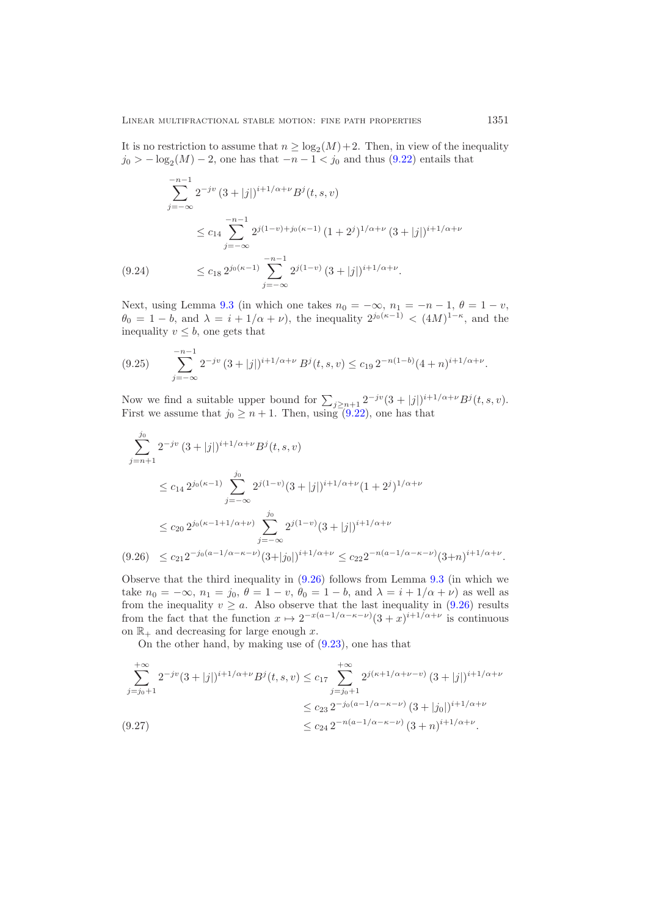It is no restriction to assume that $n \geq \log_2(M)+2$. Then, in view of the inequality $j_0 > -\log_2(M) - 2$, one has that $-n-1 < j_0$ and thus (9.22) entails that

$$
\begin{aligned}
&\sum_{j=-\infty}^{-n-1} 2^{-jv}\,(3+|j|)^{i+1/\alpha+\nu} B^j(t,s,v) \\
&\qquad \leq c_{14} \sum_{j=-\infty}^{-n-1} 2^{j(1-v)+j_0(\kappa-1)}\,(1+2^j)^{1/\alpha+\nu}\,(3+|j|)^{i+1/\alpha+\nu} \\
&\qquad \leq c_{18}\, 2^{j_0(\kappa-1)} \sum_{j=-\infty}^{-n-1} 2^{j(1-v)}\,(3+|j|)^{i+1/\alpha+\nu}. \qquad (9.24)
\end{aligned}
$$

Next, using Lemma 9.3 (in which one takes $n_0 = -\infty$, $n_1 = -n-1$, $\theta = 1-v$, $\theta_0 = 1-b$, and $\lambda = i+1/\alpha+\nu$), the inequality $2^{j_0(\kappa-1)} < (4M)^{1-\kappa}$, and the inequality $v \leq b$, one gets that

$$
\sum_{j=-\infty}^{-n-1} 2^{-jv}\,(3+|j|)^{i+1/\alpha+\nu}\, B^j(t,s,v) \leq c_{19}\, 2^{-n(1-b)}(4+n)^{i+1/\alpha+\nu}. \qquad (9.25)
$$

Now we find a suitable upper bound for $\sum_{j\geq n+1} 2^{-jv}(3+|j|)^{i+1/\alpha+\nu}B^j(t,s,v)$. First we assume that $j_0 \geq n+1$. Then, using (9.22), one has that

$$
\begin{aligned}
&\sum_{j=n+1}^{j_0} 2^{-jv}\,(3+|j|)^{i+1/\alpha+\nu} B^j(t,s,v) \\
&\quad \leq c_{14}\, 2^{j_0(\kappa-1)} \sum_{j=-\infty}^{j_0} 2^{j(1-v)}(3+|j|)^{i+1/\alpha+\nu}(1+2^j)^{1/\alpha+\nu} \\
&\quad \leq c_{20}\, 2^{j_0(\kappa-1+1/\alpha+\nu)} \sum_{j=-\infty}^{j_0} 2^{j(1-v)}(3+|j|)^{i+1/\alpha+\nu} \\
&\quad \leq c_{21} 2^{-j_0(a-1/\alpha-\kappa-\nu)}(3+|j_0|)^{i+1/\alpha+\nu} \leq c_{22} 2^{-n(a-1/\alpha-\kappa-\nu)}(3+n)^{i+1/\alpha+\nu}. \qquad (9.26)
\end{aligned}
$$

Observe that the third inequality in (9.26) follows from Lemma 9.3 (in which we take $n_0 = -\infty$, $n_1 = j_0$, $\theta = 1-v$, $\theta_0 = 1-b$, and $\lambda = i+1/\alpha+\nu$) as well as from the inequality $v \geq a$. Also observe that the last inequality in (9.26) results from the fact that the function $x \mapsto 2^{-x(a-1/\alpha-\kappa-\nu)}(3+x)^{i+1/\alpha+\nu}$ is continuous on $\mathbb{R}_+$ and decreasing for large enough $x$.

On the other hand, by making use of (9.23), one has that

$$
\begin{aligned}
\sum_{j=j_0+1}^{+\infty} 2^{-jv}(3+|j|)^{i+1/\alpha+\nu} B^j(t,s,v) &\leq c_{17} \sum_{j=j_0+1}^{+\infty} 2^{j(\kappa+1/\alpha+\nu-v)}\,(3+|j|)^{i+1/\alpha+\nu} \\
&\leq c_{23}\, 2^{-j_0(a-1/\alpha-\kappa-\nu)}\,(3+|j_0|)^{i+1/\alpha+\nu} \\
&\leq c_{24}\, 2^{-n(a-1/\alpha-\kappa-\nu)}\,(3+n)^{i+1/\alpha+\nu}. \qquad (9.27)
\end{aligned}
$$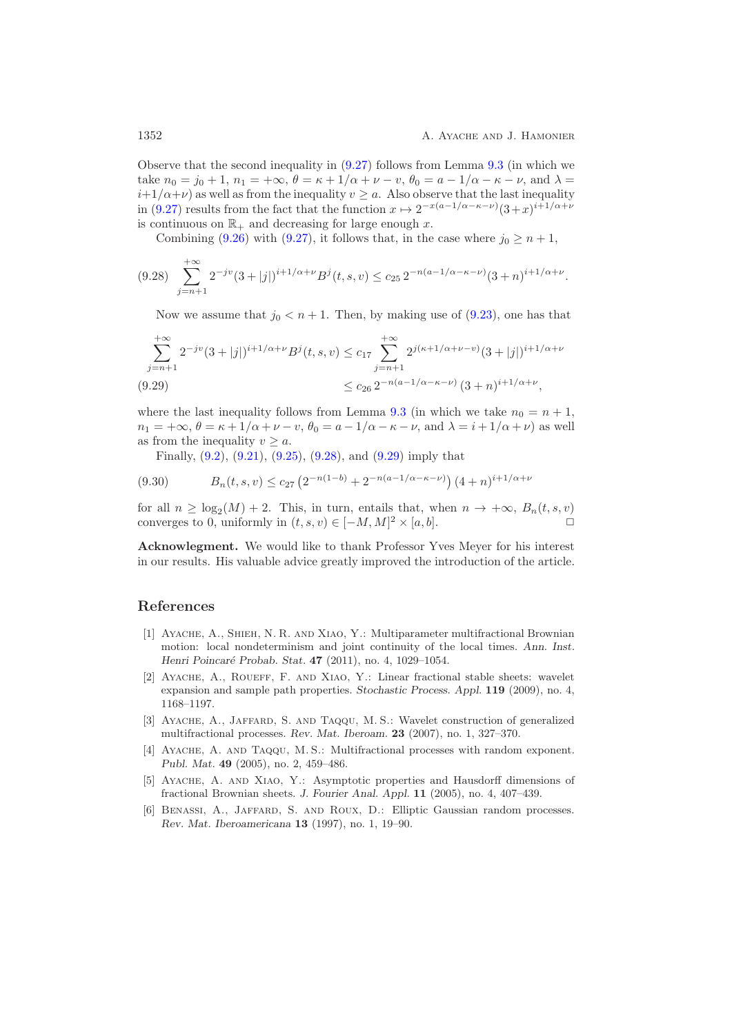Observe that the second inequality in (9.27) follows from Lemma 9.3 (in which we take $n_0 = j_0 + 1$, $n_1 = +\infty$, $\theta = \kappa + 1/\alpha + \nu - v$, $\theta_0 = a - 1/\alpha - \kappa - \nu$, and $\lambda = i + 1/\alpha + \nu$) as well as from the inequality $v \geq a$. Also observe that the last inequality in (9.27) results from the fact that the function $x \mapsto 2^{-x(a-1/\alpha-\kappa-\nu)}(3+x)^{i+1/\alpha+\nu}$ is continuous on $\mathbb{R}_+$ and decreasing for large enough $x$.

Combining (9.26) with (9.27), it follows that, in the case where $j_0 \geq n+1$,

$$\sum_{j=n+1}^{+\infty} 2^{-jv}(3+|j|)^{i+1/\alpha+\nu} B^j(t,s,v) \leq c_{25}\, 2^{-n(a-1/\alpha-\kappa-\nu)}(3+n)^{i+1/\alpha+\nu}. \tag{9.28}$$

Now we assume that $j_0 < n+1$. Then, by making use of (9.23), one has that

$$\begin{aligned}\sum_{j=n+1}^{+\infty} 2^{-jv}(3+|j|)^{i+1/\alpha+\nu} B^j(t,s,v) &\leq c_{17} \sum_{j=n+1}^{+\infty} 2^{j(\kappa+1/\alpha+\nu-v)}(3+|j|)^{i+1/\alpha+\nu} \\ &\leq c_{26}\, 2^{-n(a-1/\alpha-\kappa-\nu)}\,(3+n)^{i+1/\alpha+\nu},\end{aligned} \tag{9.29}$$

where the last inequality follows from Lemma 9.3 (in which we take $n_0 = n+1$, $n_1 = +\infty$, $\theta = \kappa + 1/\alpha + \nu - v$, $\theta_0 = a - 1/\alpha - \kappa - \nu$, and $\lambda = i + 1/\alpha + \nu$) as well as from the inequality $v \geq a$.

Finally, (9.2), (9.21), (9.25), (9.28), and (9.29) imply that

$$B_n(t,s,v) \leq c_{27}\left(2^{-n(1-b)} + 2^{-n(a-1/\alpha-\kappa-\nu)}\right)(4+n)^{i+1/\alpha+\nu} \tag{9.30}$$

for all $n \geq \log_2(M) + 2$. This, in turn, entails that, when $n \to +\infty$, $B_n(t,s,v)$ converges to 0, uniformly in $(t,s,v) \in [-M,M]^2 \times [a,b]$. □

**Acknowlegment.** We would like to thank Professor Yves Meyer for his interest in our results. His valuable advice greatly improved the introduction of the article.

## References

[1] Ayache, A., Shieh, N. R. and Xiao, Y.: Multiparameter multifractional Brownian motion: local nondeterminism and joint continuity of the local times. *Ann. Inst. Henri Poincaré Probab. Stat.* **47** (2011), no. 4, 1029–1054.

[2] Ayache, A., Roueff, F. and Xiao, Y.: Linear fractional stable sheets: wavelet expansion and sample path properties. *Stochastic Process. Appl.* **119** (2009), no. 4, 1168–1197.

[3] Ayache, A., Jaffard, S. and Taqqu, M. S.: Wavelet construction of generalized multifractional processes. *Rev. Mat. Iberoam.* **23** (2007), no. 1, 327–370.

[4] Ayache, A. and Taqqu, M. S.: Multifractional processes with random exponent. *Publ. Mat.* **49** (2005), no. 2, 459–486.

[5] Ayache, A. and Xiao, Y.: Asymptotic properties and Hausdorff dimensions of fractional Brownian sheets. *J. Fourier Anal. Appl.* **11** (2005), no. 4, 407–439.

[6] Benassi, A., Jaffard, S. and Roux, D.: Elliptic Gaussian random processes. *Rev. Mat. Iberoamericana* **13** (1997), no. 1, 19–90.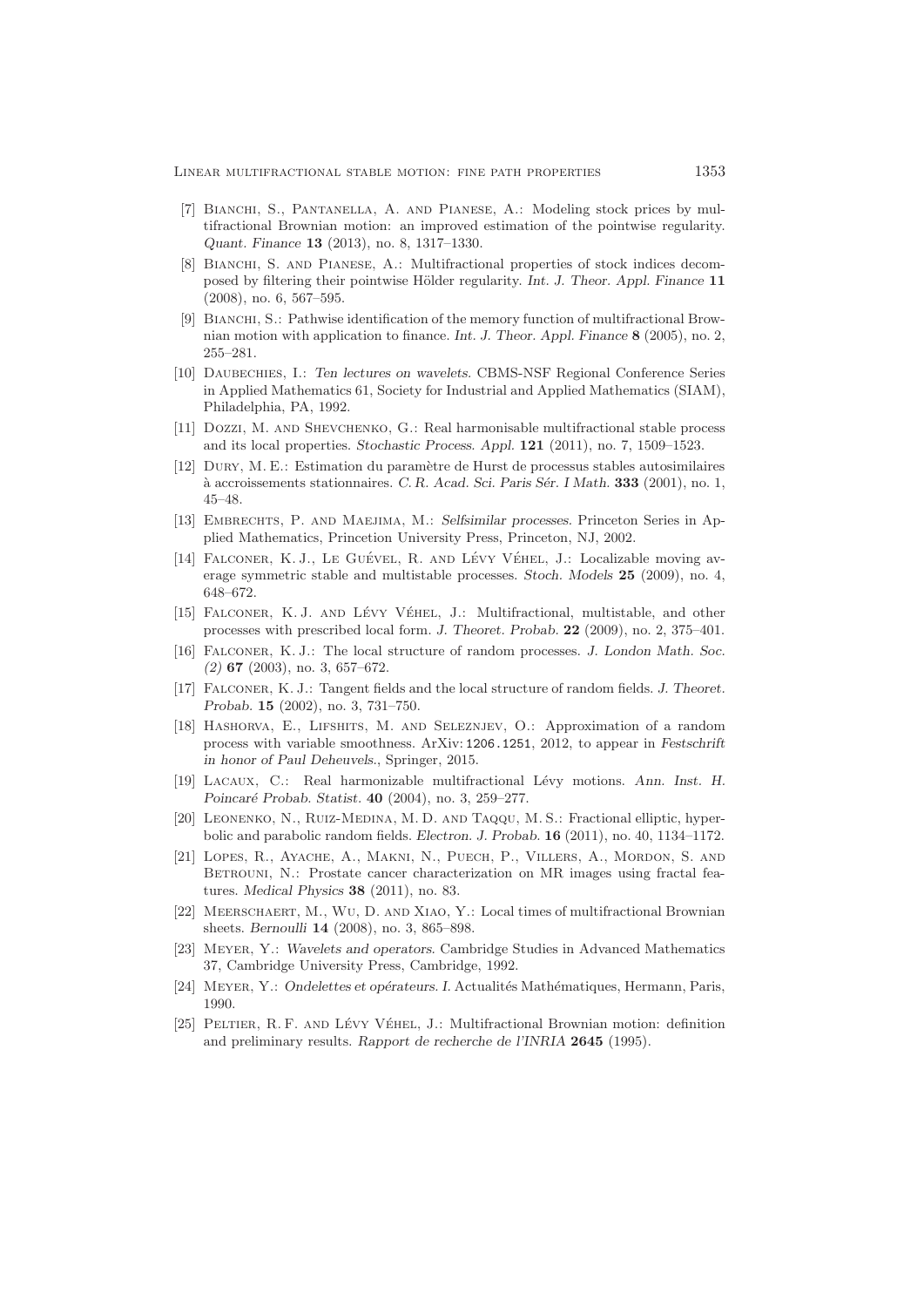- [7] Bianchi, S., Pantanella, A. and Pianese, A.: Modeling stock prices by multifractional Brownian motion: an improved estimation of the pointwise regularity. *Quant. Finance* **13** (2013), no. 8, 1317–1330.
- [8] Bianchi, S. and Pianese, A.: Multifractional properties of stock indices decomposed by filtering their pointwise Hölder regularity. *Int. J. Theor. Appl. Finance* **11** (2008), no. 6, 567–595.
- [9] Bianchi, S.: Pathwise identification of the memory function of multifractional Brownian motion with application to finance. *Int. J. Theor. Appl. Finance* **8** (2005), no. 2, 255–281.
- [10] Daubechies, I.: *Ten lectures on wavelets.* CBMS-NSF Regional Conference Series in Applied Mathematics 61, Society for Industrial and Applied Mathematics (SIAM), Philadelphia, PA, 1992.
- [11] Dozzi, M. and Shevchenko, G.: Real harmonisable multifractional stable process and its local properties. *Stochastic Process. Appl.* **121** (2011), no. 7, 1509–1523.
- [12] Dury, M. E.: Estimation du paramètre de Hurst de processus stables autosimilaires à accroissements stationnaires. *C. R. Acad. Sci. Paris Sér. I Math.* **333** (2001), no. 1, 45–48.
- [13] Embrechts, P. and Maejima, M.: *Selfsimilar processes.* Princeton Series in Applied Mathematics, Princetion University Press, Princeton, NJ, 2002.
- [14] Falconer, K. J., Le Guével, R. and Lévy Véhel, J.: Localizable moving average symmetric stable and multistable processes. *Stoch. Models* **25** (2009), no. 4, 648–672.
- [15] Falconer, K. J. and Lévy Véhel, J.: Multifractional, multistable, and other processes with prescribed local form. *J. Theoret. Probab.* **22** (2009), no. 2, 375–401.
- [16] Falconer, K. J.: The local structure of random processes. *J. London Math. Soc. (2)* **67** (2003), no. 3, 657–672.
- [17] Falconer, K. J.: Tangent fields and the local structure of random fields. *J. Theoret. Probab.* **15** (2002), no. 3, 731–750.
- [18] Hashorva, E., Lifshits, M. and Seleznjev, O.: Approximation of a random process with variable smoothness. ArXiv: 1206.1251, 2012, to appear in *Festschrift in honor of Paul Deheuvels.*, Springer, 2015.
- [19] Lacaux, C.: Real harmonizable multifractional Lévy motions. *Ann. Inst. H. Poincaré Probab. Statist.* **40** (2004), no. 3, 259–277.
- [20] Leonenko, N., Ruiz-Medina, M. D. and Taqqu, M. S.: Fractional elliptic, hyperbolic and parabolic random fields. *Electron. J. Probab.* **16** (2011), no. 40, 1134–1172.
- [21] Lopes, R., Ayache, A., Makni, N., Puech, P., Villers, A., Mordon, S. and Betrouni, N.: Prostate cancer characterization on MR images using fractal features. *Medical Physics* **38** (2011), no. 83.
- [22] Meerschaert, M., Wu, D. and Xiao, Y.: Local times of multifractional Brownian sheets. *Bernoulli* **14** (2008), no. 3, 865–898.
- [23] Meyer, Y.: *Wavelets and operators.* Cambridge Studies in Advanced Mathematics 37, Cambridge University Press, Cambridge, 1992.
- [24] Meyer, Y.: *Ondelettes et opérateurs. I.* Actualités Mathématiques, Hermann, Paris, 1990.
- [25] Peltier, R. F. and Lévy Véhel, J.: Multifractional Brownian motion: definition and preliminary results. *Rapport de recherche de l'INRIA* **2645** (1995).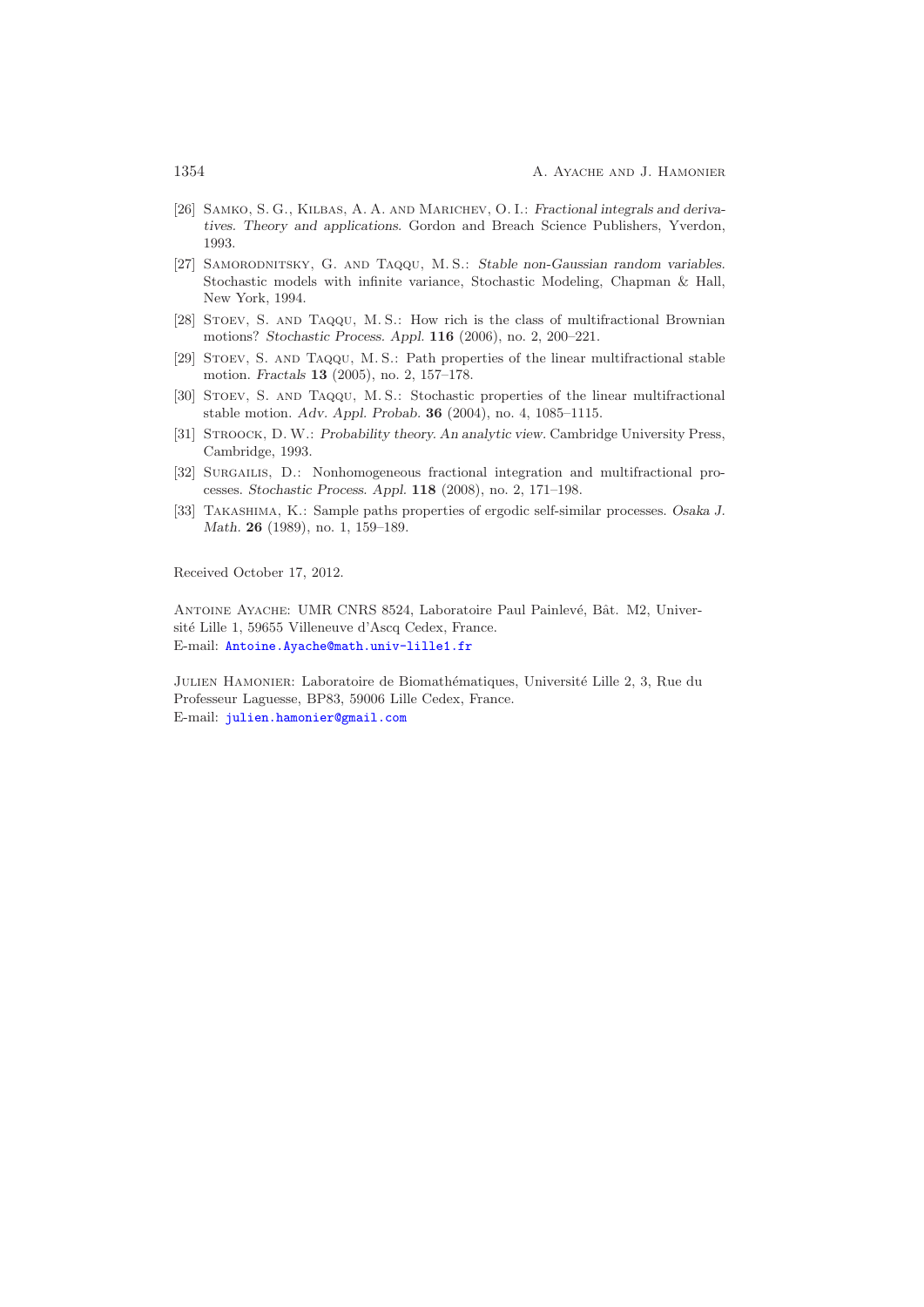[26] Samko, S. G., Kilbas, A. A. and Marichev, O. I.: *Fractional integrals and derivatives. Theory and applications*. Gordon and Breach Science Publishers, Yverdon, 1993.

[27] Samorodnitsky, G. and Taqqu, M. S.: *Stable non-Gaussian random variables*. Stochastic models with infinite variance, Stochastic Modeling, Chapman & Hall, New York, 1994.

[28] Stoev, S. and Taqqu, M. S.: How rich is the class of multifractional Brownian motions? *Stochastic Process. Appl.* **116** (2006), no. 2, 200–221.

[29] Stoev, S. and Taqqu, M. S.: Path properties of the linear multifractional stable motion. *Fractals* **13** (2005), no. 2, 157–178.

[30] Stoev, S. and Taqqu, M. S.: Stochastic properties of the linear multifractional stable motion. *Adv. Appl. Probab.* **36** (2004), no. 4, 1085–1115.

[31] Stroock, D. W.: *Probability theory. An analytic view*. Cambridge University Press, Cambridge, 1993.

[32] Surgailis, D.: Nonhomogeneous fractional integration and multifractional processes. *Stochastic Process. Appl.* **118** (2008), no. 2, 171–198.

[33] Takashima, K.: Sample paths properties of ergodic self-similar processes. *Osaka J. Math.* **26** (1989), no. 1, 159–189.

Received October 17, 2012.

Antoine Ayache: UMR CNRS 8524, Laboratoire Paul Painlevé, Bât. M2, Université Lille 1, 59655 Villeneuve d'Ascq Cedex, France.
E-mail: Antoine.Ayache@math.univ-lille1.fr

Julien Hamonier: Laboratoire de Biomathématiques, Université Lille 2, 3, Rue du Professeur Laguesse, BP83, 59006 Lille Cedex, France.
E-mail: julien.hamonier@gmail.com